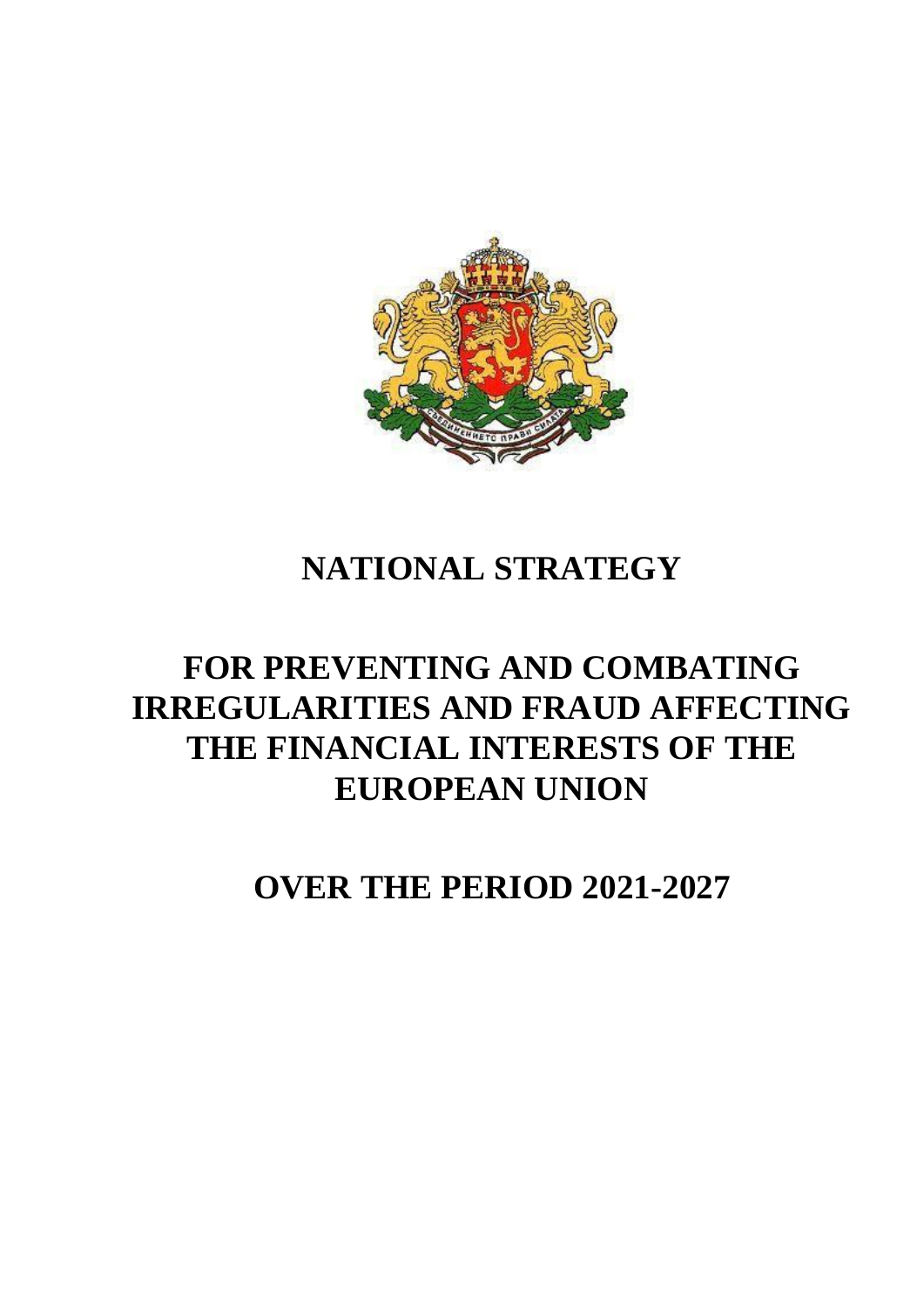# NATIONAL STRATEGY

# FOR PREVENTING AND COMBATING IRREGULARITIES AND FRAUD AFFECTING THE FINANCIAL INTERESTS OF THE EUROPEAN UNION

# OVER THE PERIOD 2021-2027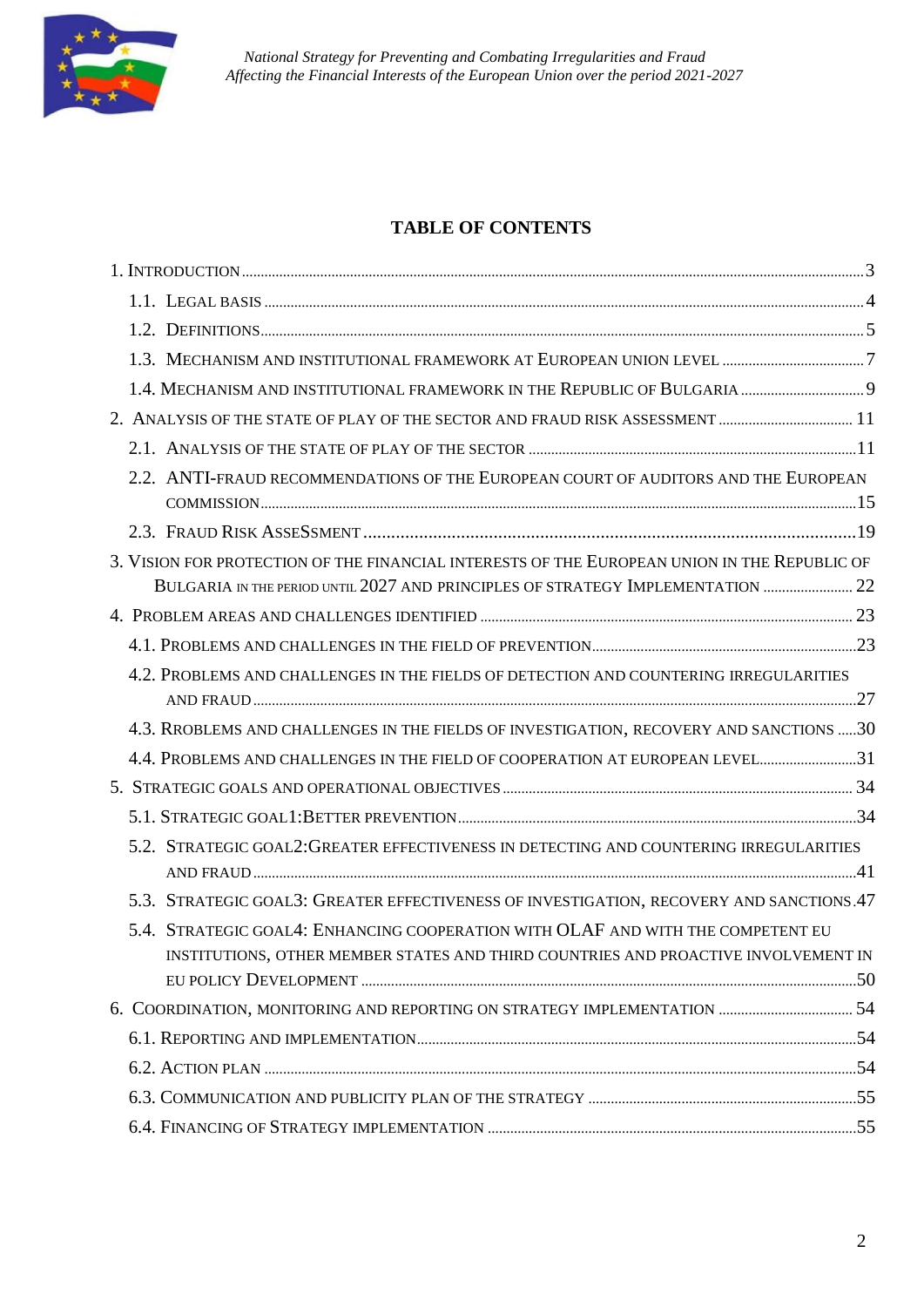## TABLE OF CONTENTS

1. Introduction ... 3
   - 1.1. Legal basis ... 4
   - 1.2. Definitions ... 5
   - 1.3. Mechanism and institutional framework at European Union level ... 7
   - 1.4. Mechanism and institutional framework in the Republic of Bulgaria ... 9
2. Analysis of the state of play of the sector and fraud risk assessment ... 11
   - 2.1. Analysis of the state of play of the sector ... 11
   - 2.2. ANTI-fraud recommendations of the European Court of Auditors and the European commission ... 15
   - 2.3. Fraud Risk AsseSsment ... 19
3. Vision for protection of the financial interests of the European Union in the Republic of Bulgaria in the period until 2027 and principles of Strategy Implementation ... 22
4. Problem areas and challenges identified ... 23
   - 4.1. Problems and challenges in the field of prevention ... 23
   - 4.2. Problems and challenges in the fields of detection and countering irregularities and fraud ... 27
   - 4.3. Rroblems and challenges in the fields of investigation, recovery and sanctions ... 30
   - 4.4. Problems and challenges in the field of cooperation at European level ... 31
5. Strategic goals and operational objectives ... 34
   - 5.1. Strategic goal1:Better prevention ... 34
   - 5.2. Strategic goal2:Greater effectiveness in detecting and countering irregularities and fraud ... 41
   - 5.3. Strategic goal3: Greater effectiveness of investigation, recovery and sanctions ... 47
   - 5.4. Strategic goal4: Enhancing cooperation with OLAF and with the competent EU institutions, other Member States and third countries and proactive involvement in EU policy Development ... 50
6. Coordination, monitoring and reporting on Strategy implementation ... 54
   - 6.1. Reporting and implementation ... 54
   - 6.2. Action plan ... 54
   - 6.3. Communication and publicity plan of the Strategy ... 55
   - 6.4. Financing of Strategy implementation ... 55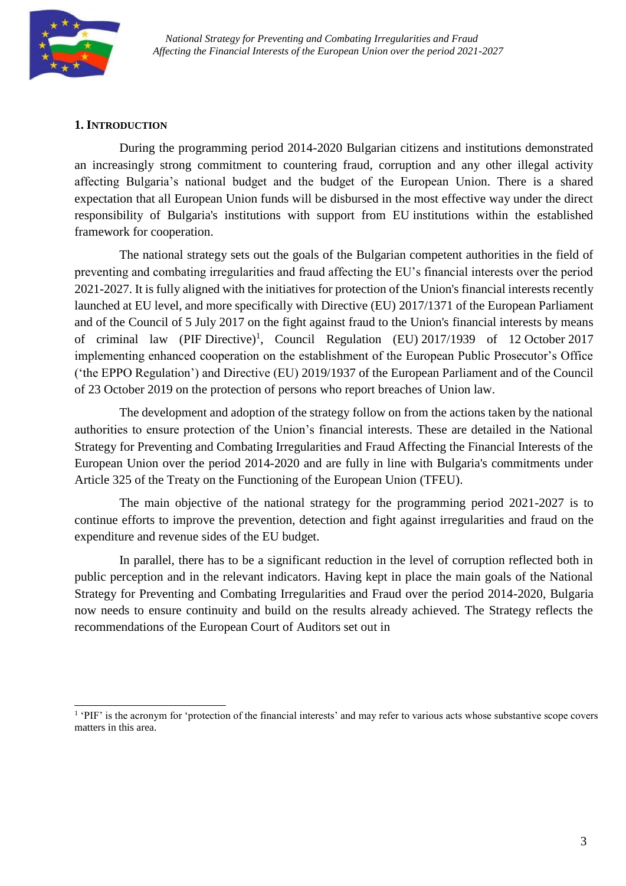## 1. Introduction

During the programming period 2014-2020 Bulgarian citizens and institutions demonstrated an increasingly strong commitment to countering fraud, corruption and any other illegal activity affecting Bulgaria's national budget and the budget of the European Union. There is a shared expectation that all European Union funds will be disbursed in the most effective way under the direct responsibility of Bulgaria's institutions with support from EU institutions within the established framework for cooperation.

The national strategy sets out the goals of the Bulgarian competent authorities in the field of preventing and combating irregularities and fraud affecting the EU's financial interests over the period 2021-2027. It is fully aligned with the initiatives for protection of the Union's financial interests recently launched at EU level, and more specifically with Directive (EU) 2017/1371 of the European Parliament and of the Council of 5 July 2017 on the fight against fraud to the Union's financial interests by means of criminal law (PIF Directive)[1], Council Regulation (EU) 2017/1939 of 12 October 2017 implementing enhanced cooperation on the establishment of the European Public Prosecutor's Office ('the EPPO Regulation') and Directive (EU) 2019/1937 of the European Parliament and of the Council of 23 October 2019 on the protection of persons who report breaches of Union law.

The development and adoption of the strategy follow on from the actions taken by the national authorities to ensure protection of the Union's financial interests. These are detailed in the National Strategy for Preventing and Combating Irregularities and Fraud Affecting the Financial Interests of the European Union over the period 2014-2020 and are fully in line with Bulgaria's commitments under Article 325 of the Treaty on the Functioning of the European Union (TFEU).

The main objective of the national strategy for the programming period 2021-2027 is to continue efforts to improve the prevention, detection and fight against irregularities and fraud on the expenditure and revenue sides of the EU budget.

In parallel, there has to be a significant reduction in the level of corruption reflected both in public perception and in the relevant indicators. Having kept in place the main goals of the National Strategy for Preventing and Combating Irregularities and Fraud over the period 2014-2020, Bulgaria now needs to ensure continuity and build on the results already achieved. The Strategy reflects the recommendations of the European Court of Auditors set out in

---

[1] 'PIF' is the acronym for 'protection of the financial interests' and may refer to various acts whose substantive scope covers matters in this area.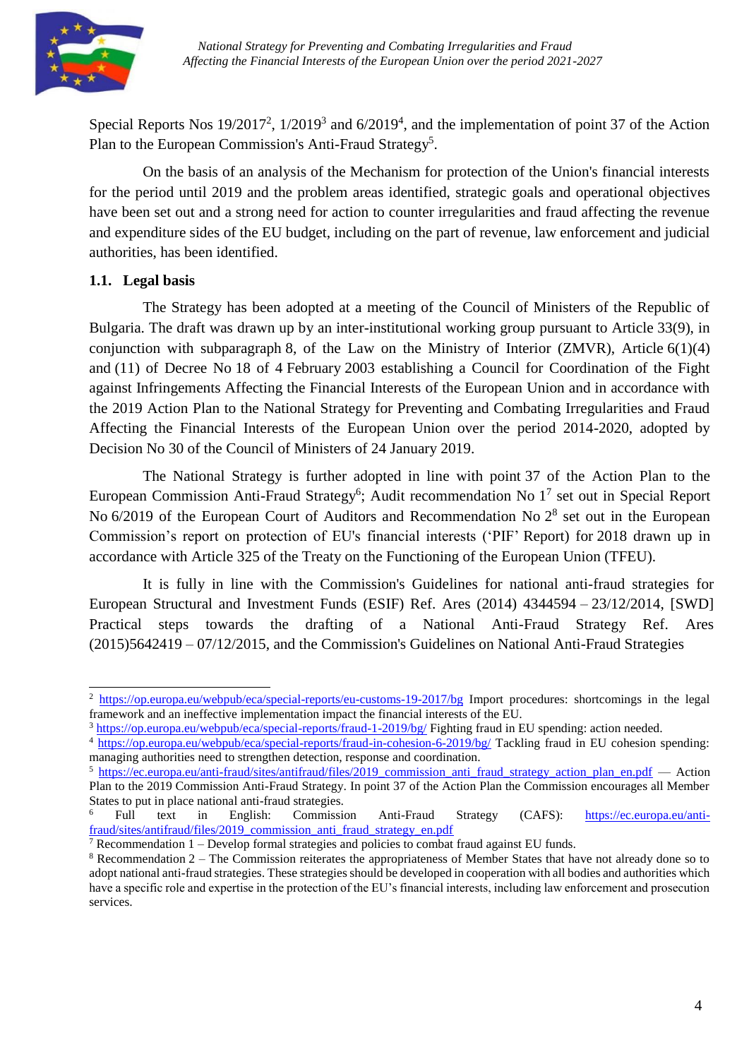Special Reports Nos 19/2017[2], 1/2019[3] and 6/2019[4], and the implementation of point 37 of the Action Plan to the European Commission's Anti-Fraud Strategy[5].

On the basis of an analysis of the Mechanism for protection of the Union's financial interests for the period until 2019 and the problem areas identified, strategic goals and operational objectives have been set out and a strong need for action to counter irregularities and fraud affecting the revenue and expenditure sides of the EU budget, including on the part of revenue, law enforcement and judicial authorities, has been identified.

### 1.1. Legal basis

The Strategy has been adopted at a meeting of the Council of Ministers of the Republic of Bulgaria. The draft was drawn up by an inter-institutional working group pursuant to Article 33(9), in conjunction with subparagraph 8, of the Law on the Ministry of Interior (ZMVR), Article 6(1)(4) and (11) of Decree No 18 of 4 February 2003 establishing a Council for Coordination of the Fight against Infringements Affecting the Financial Interests of the European Union and in accordance with the 2019 Action Plan to the National Strategy for Preventing and Combating Irregularities and Fraud Affecting the Financial Interests of the European Union over the period 2014-2020, adopted by Decision No 30 of the Council of Ministers of 24 January 2019.

The National Strategy is further adopted in line with point 37 of the Action Plan to the European Commission Anti-Fraud Strategy[6]; Audit recommendation No 1[7] set out in Special Report No 6/2019 of the European Court of Auditors and Recommendation No 2[8] set out in the European Commission's report on protection of EU's financial interests ('PIF' Report) for 2018 drawn up in accordance with Article 325 of the Treaty on the Functioning of the European Union (TFEU).

It is fully in line with the Commission's Guidelines for national anti-fraud strategies for European Structural and Investment Funds (ESIF) Ref. Ares (2014) 4344594 – 23/12/2014, [SWD] Practical steps towards the drafting of a National Anti-Fraud Strategy Ref. Ares (2015)5642419 – 07/12/2015, and the Commission's Guidelines on National Anti-Fraud Strategies

---

[2] https://op.europa.eu/webpub/eca/special-reports/eu-customs-19-2017/bg Import procedures: shortcomings in the legal framework and an ineffective implementation impact the financial interests of the EU.

[3] https://op.europa.eu/webpub/eca/special-reports/fraud-1-2019/bg/ Fighting fraud in EU spending: action needed.

[4] https://op.europa.eu/webpub/eca/special-reports/fraud-in-cohesion-6-2019/bg/ Tackling fraud in EU cohesion spending: managing authorities need to strengthen detection, response and coordination.

[5] https://ec.europa.eu/anti-fraud/sites/antifraud/files/2019_commission_anti_fraud_strategy_action_plan_en.pdf — Action Plan to the 2019 Commission Anti-Fraud Strategy. In point 37 of the Action Plan the Commission encourages all Member States to put in place national anti-fraud strategies.

[6] Full text in English: Commission Anti-Fraud Strategy (CAFS): https://ec.europa.eu/anti-fraud/sites/antifraud/files/2019_commission_anti_fraud_strategy_en.pdf

[7] Recommendation 1 – Develop formal strategies and policies to combat fraud against EU funds.

[8] Recommendation 2 – The Commission reiterates the appropriateness of Member States that have not already done so to adopt national anti-fraud strategies. These strategies should be developed in cooperation with all bodies and authorities which have a specific role and expertise in the protection of the EU's financial interests, including law enforcement and prosecution services.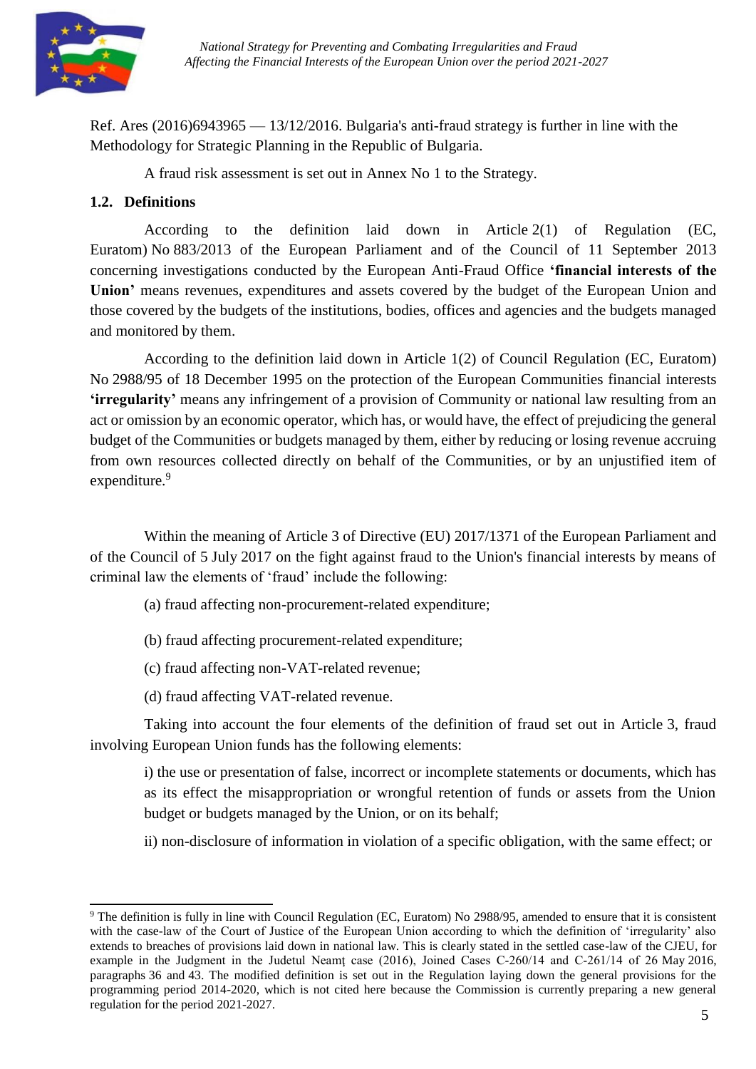Ref. Ares (2016)6943965 — 13/12/2016. Bulgaria's anti-fraud strategy is further in line with the Methodology for Strategic Planning in the Republic of Bulgaria.

A fraud risk assessment is set out in Annex No 1 to the Strategy.

### 1.2. Definitions

According to the definition laid down in Article 2(1) of Regulation (EC, Euratom) No 883/2013 of the European Parliament and of the Council of 11 September 2013 concerning investigations conducted by the European Anti-Fraud Office **'financial interests of the Union'** means revenues, expenditures and assets covered by the budget of the European Union and those covered by the budgets of the institutions, bodies, offices and agencies and the budgets managed and monitored by them.

According to the definition laid down in Article 1(2) of Council Regulation (EC, Euratom) No 2988/95 of 18 December 1995 on the protection of the European Communities financial interests **'irregularity'** means any infringement of a provision of Community or national law resulting from an act or omission by an economic operator, which has, or would have, the effect of prejudicing the general budget of the Communities or budgets managed by them, either by reducing or losing revenue accruing from own resources collected directly on behalf of the Communities, or by an unjustified item of expenditure.[9]

Within the meaning of Article 3 of Directive (EU) 2017/1371 of the European Parliament and of the Council of 5 July 2017 on the fight against fraud to the Union's financial interests by means of criminal law the elements of 'fraud' include the following:

(a) fraud affecting non-procurement-related expenditure;

(b) fraud affecting procurement-related expenditure;

(c) fraud affecting non-VAT-related revenue;

(d) fraud affecting VAT-related revenue.

Taking into account the four elements of the definition of fraud set out in Article 3, fraud involving European Union funds has the following elements:

i) the use or presentation of false, incorrect or incomplete statements or documents, which has as its effect the misappropriation or wrongful retention of funds or assets from the Union budget or budgets managed by the Union, or on its behalf;

ii) non-disclosure of information in violation of a specific obligation, with the same effect; or

---

[9] The definition is fully in line with Council Regulation (EC, Euratom) No 2988/95, amended to ensure that it is consistent with the case-law of the Court of Justice of the European Union according to which the definition of 'irregularity' also extends to breaches of provisions laid down in national law. This is clearly stated in the settled case-law of the CJEU, for example in the Judgment in the Judetul Neamţ case (2016), Joined Cases C-260/14 and C-261/14 of 26 May 2016, paragraphs 36 and 43. The modified definition is set out in the Regulation laying down the general provisions for the programming period 2014-2020, which is not cited here because the Commission is currently preparing a new general regulation for the period 2021-2027.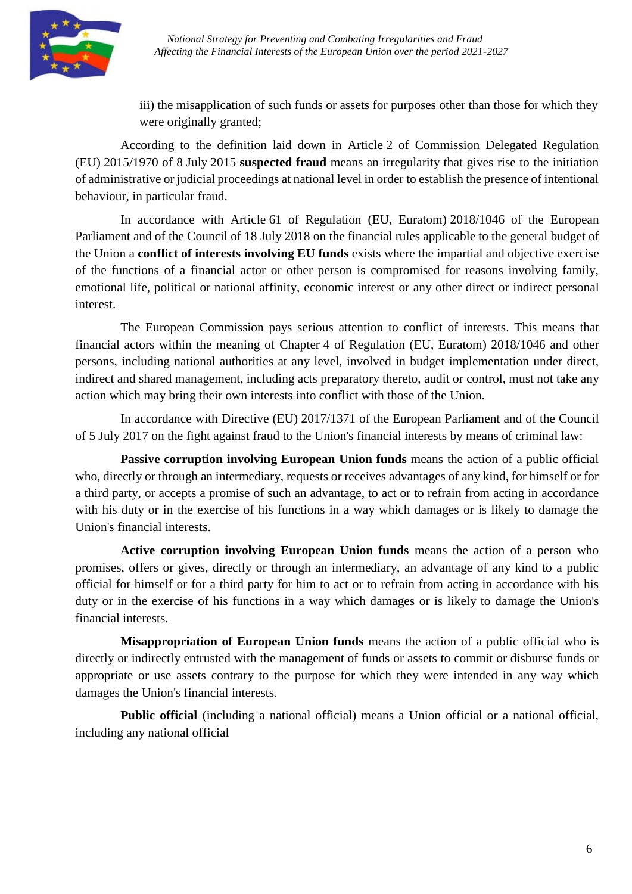iii) the misapplication of such funds or assets for purposes other than those for which they were originally granted;

According to the definition laid down in Article 2 of Commission Delegated Regulation (EU) 2015/1970 of 8 July 2015 **suspected fraud** means an irregularity that gives rise to the initiation of administrative or judicial proceedings at national level in order to establish the presence of intentional behaviour, in particular fraud.

In accordance with Article 61 of Regulation (EU, Euratom) 2018/1046 of the European Parliament and of the Council of 18 July 2018 on the financial rules applicable to the general budget of the Union a **conflict of interests involving EU funds** exists where the impartial and objective exercise of the functions of a financial actor or other person is compromised for reasons involving family, emotional life, political or national affinity, economic interest or any other direct or indirect personal interest.

The European Commission pays serious attention to conflict of interests. This means that financial actors within the meaning of Chapter 4 of Regulation (EU, Euratom) 2018/1046 and other persons, including national authorities at any level, involved in budget implementation under direct, indirect and shared management, including acts preparatory thereto, audit or control, must not take any action which may bring their own interests into conflict with those of the Union.

In accordance with Directive (EU) 2017/1371 of the European Parliament and of the Council of 5 July 2017 on the fight against fraud to the Union's financial interests by means of criminal law:

**Passive corruption involving European Union funds** means the action of a public official who, directly or through an intermediary, requests or receives advantages of any kind, for himself or for a third party, or accepts a promise of such an advantage, to act or to refrain from acting in accordance with his duty or in the exercise of his functions in a way which damages or is likely to damage the Union's financial interests.

**Active corruption involving European Union funds** means the action of a person who promises, offers or gives, directly or through an intermediary, an advantage of any kind to a public official for himself or for a third party for him to act or to refrain from acting in accordance with his duty or in the exercise of his functions in a way which damages or is likely to damage the Union's financial interests.

**Misappropriation of European Union funds** means the action of a public official who is directly or indirectly entrusted with the management of funds or assets to commit or disburse funds or appropriate or use assets contrary to the purpose for which they were intended in any way which damages the Union's financial interests.

**Public official** (including a national official) means a Union official or a national official, including any national official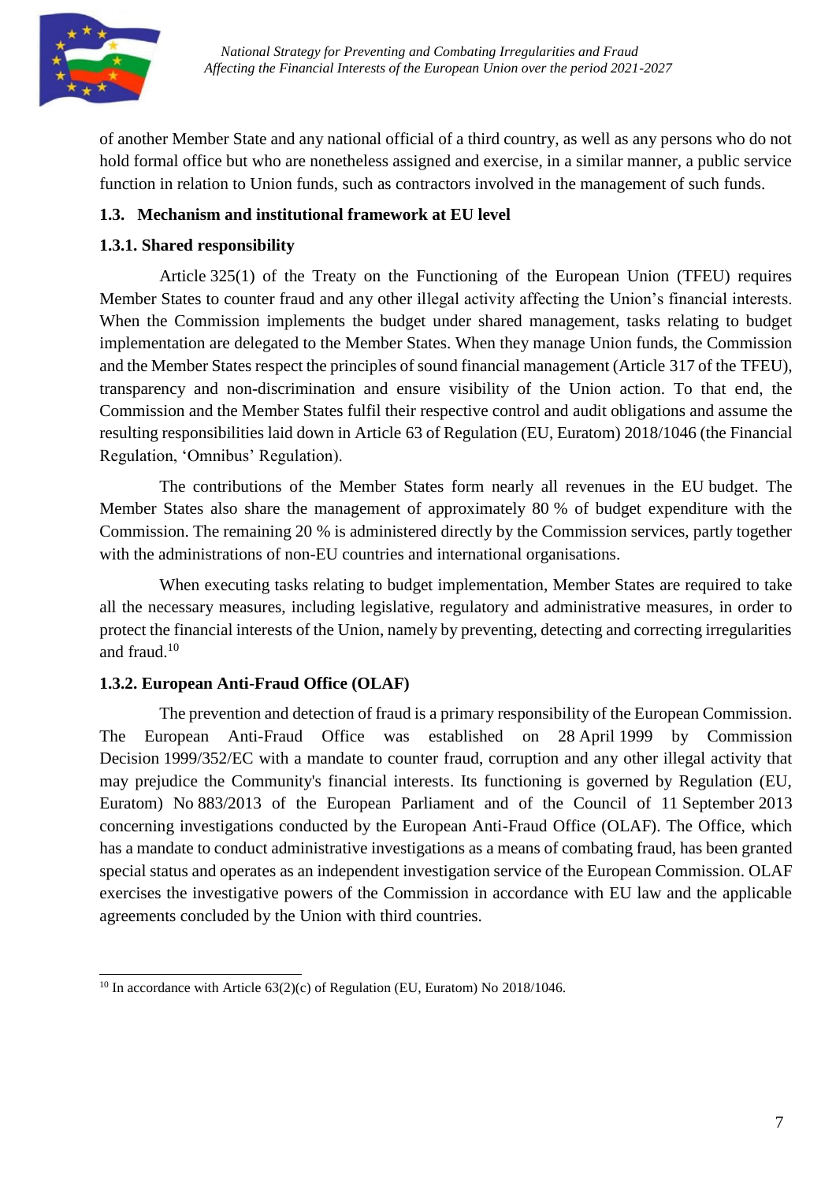of another Member State and any national official of a third country, as well as any persons who do not hold formal office but who are nonetheless assigned and exercise, in a similar manner, a public service function in relation to Union funds, such as contractors involved in the management of such funds.

## 1.3. Mechanism and institutional framework at EU level

### 1.3.1. Shared responsibility

Article 325(1) of the Treaty on the Functioning of the European Union (TFEU) requires Member States to counter fraud and any other illegal activity affecting the Union's financial interests. When the Commission implements the budget under shared management, tasks relating to budget implementation are delegated to the Member States. When they manage Union funds, the Commission and the Member States respect the principles of sound financial management (Article 317 of the TFEU), transparency and non-discrimination and ensure visibility of the Union action. To that end, the Commission and the Member States fulfil their respective control and audit obligations and assume the resulting responsibilities laid down in Article 63 of Regulation (EU, Euratom) 2018/1046 (the Financial Regulation, 'Omnibus' Regulation).

The contributions of the Member States form nearly all revenues in the EU budget. The Member States also share the management of approximately 80 % of budget expenditure with the Commission. The remaining 20 % is administered directly by the Commission services, partly together with the administrations of non-EU countries and international organisations.

When executing tasks relating to budget implementation, Member States are required to take all the necessary measures, including legislative, regulatory and administrative measures, in order to protect the financial interests of the Union, namely by preventing, detecting and correcting irregularities and fraud.[10]

### 1.3.2. European Anti-Fraud Office (OLAF)

The prevention and detection of fraud is a primary responsibility of the European Commission. The European Anti-Fraud Office was established on 28 April 1999 by Commission Decision 1999/352/EC with a mandate to counter fraud, corruption and any other illegal activity that may prejudice the Community's financial interests. Its functioning is governed by Regulation (EU, Euratom) No 883/2013 of the European Parliament and of the Council of 11 September 2013 concerning investigations conducted by the European Anti-Fraud Office (OLAF). The Office, which has a mandate to conduct administrative investigations as a means of combating fraud, has been granted special status and operates as an independent investigation service of the European Commission. OLAF exercises the investigative powers of the Commission in accordance with EU law and the applicable agreements concluded by the Union with third countries.

---

[10] In accordance with Article 63(2)(c) of Regulation (EU, Euratom) No 2018/1046.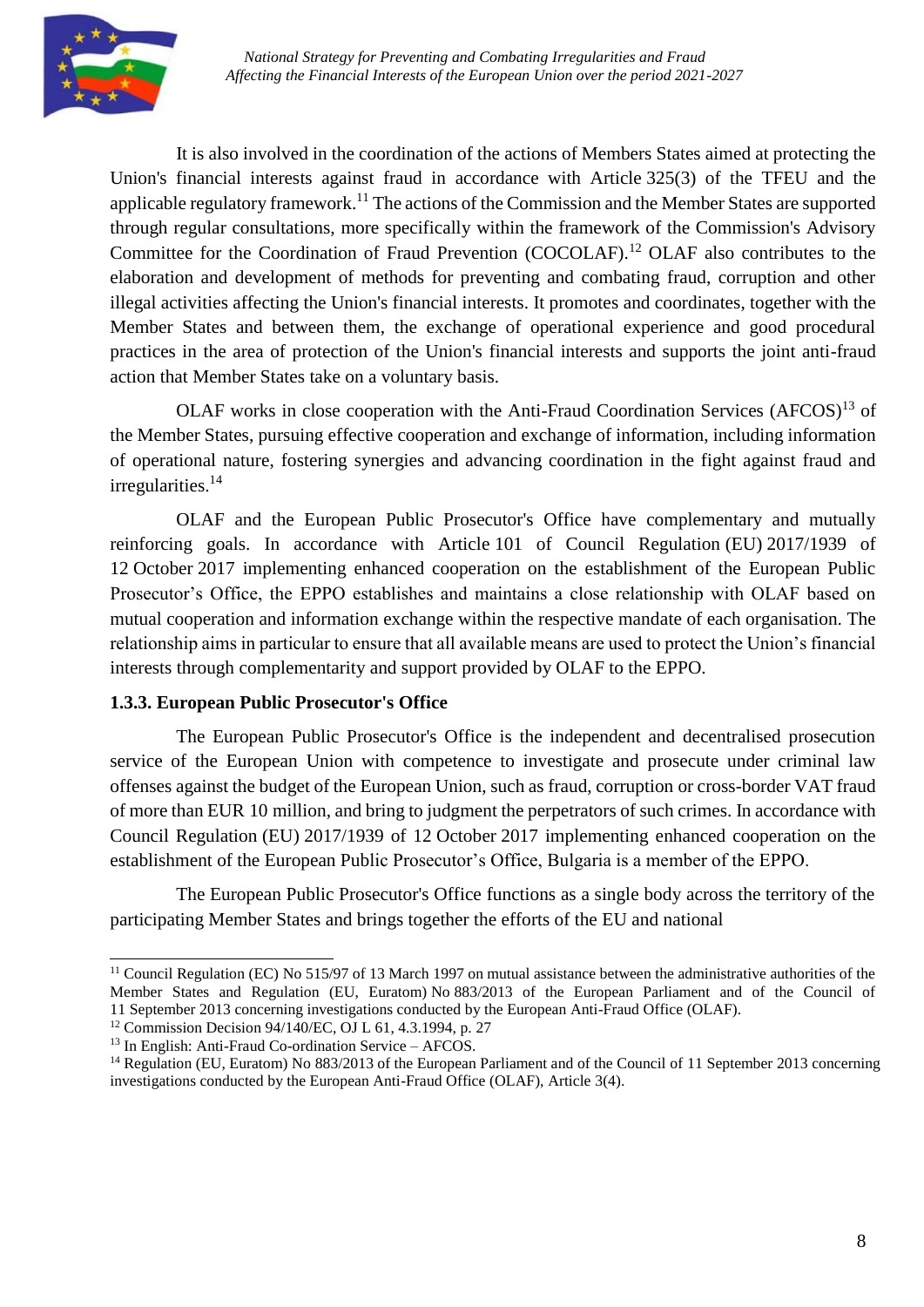It is also involved in the coordination of the actions of Members States aimed at protecting the Union's financial interests against fraud in accordance with Article 325(3) of the TFEU and the applicable regulatory framework.[11] The actions of the Commission and the Member States are supported through regular consultations, more specifically within the framework of the Commission's Advisory Committee for the Coordination of Fraud Prevention (COCOLAF).[12] OLAF also contributes to the elaboration and development of methods for preventing and combating fraud, corruption and other illegal activities affecting the Union's financial interests. It promotes and coordinates, together with the Member States and between them, the exchange of operational experience and good procedural practices in the area of protection of the Union's financial interests and supports the joint anti-fraud action that Member States take on a voluntary basis.

OLAF works in close cooperation with the Anti-Fraud Coordination Services (AFCOS)[13] of the Member States, pursuing effective cooperation and exchange of information, including information of operational nature, fostering synergies and advancing coordination in the fight against fraud and irregularities.[14]

OLAF and the European Public Prosecutor's Office have complementary and mutually reinforcing goals. In accordance with Article 101 of Council Regulation (EU) 2017/1939 of 12 October 2017 implementing enhanced cooperation on the establishment of the European Public Prosecutor's Office, the EPPO establishes and maintains a close relationship with OLAF based on mutual cooperation and information exchange within the respective mandate of each organisation. The relationship aims in particular to ensure that all available means are used to protect the Union's financial interests through complementarity and support provided by OLAF to the EPPO.

### 1.3.3. European Public Prosecutor's Office

The European Public Prosecutor's Office is the independent and decentralised prosecution service of the European Union with competence to investigate and prosecute under criminal law offenses against the budget of the European Union, such as fraud, corruption or cross-border VAT fraud of more than EUR 10 million, and bring to judgment the perpetrators of such crimes. In accordance with Council Regulation (EU) 2017/1939 of 12 October 2017 implementing enhanced cooperation on the establishment of the European Public Prosecutor's Office, Bulgaria is a member of the EPPO.

The European Public Prosecutor's Office functions as a single body across the territory of the participating Member States and brings together the efforts of the EU and national

---

[11] Council Regulation (EC) No 515/97 of 13 March 1997 on mutual assistance between the administrative authorities of the Member States and Regulation (EU, Euratom) No 883/2013 of the European Parliament and of the Council of 11 September 2013 concerning investigations conducted by the European Anti-Fraud Office (OLAF).

[12] Commission Decision 94/140/EC, OJ L 61, 4.3.1994, p. 27

[13] In English: Anti-Fraud Co-ordination Service – AFCOS.

[14] Regulation (EU, Euratom) No 883/2013 of the European Parliament and of the Council of 11 September 2013 concerning investigations conducted by the European Anti-Fraud Office (OLAF), Article 3(4).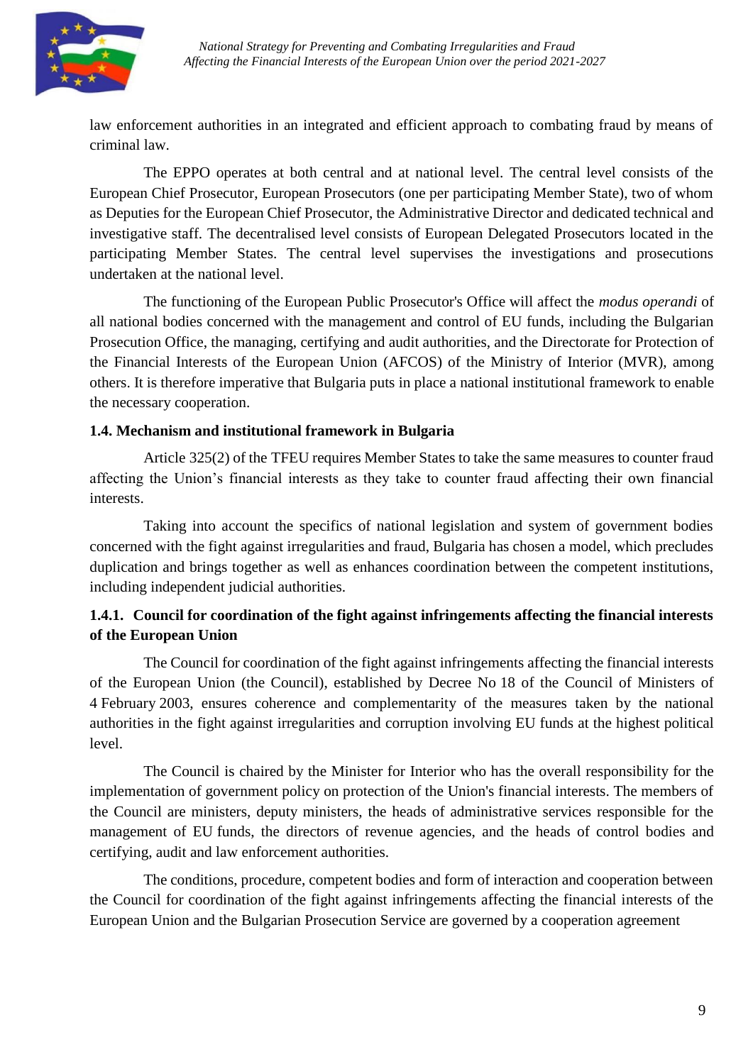law enforcement authorities in an integrated and efficient approach to combating fraud by means of criminal law.

The EPPO operates at both central and at national level. The central level consists of the European Chief Prosecutor, European Prosecutors (one per participating Member State), two of whom as Deputies for the European Chief Prosecutor, the Administrative Director and dedicated technical and investigative staff. The decentralised level consists of European Delegated Prosecutors located in the participating Member States. The central level supervises the investigations and prosecutions undertaken at the national level.

The functioning of the European Public Prosecutor's Office will affect the *modus operandi* of all national bodies concerned with the management and control of EU funds, including the Bulgarian Prosecution Office, the managing, certifying and audit authorities, and the Directorate for Protection of the Financial Interests of the European Union (AFCOS) of the Ministry of Interior (MVR), among others. It is therefore imperative that Bulgaria puts in place a national institutional framework to enable the necessary cooperation.

### 1.4. Mechanism and institutional framework in Bulgaria

Article 325(2) of the TFEU requires Member States to take the same measures to counter fraud affecting the Union's financial interests as they take to counter fraud affecting their own financial interests.

Taking into account the specifics of national legislation and system of government bodies concerned with the fight against irregularities and fraud, Bulgaria has chosen a model, which precludes duplication and brings together as well as enhances coordination between the competent institutions, including independent judicial authorities.

#### 1.4.1. Council for coordination of the fight against infringements affecting the financial interests of the European Union

The Council for coordination of the fight against infringements affecting the financial interests of the European Union (the Council), established by Decree No 18 of the Council of Ministers of 4 February 2003, ensures coherence and complementarity of the measures taken by the national authorities in the fight against irregularities and corruption involving EU funds at the highest political level.

The Council is chaired by the Minister for Interior who has the overall responsibility for the implementation of government policy on protection of the Union's financial interests. The members of the Council are ministers, deputy ministers, the heads of administrative services responsible for the management of EU funds, the directors of revenue agencies, and the heads of control bodies and certifying, audit and law enforcement authorities.

The conditions, procedure, competent bodies and form of interaction and cooperation between the Council for coordination of the fight against infringements affecting the financial interests of the European Union and the Bulgarian Prosecution Service are governed by a cooperation agreement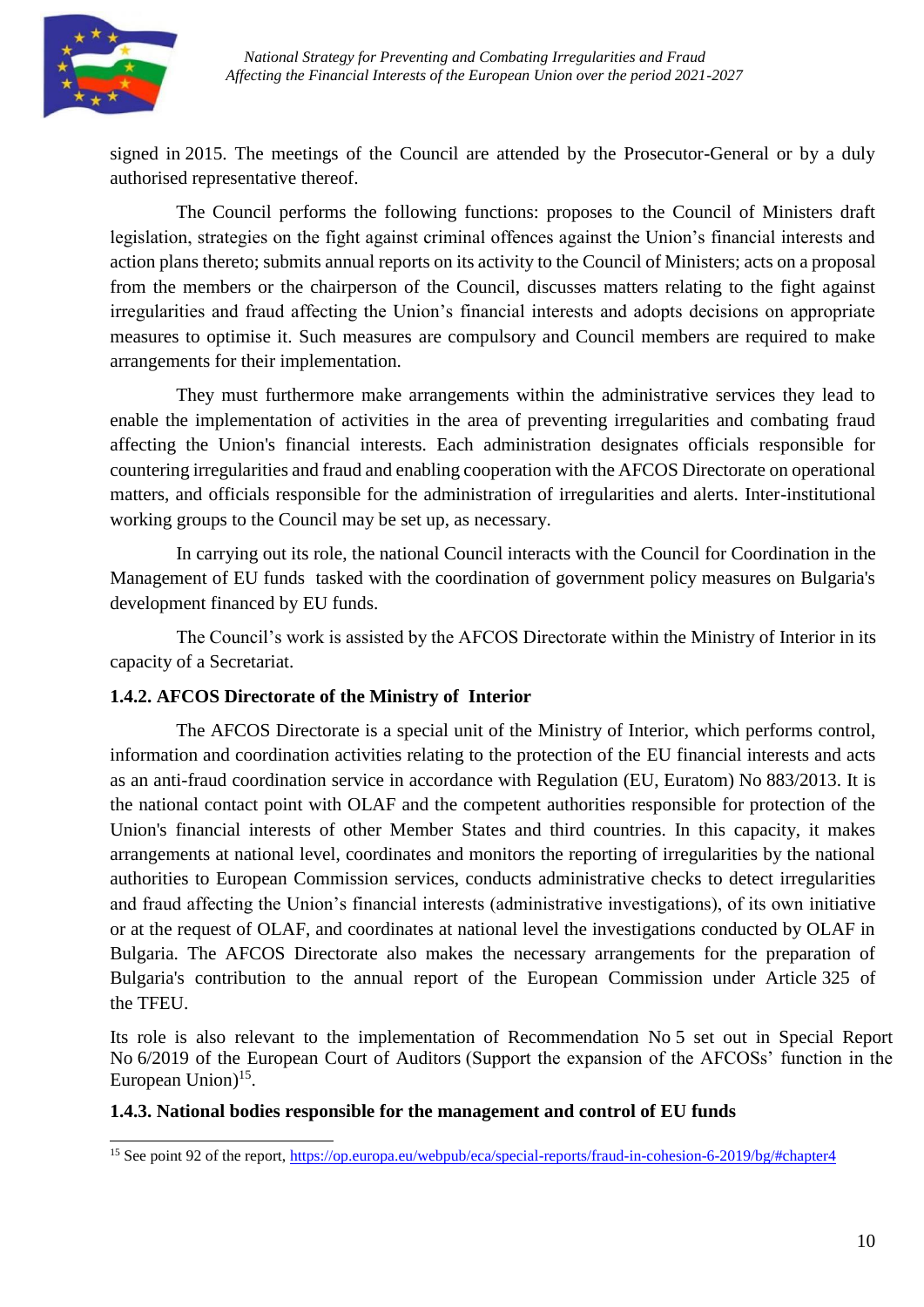signed in 2015. The meetings of the Council are attended by the Prosecutor-General or by a duly authorised representative thereof.

The Council performs the following functions: proposes to the Council of Ministers draft legislation, strategies on the fight against criminal offences against the Union's financial interests and action plans thereto; submits annual reports on its activity to the Council of Ministers; acts on a proposal from the members or the chairperson of the Council, discusses matters relating to the fight against irregularities and fraud affecting the Union's financial interests and adopts decisions on appropriate measures to optimise it. Such measures are compulsory and Council members are required to make arrangements for their implementation.

They must furthermore make arrangements within the administrative services they lead to enable the implementation of activities in the area of preventing irregularities and combating fraud affecting the Union's financial interests. Each administration designates officials responsible for countering irregularities and fraud and enabling cooperation with the AFCOS Directorate on operational matters, and officials responsible for the administration of irregularities and alerts. Inter-institutional working groups to the Council may be set up, as necessary.

In carrying out its role, the national Council interacts with the Council for Coordination in the Management of EU funds tasked with the coordination of government policy measures on Bulgaria's development financed by EU funds.

The Council's work is assisted by the AFCOS Directorate within the Ministry of Interior in its capacity of a Secretariat.

### 1.4.2. AFCOS Directorate of the Ministry of Interior

The AFCOS Directorate is a special unit of the Ministry of Interior, which performs control, information and coordination activities relating to the protection of the EU financial interests and acts as an anti-fraud coordination service in accordance with Regulation (EU, Euratom) No 883/2013. It is the national contact point with OLAF and the competent authorities responsible for protection of the Union's financial interests of other Member States and third countries. In this capacity, it makes arrangements at national level, coordinates and monitors the reporting of irregularities by the national authorities to European Commission services, conducts administrative checks to detect irregularities and fraud affecting the Union's financial interests (administrative investigations), of its own initiative or at the request of OLAF, and coordinates at national level the investigations conducted by OLAF in Bulgaria. The AFCOS Directorate also makes the necessary arrangements for the preparation of Bulgaria's contribution to the annual report of the European Commission under Article 325 of the TFEU.

Its role is also relevant to the implementation of Recommendation No 5 set out in Special Report No 6/2019 of the European Court of Auditors (Support the expansion of the AFCOSs' function in the European Union)[15].

### 1.4.3. National bodies responsible for the management and control of EU funds

---

[15] See point 92 of the report, https://op.europa.eu/webpub/eca/special-reports/fraud-in-cohesion-6-2019/bg/#chapter4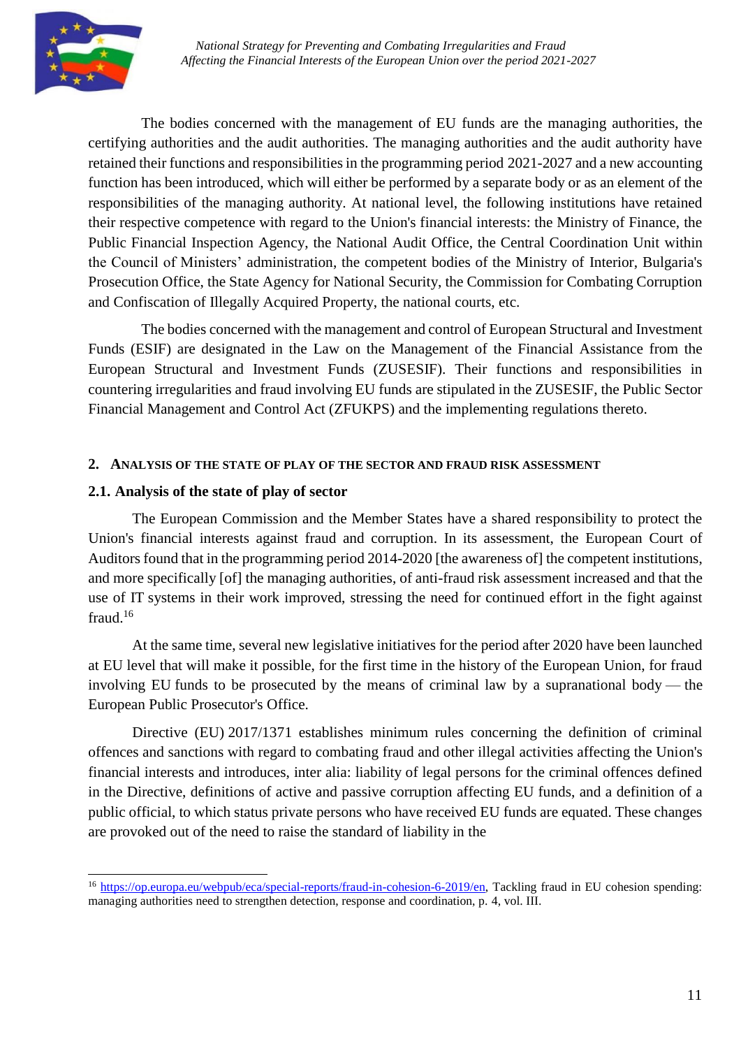The bodies concerned with the management of EU funds are the managing authorities, the certifying authorities and the audit authorities. The managing authorities and the audit authority have retained their functions and responsibilities in the programming period 2021-2027 and a new accounting function has been introduced, which will either be performed by a separate body or as an element of the responsibilities of the managing authority. At national level, the following institutions have retained their respective competence with regard to the Union's financial interests: the Ministry of Finance, the Public Financial Inspection Agency, the National Audit Office, the Central Coordination Unit within the Council of Ministers' administration, the competent bodies of the Ministry of Interior, Bulgaria's Prosecution Office, the State Agency for National Security, the Commission for Combating Corruption and Confiscation of Illegally Acquired Property, the national courts, etc.

The bodies concerned with the management and control of European Structural and Investment Funds (ESIF) are designated in the Law on the Management of the Financial Assistance from the European Structural and Investment Funds (ZUSESIF). Their functions and responsibilities in countering irregularities and fraud involving EU funds are stipulated in the ZUSESIF, the Public Sector Financial Management and Control Act (ZFUKPS) and the implementing regulations thereto.

## 2. Analysis of the state of play of the sector and fraud risk assessment

### 2.1. Analysis of the state of play of sector

The European Commission and the Member States have a shared responsibility to protect the Union's financial interests against fraud and corruption. In its assessment, the European Court of Auditors found that in the programming period 2014-2020 [the awareness of] the competent institutions, and more specifically [of] the managing authorities, of anti-fraud risk assessment increased and that the use of IT systems in their work improved, stressing the need for continued effort in the fight against fraud.[16]

At the same time, several new legislative initiatives for the period after 2020 have been launched at EU level that will make it possible, for the first time in the history of the European Union, for fraud involving EU funds to be prosecuted by the means of criminal law by a supranational body — the European Public Prosecutor's Office.

Directive (EU) 2017/1371 establishes minimum rules concerning the definition of criminal offences and sanctions with regard to combating fraud and other illegal activities affecting the Union's financial interests and introduces, inter alia: liability of legal persons for the criminal offences defined in the Directive, definitions of active and passive corruption affecting EU funds, and a definition of a public official, to which status private persons who have received EU funds are equated. These changes are provoked out of the need to raise the standard of liability in the

---

[16] https://op.europa.eu/webpub/eca/special-reports/fraud-in-cohesion-6-2019/en, Tackling fraud in EU cohesion spending: managing authorities need to strengthen detection, response and coordination, p. 4, vol. III.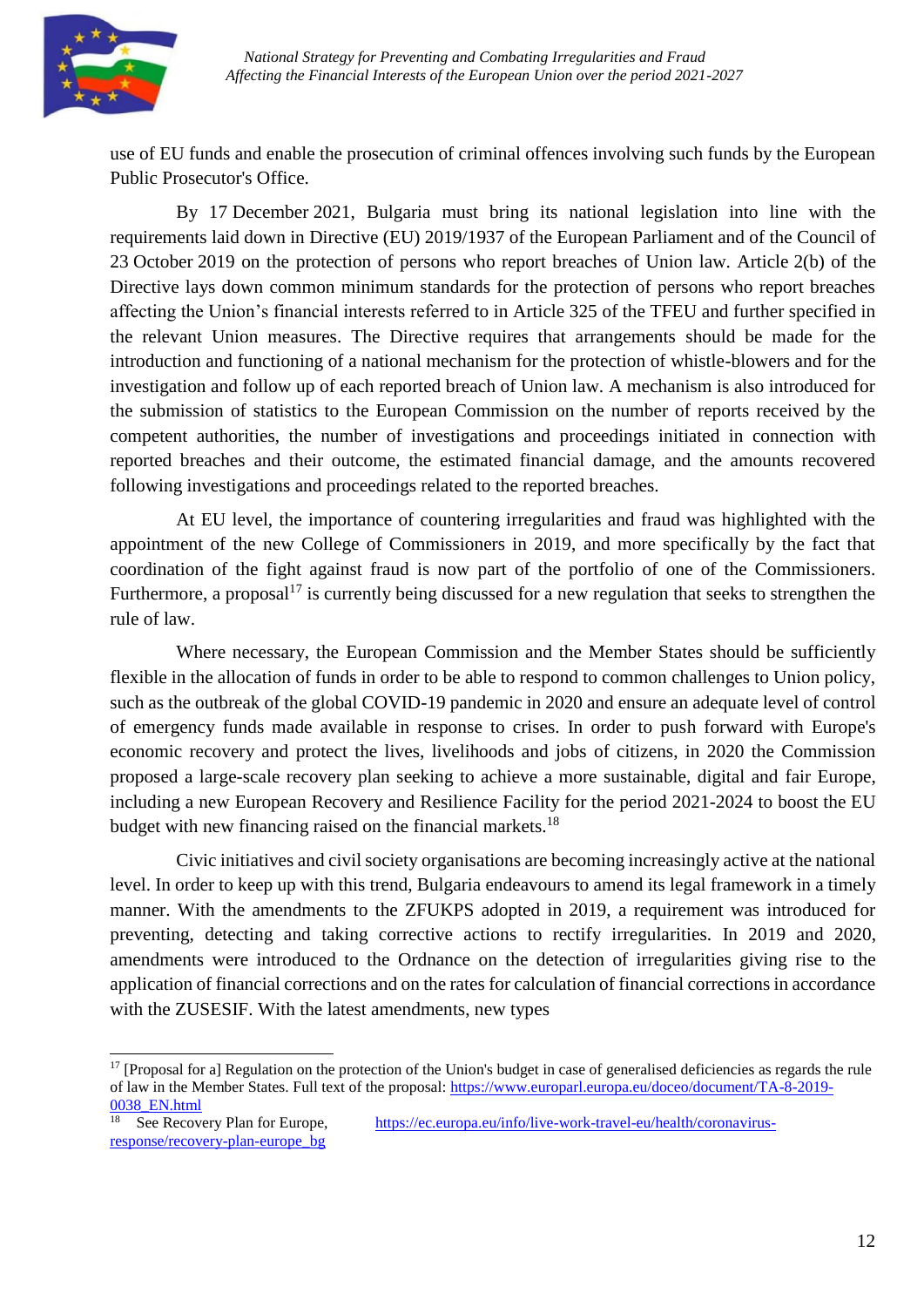use of EU funds and enable the prosecution of criminal offences involving such funds by the European Public Prosecutor's Office.

By 17 December 2021, Bulgaria must bring its national legislation into line with the requirements laid down in Directive (EU) 2019/1937 of the European Parliament and of the Council of 23 October 2019 on the protection of persons who report breaches of Union law. Article 2(b) of the Directive lays down common minimum standards for the protection of persons who report breaches affecting the Union's financial interests referred to in Article 325 of the TFEU and further specified in the relevant Union measures. The Directive requires that arrangements should be made for the introduction and functioning of a national mechanism for the protection of whistle-blowers and for the investigation and follow up of each reported breach of Union law. A mechanism is also introduced for the submission of statistics to the European Commission on the number of reports received by the competent authorities, the number of investigations and proceedings initiated in connection with reported breaches and their outcome, the estimated financial damage, and the amounts recovered following investigations and proceedings related to the reported breaches.

At EU level, the importance of countering irregularities and fraud was highlighted with the appointment of the new College of Commissioners in 2019, and more specifically by the fact that coordination of the fight against fraud is now part of the portfolio of one of the Commissioners. Furthermore, a proposal[17] is currently being discussed for a new regulation that seeks to strengthen the rule of law.

Where necessary, the European Commission and the Member States should be sufficiently flexible in the allocation of funds in order to be able to respond to common challenges to Union policy, such as the outbreak of the global COVID-19 pandemic in 2020 and ensure an adequate level of control of emergency funds made available in response to crises. In order to push forward with Europe's economic recovery and protect the lives, livelihoods and jobs of citizens, in 2020 the Commission proposed a large-scale recovery plan seeking to achieve a more sustainable, digital and fair Europe, including a new European Recovery and Resilience Facility for the period 2021-2024 to boost the EU budget with new financing raised on the financial markets.[18]

Civic initiatives and civil society organisations are becoming increasingly active at the national level. In order to keep up with this trend, Bulgaria endeavours to amend its legal framework in a timely manner. With the amendments to the ZFUKPS adopted in 2019, a requirement was introduced for preventing, detecting and taking corrective actions to rectify irregularities. In 2019 and 2020, amendments were introduced to the Ordnance on the detection of irregularities giving rise to the application of financial corrections and on the rates for calculation of financial corrections in accordance with the ZUSESIF. With the latest amendments, new types

---

[17] [Proposal for a] Regulation on the protection of the Union's budget in case of generalised deficiencies as regards the rule of law in the Member States. Full text of the proposal: https://www.europarl.europa.eu/doceo/document/TA-8-2019-0038_EN.html

[18] See Recovery Plan for Europe, https://ec.europa.eu/info/live-work-travel-eu/health/coronavirus-response/recovery-plan-europe_bg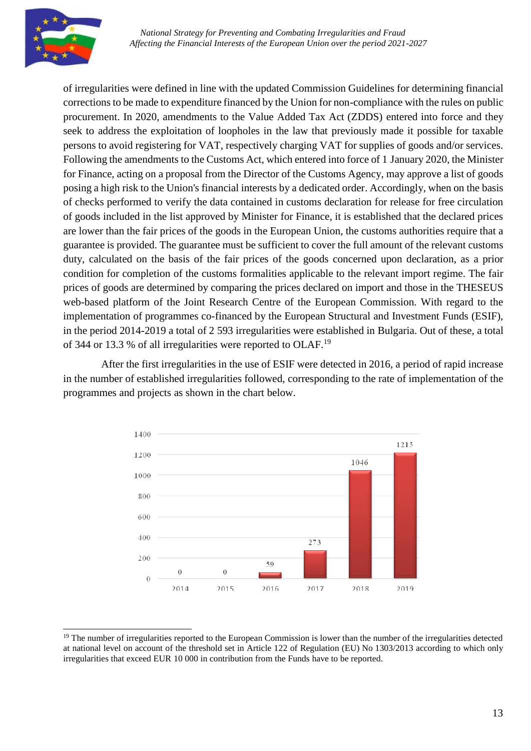of irregularities were defined in line with the updated Commission Guidelines for determining financial corrections to be made to expenditure financed by the Union for non-compliance with the rules on public procurement. In 2020, amendments to the Value Added Tax Act (ZDDS) entered into force and they seek to address the exploitation of loopholes in the law that previously made it possible for taxable persons to avoid registering for VAT, respectively charging VAT for supplies of goods and/or services. Following the amendments to the Customs Act, which entered into force of 1 January 2020, the Minister for Finance, acting on a proposal from the Director of the Customs Agency, may approve a list of goods posing a high risk to the Union's financial interests by a dedicated order. Accordingly, when on the basis of checks performed to verify the data contained in customs declaration for release for free circulation of goods included in the list approved by Minister for Finance, it is established that the declared prices are lower than the fair prices of the goods in the European Union, the customs authorities require that a guarantee is provided. The guarantee must be sufficient to cover the full amount of the relevant customs duty, calculated on the basis of the fair prices of the goods concerned upon declaration, as a prior condition for completion of the customs formalities applicable to the relevant import regime. The fair prices of goods are determined by comparing the prices declared on import and those in the THESEUS web-based platform of the Joint Research Centre of the European Commission. With regard to the implementation of programmes co-financed by the European Structural and Investment Funds (ESIF), in the period 2014-2019 a total of 2 593 irregularities were established in Bulgaria. Out of these, a total of 344 or 13.3 % of all irregularities were reported to OLAF.[19]

After the first irregularities in the use of ESIF were detected in 2016, a period of rapid increase in the number of established irregularities followed, corresponding to the rate of implementation of the programmes and projects as shown in the chart below.

| Year | Irregularities |
|---|---|
| 2014 | 0 |
| 2015 | 0 |
| 2016 | 59 |
| 2017 | 273 |
| 2018 | 1046 |
| 2019 | 1215 |

[19] The number of irregularities reported to the European Commission is lower than the number of the irregularities detected at national level on account of the threshold set in Article 122 of Regulation (EU) No 1303/2013 according to which only irregularities that exceed EUR 10 000 in contribution from the Funds have to be reported.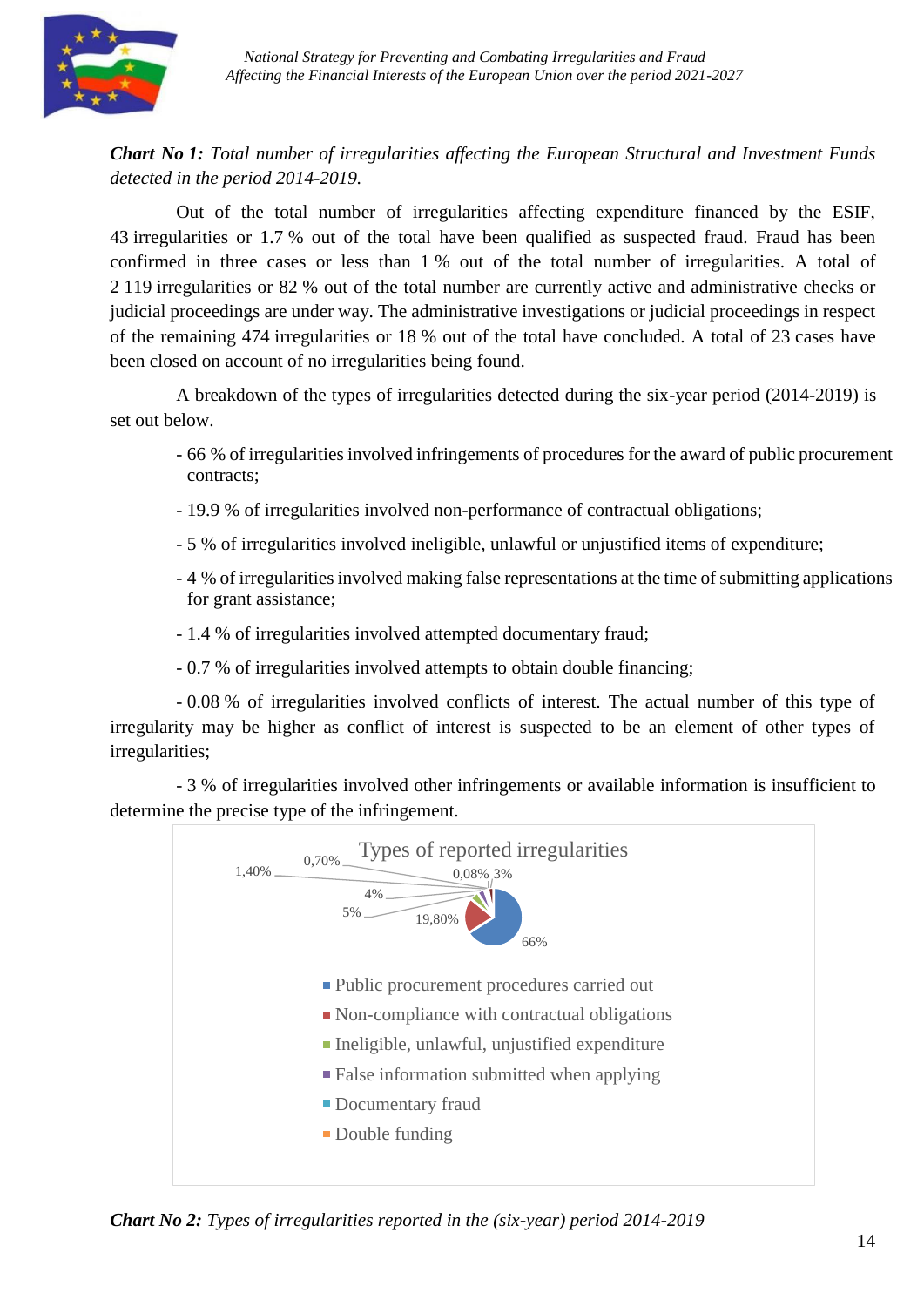***Chart No 1:*** *Total number of irregularities affecting the European Structural and Investment Funds detected in the period 2014-2019.*

Out of the total number of irregularities affecting expenditure financed by the ESIF, 43 irregularities or 1.7 % out of the total have been qualified as suspected fraud. Fraud has been confirmed in three cases or less than 1 % out of the total number of irregularities. A total of 2 119 irregularities or 82 % out of the total number are currently active and administrative checks or judicial proceedings are under way. The administrative investigations or judicial proceedings in respect of the remaining 474 irregularities or 18 % out of the total have concluded. A total of 23 cases have been closed on account of no irregularities being found.

A breakdown of the types of irregularities detected during the six-year period (2014-2019) is set out below.

- 66 % of irregularities involved infringements of procedures for the award of public procurement contracts;
- 19.9 % of irregularities involved non-performance of contractual obligations;
- 5 % of irregularities involved ineligible, unlawful or unjustified items of expenditure;
- 4 % of irregularities involved making false representations at the time of submitting applications for grant assistance;
- 1.4 % of irregularities involved attempted documentary fraud;
- 0.7 % of irregularities involved attempts to obtain double financing;
- 0.08 % of irregularities involved conflicts of interest. The actual number of this type of irregularity may be higher as conflict of interest is suspected to be an element of other types of irregularities;
- 3 % of irregularities involved other infringements or available information is insufficient to determine the precise type of the infringement.

Types of reported irregularities

| Type | Share |
|---|---|
| Public procurement procedures carried out | 66% |
| Non-compliance with contractual obligations | 19,80% |
| Ineligible, unlawful, unjustified expenditure | 5% |
| False information submitted when applying | 4% |
| Documentary fraud | 1,40% |
| Double funding | 0,70% |
| | 0,08% |
| | 3% |

***Chart No 2:*** *Types of irregularities reported in the (six-year) period 2014-2019*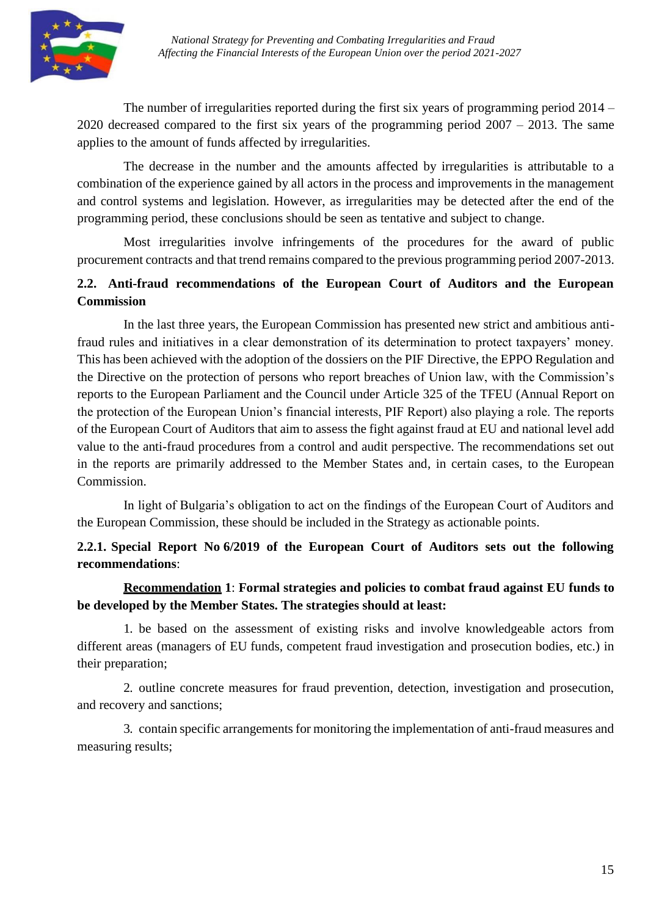The number of irregularities reported during the first six years of programming period 2014 – 2020 decreased compared to the first six years of the programming period 2007 – 2013. The same applies to the amount of funds affected by irregularities.

The decrease in the number and the amounts affected by irregularities is attributable to a combination of the experience gained by all actors in the process and improvements in the management and control systems and legislation. However, as irregularities may be detected after the end of the programming period, these conclusions should be seen as tentative and subject to change.

Most irregularities involve infringements of the procedures for the award of public procurement contracts and that trend remains compared to the previous programming period 2007-2013.

### 2.2. Anti-fraud recommendations of the European Court of Auditors and the European Commission

In the last three years, the European Commission has presented new strict and ambitious anti-fraud rules and initiatives in a clear demonstration of its determination to protect taxpayers' money. This has been achieved with the adoption of the dossiers on the PIF Directive, the EPPO Regulation and the Directive on the protection of persons who report breaches of Union law, with the Commission's reports to the European Parliament and the Council under Article 325 of the TFEU (Annual Report on the protection of the European Union's financial interests, PIF Report) also playing a role. The reports of the European Court of Auditors that aim to assess the fight against fraud at EU and national level add value to the anti-fraud procedures from a control and audit perspective. The recommendations set out in the reports are primarily addressed to the Member States and, in certain cases, to the European Commission.

In light of Bulgaria's obligation to act on the findings of the European Court of Auditors and the European Commission, these should be included in the Strategy as actionable points.

#### 2.2.1. Special Report No 6/2019 of the European Court of Auditors sets out the following recommendations:

**<u>Recommendation</u> 1**: **Formal strategies and policies to combat fraud against EU funds to be developed by the Member States. The strategies should at least:**

1. be based on the assessment of existing risks and involve knowledgeable actors from different areas (managers of EU funds, competent fraud investigation and prosecution bodies, etc.) in their preparation;

2. outline concrete measures for fraud prevention, detection, investigation and prosecution, and recovery and sanctions;

3. contain specific arrangements for monitoring the implementation of anti-fraud measures and measuring results;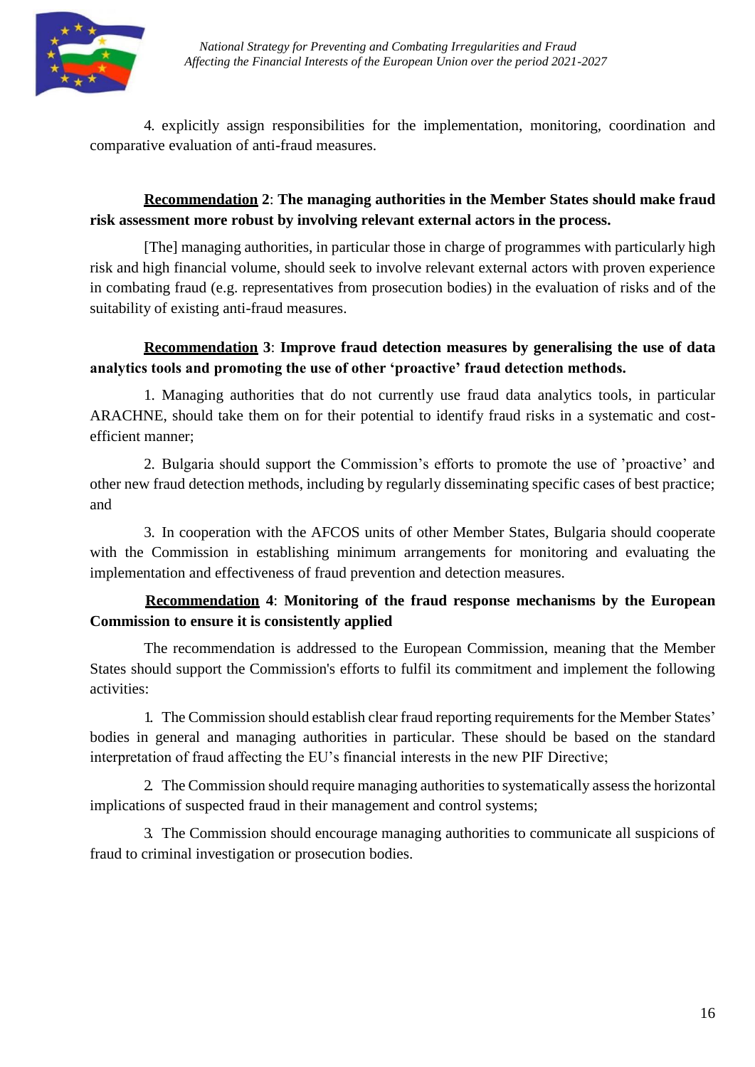4. explicitly assign responsibilities for the implementation, monitoring, coordination and comparative evaluation of anti-fraud measures.

**<u>Recommendation</u> 2**: **The managing authorities in the Member States should make fraud risk assessment more robust by involving relevant external actors in the process.**

[The] managing authorities, in particular those in charge of programmes with particularly high risk and high financial volume, should seek to involve relevant external actors with proven experience in combating fraud (e.g. representatives from prosecution bodies) in the evaluation of risks and of the suitability of existing anti-fraud measures.

**<u>Recommendation</u> 3**: **Improve fraud detection measures by generalising the use of data analytics tools and promoting the use of other 'proactive' fraud detection methods.**

1. Managing authorities that do not currently use fraud data analytics tools, in particular ARACHNE, should take them on for their potential to identify fraud risks in a systematic and cost-efficient manner;

2. Bulgaria should support the Commission's efforts to promote the use of 'proactive' and other new fraud detection methods, including by regularly disseminating specific cases of best practice; and

3. In cooperation with the AFCOS units of other Member States, Bulgaria should cooperate with the Commission in establishing minimum arrangements for monitoring and evaluating the implementation and effectiveness of fraud prevention and detection measures.

**<u>Recommendation</u> 4**: **Monitoring of the fraud response mechanisms by the European Commission to ensure it is consistently applied**

The recommendation is addressed to the European Commission, meaning that the Member States should support the Commission's efforts to fulfil its commitment and implement the following activities:

1. The Commission should establish clear fraud reporting requirements for the Member States' bodies in general and managing authorities in particular. These should be based on the standard interpretation of fraud affecting the EU's financial interests in the new PIF Directive;

2. The Commission should require managing authorities to systematically assess the horizontal implications of suspected fraud in their management and control systems;

3. The Commission should encourage managing authorities to communicate all suspicions of fraud to criminal investigation or prosecution bodies.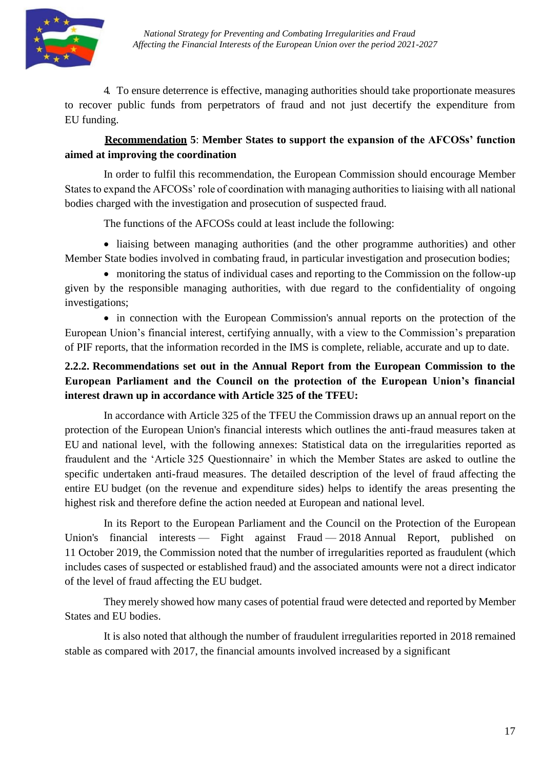4. To ensure deterrence is effective, managing authorities should take proportionate measures to recover public funds from perpetrators of fraud and not just decertify the expenditure from EU funding.

**<u>Recommendation</u> 5**: **Member States to support the expansion of the AFCOSs' function aimed at improving the coordination**

In order to fulfil this recommendation, the European Commission should encourage Member States to expand the AFCOSs' role of coordination with managing authorities to liaising with all national bodies charged with the investigation and prosecution of suspected fraud.

The functions of the AFCOSs could at least include the following:

- liaising between managing authorities (and the other programme authorities) and other Member State bodies involved in combating fraud, in particular investigation and prosecution bodies;
- monitoring the status of individual cases and reporting to the Commission on the follow-up given by the responsible managing authorities, with due regard to the confidentiality of ongoing investigations;
- in connection with the European Commission's annual reports on the protection of the European Union's financial interest, certifying annually, with a view to the Commission's preparation of PIF reports, that the information recorded in the IMS is complete, reliable, accurate and up to date.

### 2.2.2. Recommendations set out in the Annual Report from the European Commission to the European Parliament and the Council on the protection of the European Union's financial interest drawn up in accordance with Article 325 of the TFEU:

In accordance with Article 325 of the TFEU the Commission draws up an annual report on the protection of the European Union's financial interests which outlines the anti-fraud measures taken at EU and national level, with the following annexes: Statistical data on the irregularities reported as fraudulent and the 'Article 325 Questionnaire' in which the Member States are asked to outline the specific undertaken anti-fraud measures. The detailed description of the level of fraud affecting the entire EU budget (on the revenue and expenditure sides) helps to identify the areas presenting the highest risk and therefore define the action needed at European and national level.

In its Report to the European Parliament and the Council on the Protection of the European Union's financial interests — Fight against Fraud — 2018 Annual Report, published on 11 October 2019, the Commission noted that the number of irregularities reported as fraudulent (which includes cases of suspected or established fraud) and the associated amounts were not a direct indicator of the level of fraud affecting the EU budget.

They merely showed how many cases of potential fraud were detected and reported by Member States and EU bodies.

It is also noted that although the number of fraudulent irregularities reported in 2018 remained stable as compared with 2017, the financial amounts involved increased by a significant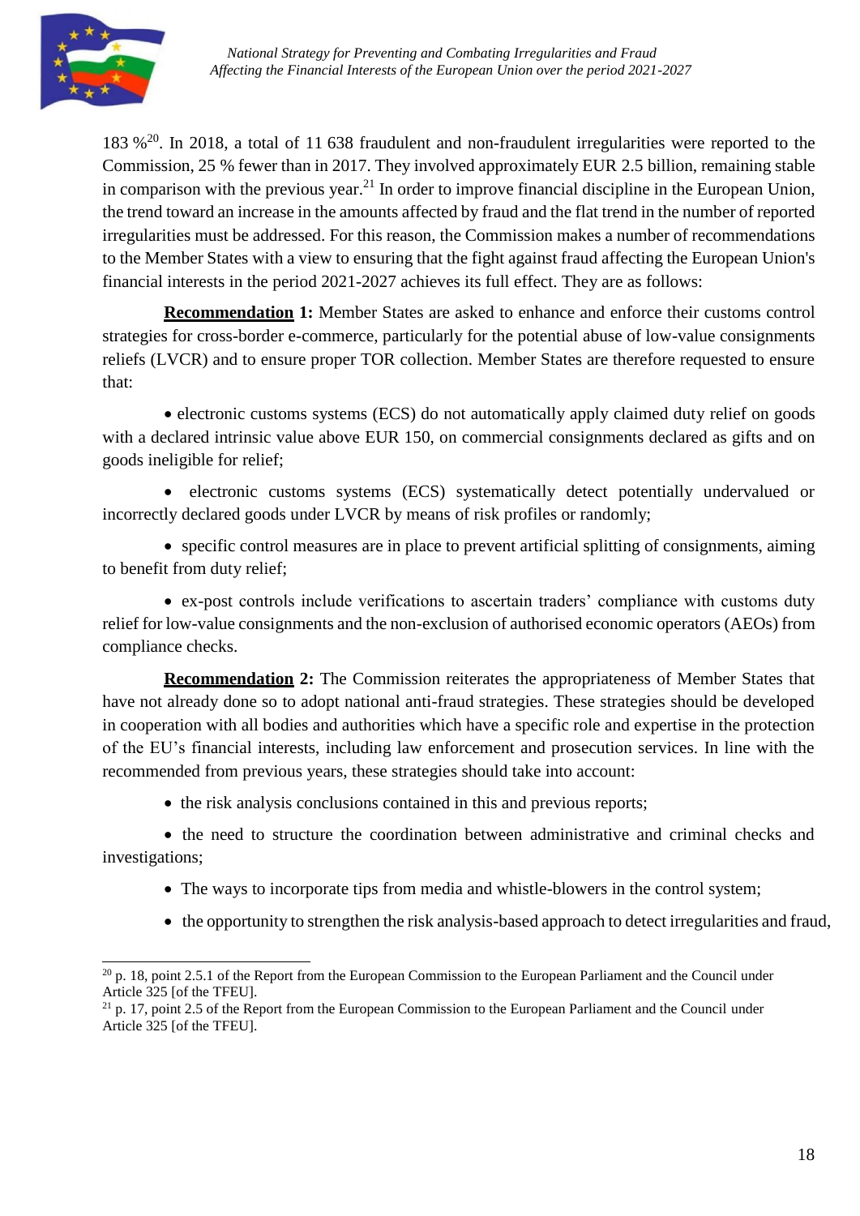183 %[20]. In 2018, a total of 11 638 fraudulent and non-fraudulent irregularities were reported to the Commission, 25 % fewer than in 2017. They involved approximately EUR 2.5 billion, remaining stable in comparison with the previous year.[21] In order to improve financial discipline in the European Union, the trend toward an increase in the amounts affected by fraud and the flat trend in the number of reported irregularities must be addressed. For this reason, the Commission makes a number of recommendations to the Member States with a view to ensuring that the fight against fraud affecting the European Union's financial interests in the period 2021-2027 achieves its full effect. They are as follows:

**Recommendation 1:** Member States are asked to enhance and enforce their customs control strategies for cross-border e-commerce, particularly for the potential abuse of low-value consignments reliefs (LVCR) and to ensure proper TOR collection. Member States are therefore requested to ensure that:

- electronic customs systems (ECS) do not automatically apply claimed duty relief on goods with a declared intrinsic value above EUR 150, on commercial consignments declared as gifts and on goods ineligible for relief;
- electronic customs systems (ECS) systematically detect potentially undervalued or incorrectly declared goods under LVCR by means of risk profiles or randomly;
- specific control measures are in place to prevent artificial splitting of consignments, aiming to benefit from duty relief;
- ex-post controls include verifications to ascertain traders' compliance with customs duty relief for low-value consignments and the non-exclusion of authorised economic operators (AEOs) from compliance checks.

**Recommendation 2:** The Commission reiterates the appropriateness of Member States that have not already done so to adopt national anti-fraud strategies. These strategies should be developed in cooperation with all bodies and authorities which have a specific role and expertise in the protection of the EU's financial interests, including law enforcement and prosecution services. In line with the recommended from previous years, these strategies should take into account:

- the risk analysis conclusions contained in this and previous reports;
- the need to structure the coordination between administrative and criminal checks and investigations;
- The ways to incorporate tips from media and whistle-blowers in the control system;
- the opportunity to strengthen the risk analysis-based approach to detect irregularities and fraud,

---

[20] p. 18, point 2.5.1 of the Report from the European Commission to the European Parliament and the Council under Article 325 [of the TFEU].

[21] p. 17, point 2.5 of the Report from the European Commission to the European Parliament and the Council under Article 325 [of the TFEU].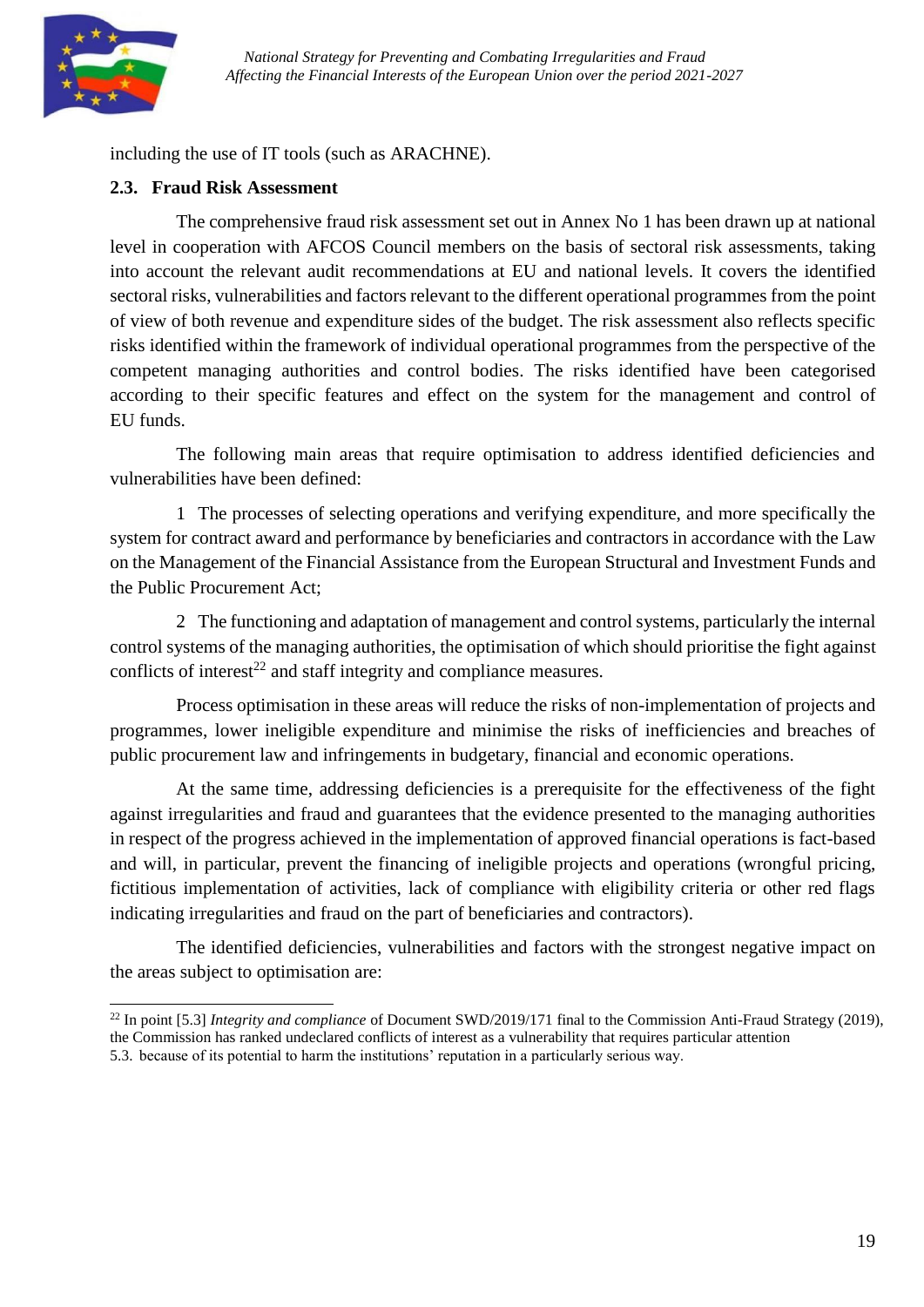including the use of IT tools (such as ARACHNE).

## 2.3. Fraud Risk Assessment

The comprehensive fraud risk assessment set out in Annex No 1 has been drawn up at national level in cooperation with AFCOS Council members on the basis of sectoral risk assessments, taking into account the relevant audit recommendations at EU and national levels. It covers the identified sectoral risks, vulnerabilities and factors relevant to the different operational programmes from the point of view of both revenue and expenditure sides of the budget. The risk assessment also reflects specific risks identified within the framework of individual operational programmes from the perspective of the competent managing authorities and control bodies. The risks identified have been categorised according to their specific features and effect on the system for the management and control of EU funds.

The following main areas that require optimisation to address identified deficiencies and vulnerabilities have been defined:

1 The processes of selecting operations and verifying expenditure, and more specifically the system for contract award and performance by beneficiaries and contractors in accordance with the Law on the Management of the Financial Assistance from the European Structural and Investment Funds and the Public Procurement Act;

2 The functioning and adaptation of management and control systems, particularly the internal control systems of the managing authorities, the optimisation of which should prioritise the fight against conflicts of interest[22] and staff integrity and compliance measures.

Process optimisation in these areas will reduce the risks of non-implementation of projects and programmes, lower ineligible expenditure and minimise the risks of inefficiencies and breaches of public procurement law and infringements in budgetary, financial and economic operations.

At the same time, addressing deficiencies is a prerequisite for the effectiveness of the fight against irregularities and fraud and guarantees that the evidence presented to the managing authorities in respect of the progress achieved in the implementation of approved financial operations is fact-based and will, in particular, prevent the financing of ineligible projects and operations (wrongful pricing, fictitious implementation of activities, lack of compliance with eligibility criteria or other red flags indicating irregularities and fraud on the part of beneficiaries and contractors).

The identified deficiencies, vulnerabilities and factors with the strongest negative impact on the areas subject to optimisation are:

---

[22] In point [5.3] *Integrity and compliance* of Document SWD/2019/171 final to the Commission Anti-Fraud Strategy (2019), the Commission has ranked undeclared conflicts of interest as a vulnerability that requires particular attention 5.3. because of its potential to harm the institutions' reputation in a particularly serious way.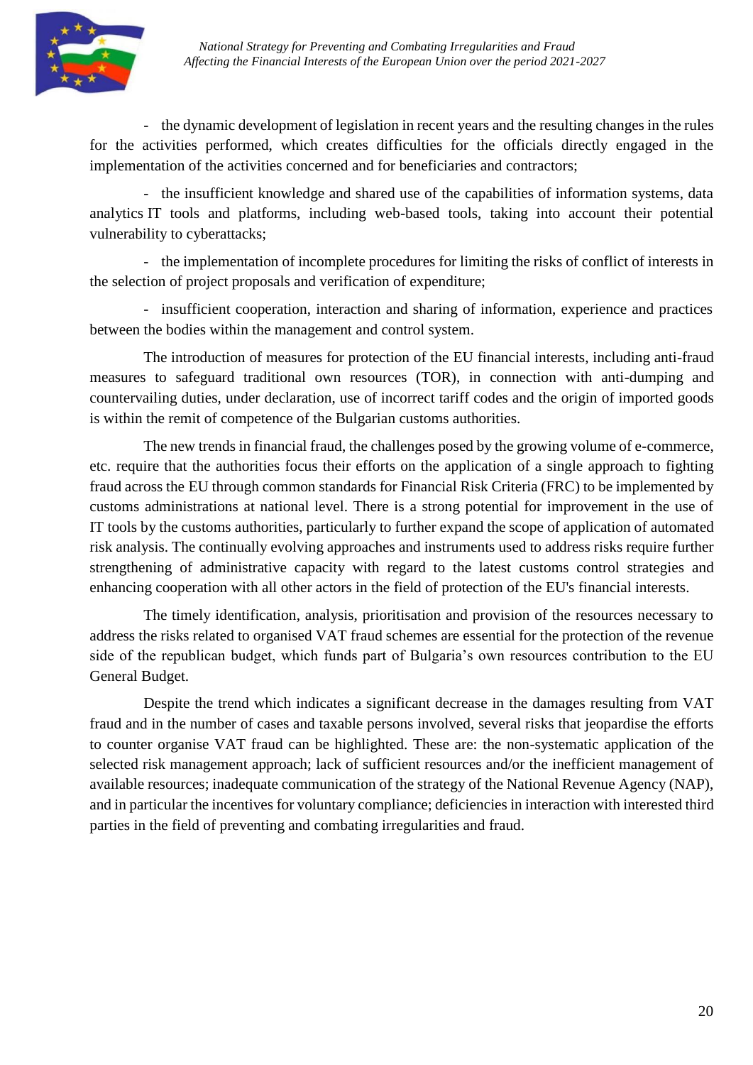- the dynamic development of legislation in recent years and the resulting changes in the rules for the activities performed, which creates difficulties for the officials directly engaged in the implementation of the activities concerned and for beneficiaries and contractors;

- the insufficient knowledge and shared use of the capabilities of information systems, data analytics IT tools and platforms, including web-based tools, taking into account their potential vulnerability to cyberattacks;

- the implementation of incomplete procedures for limiting the risks of conflict of interests in the selection of project proposals and verification of expenditure;

- insufficient cooperation, interaction and sharing of information, experience and practices between the bodies within the management and control system.

The introduction of measures for protection of the EU financial interests, including anti-fraud measures to safeguard traditional own resources (TOR), in connection with anti-dumping and countervailing duties, under declaration, use of incorrect tariff codes and the origin of imported goods is within the remit of competence of the Bulgarian customs authorities.

The new trends in financial fraud, the challenges posed by the growing volume of e-commerce, etc. require that the authorities focus their efforts on the application of a single approach to fighting fraud across the EU through common standards for Financial Risk Criteria (FRC) to be implemented by customs administrations at national level. There is a strong potential for improvement in the use of IT tools by the customs authorities, particularly to further expand the scope of application of automated risk analysis. The continually evolving approaches and instruments used to address risks require further strengthening of administrative capacity with regard to the latest customs control strategies and enhancing cooperation with all other actors in the field of protection of the EU's financial interests.

The timely identification, analysis, prioritisation and provision of the resources necessary to address the risks related to organised VAT fraud schemes are essential for the protection of the revenue side of the republican budget, which funds part of Bulgaria's own resources contribution to the EU General Budget.

Despite the trend which indicates a significant decrease in the damages resulting from VAT fraud and in the number of cases and taxable persons involved, several risks that jeopardise the efforts to counter organise VAT fraud can be highlighted. These are: the non-systematic application of the selected risk management approach; lack of sufficient resources and/or the inefficient management of available resources; inadequate communication of the strategy of the National Revenue Agency (NAP), and in particular the incentives for voluntary compliance; deficiencies in interaction with interested third parties in the field of preventing and combating irregularities and fraud.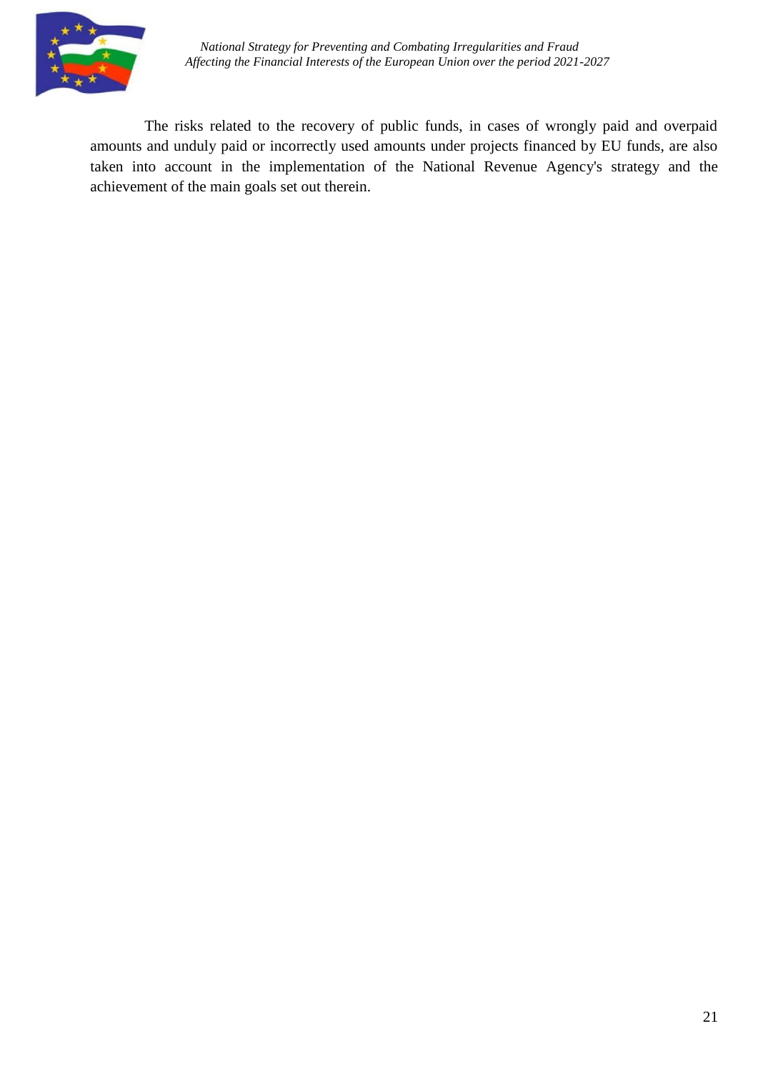The risks related to the recovery of public funds, in cases of wrongly paid and overpaid amounts and unduly paid or incorrectly used amounts under projects financed by EU funds, are also taken into account in the implementation of the National Revenue Agency's strategy and the achievement of the main goals set out therein.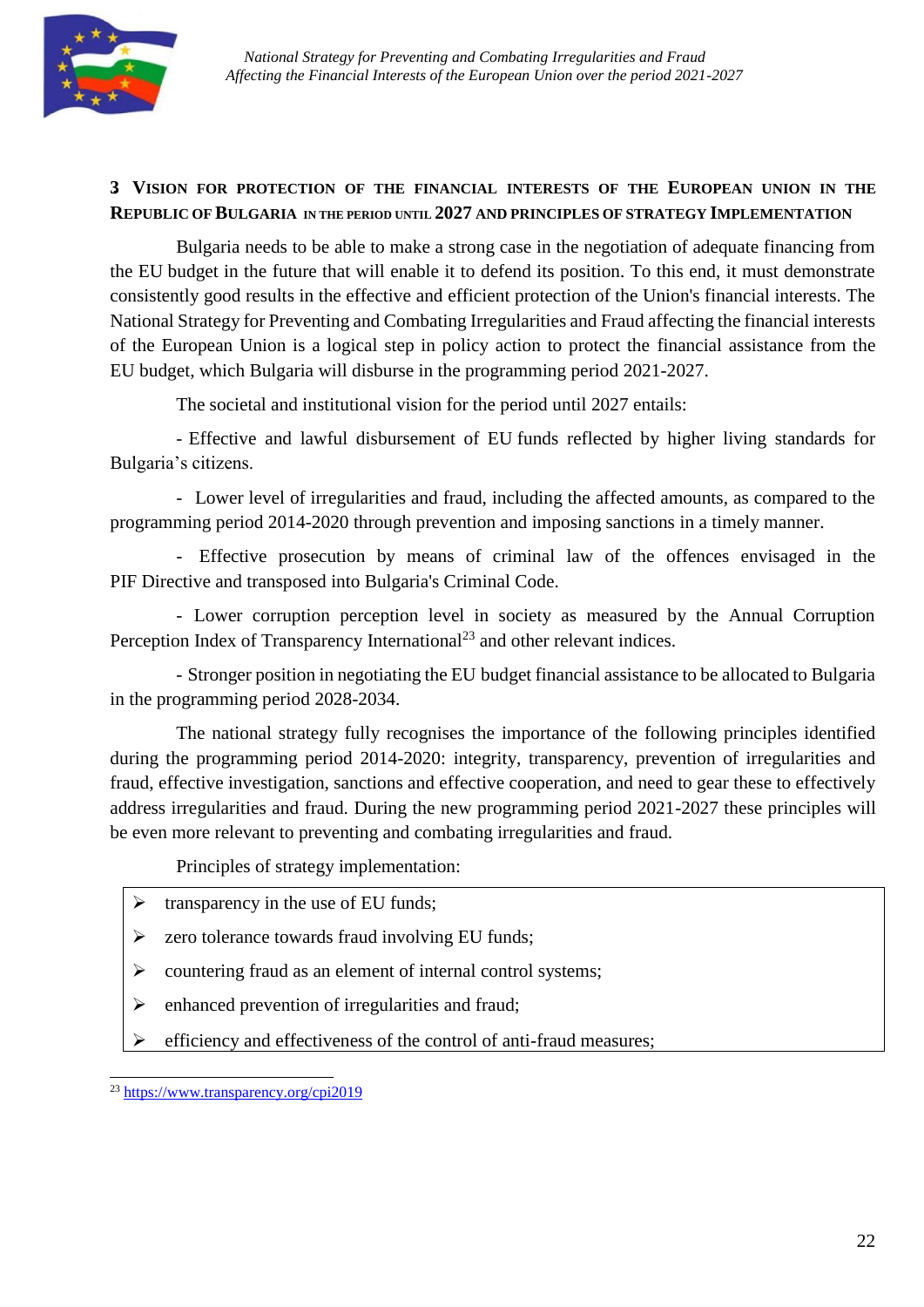## 3 Vision for protection of the financial interests of the European Union in the Republic of Bulgaria in the period until 2027 and principles of strategy implementation

Bulgaria needs to be able to make a strong case in the negotiation of adequate financing from the EU budget in the future that will enable it to defend its position. To this end, it must demonstrate consistently good results in the effective and efficient protection of the Union's financial interests. The National Strategy for Preventing and Combating Irregularities and Fraud affecting the financial interests of the European Union is a logical step in policy action to protect the financial assistance from the EU budget, which Bulgaria will disburse in the programming period 2021-2027.

The societal and institutional vision for the period until 2027 entails:

- Effective and lawful disbursement of EU funds reflected by higher living standards for Bulgaria's citizens.

- Lower level of irregularities and fraud, including the affected amounts, as compared to the programming period 2014-2020 through prevention and imposing sanctions in a timely manner.

- Effective prosecution by means of criminal law of the offences envisaged in the PIF Directive and transposed into Bulgaria's Criminal Code.

- Lower corruption perception level in society as measured by the Annual Corruption Perception Index of Transparency International[23] and other relevant indices.

- Stronger position in negotiating the EU budget financial assistance to be allocated to Bulgaria in the programming period 2028-2034.

The national strategy fully recognises the importance of the following principles identified during the programming period 2014-2020: integrity, transparency, prevention of irregularities and fraud, effective investigation, sanctions and effective cooperation, and need to gear these to effectively address irregularities and fraud. During the new programming period 2021-2027 these principles will be even more relevant to preventing and combating irregularities and fraud.

Principles of strategy implementation:

- transparency in the use of EU funds;
- zero tolerance towards fraud involving EU funds;
- countering fraud as an element of internal control systems;
- enhanced prevention of irregularities and fraud;
- efficiency and effectiveness of the control of anti-fraud measures;

[23] https://www.transparency.org/cpi2019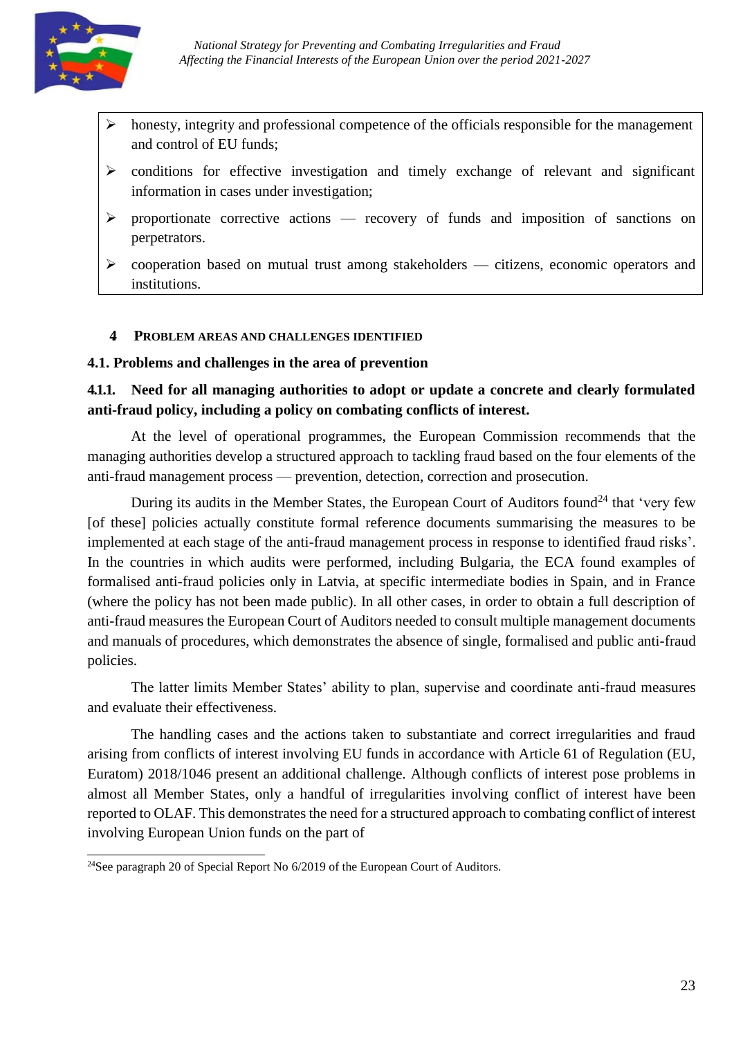- honesty, integrity and professional competence of the officials responsible for the management and control of EU funds;
- conditions for effective investigation and timely exchange of relevant and significant information in cases under investigation;
- proportionate corrective actions — recovery of funds and imposition of sanctions on perpetrators.
- cooperation based on mutual trust among stakeholders — citizens, economic operators and institutions.

# 4 Problem areas and challenges identified

## 4.1. Problems and challenges in the area of prevention

### 4.1.1. Need for all managing authorities to adopt or update a concrete and clearly formulated anti-fraud policy, including a policy on combating conflicts of interest.

At the level of operational programmes, the European Commission recommends that the managing authorities develop a structured approach to tackling fraud based on the four elements of the anti-fraud management process — prevention, detection, correction and prosecution.

During its audits in the Member States, the European Court of Auditors found[24] that 'very few [of these] policies actually constitute formal reference documents summarising the measures to be implemented at each stage of the anti-fraud management process in response to identified fraud risks'. In the countries in which audits were performed, including Bulgaria, the ECA found examples of formalised anti-fraud policies only in Latvia, at specific intermediate bodies in Spain, and in France (where the policy has not been made public). In all other cases, in order to obtain a full description of anti-fraud measures the European Court of Auditors needed to consult multiple management documents and manuals of procedures, which demonstrates the absence of single, formalised and public anti-fraud policies.

The latter limits Member States' ability to plan, supervise and coordinate anti-fraud measures and evaluate their effectiveness.

The handling cases and the actions taken to substantiate and correct irregularities and fraud arising from conflicts of interest involving EU funds in accordance with Article 61 of Regulation (EU, Euratom) 2018/1046 present an additional challenge. Although conflicts of interest pose problems in almost all Member States, only a handful of irregularities involving conflict of interest have been reported to OLAF. This demonstrates the need for a structured approach to combating conflict of interest involving European Union funds on the part of

[24] See paragraph 20 of Special Report No 6/2019 of the European Court of Auditors.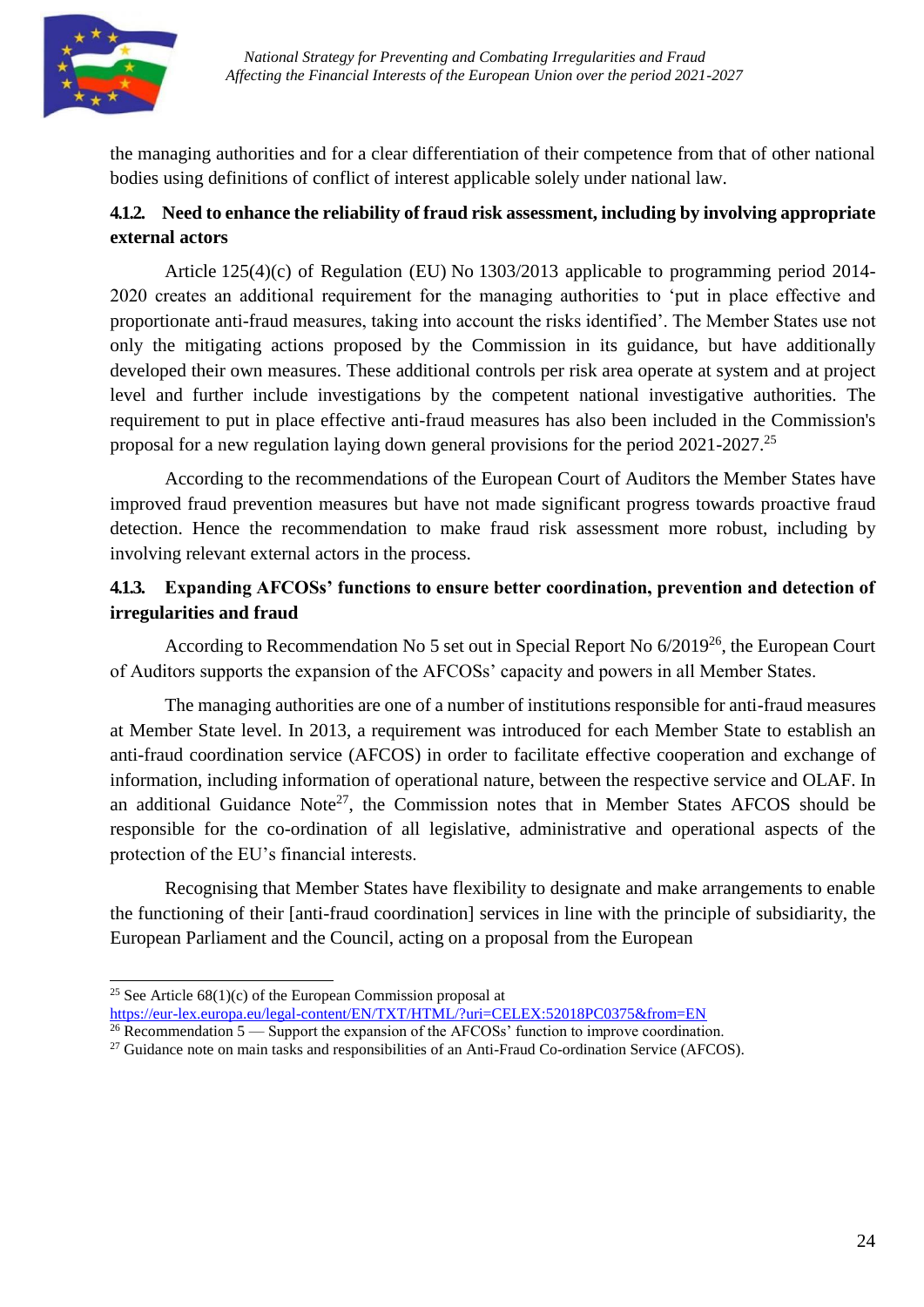the managing authorities and for a clear differentiation of their competence from that of other national bodies using definitions of conflict of interest applicable solely under national law.

#### 4.1.2. Need to enhance the reliability of fraud risk assessment, including by involving appropriate external actors

Article 125(4)(c) of Regulation (EU) No 1303/2013 applicable to programming period 2014-2020 creates an additional requirement for the managing authorities to 'put in place effective and proportionate anti-fraud measures, taking into account the risks identified'. The Member States use not only the mitigating actions proposed by the Commission in its guidance, but have additionally developed their own measures. These additional controls per risk area operate at system and at project level and further include investigations by the competent national investigative authorities. The requirement to put in place effective anti-fraud measures has also been included in the Commission's proposal for a new regulation laying down general provisions for the period 2021-2027.[25]

According to the recommendations of the European Court of Auditors the Member States have improved fraud prevention measures but have not made significant progress towards proactive fraud detection. Hence the recommendation to make fraud risk assessment more robust, including by involving relevant external actors in the process.

#### 4.1.3. Expanding AFCOSs' functions to ensure better coordination, prevention and detection of irregularities and fraud

According to Recommendation No 5 set out in Special Report No 6/2019[26], the European Court of Auditors supports the expansion of the AFCOSs' capacity and powers in all Member States.

The managing authorities are one of a number of institutions responsible for anti-fraud measures at Member State level. In 2013, a requirement was introduced for each Member State to establish an anti-fraud coordination service (AFCOS) in order to facilitate effective cooperation and exchange of information, including information of operational nature, between the respective service and OLAF. In an additional Guidance Note[27], the Commission notes that in Member States AFCOS should be responsible for the co-ordination of all legislative, administrative and operational aspects of the protection of the EU's financial interests.

Recognising that Member States have flexibility to designate and make arrangements to enable the functioning of their [anti-fraud coordination] services in line with the principle of subsidiarity, the European Parliament and the Council, acting on a proposal from the European

---

[25] See Article 68(1)(c) of the European Commission proposal at https://eur-lex.europa.eu/legal-content/EN/TXT/HTML/?uri=CELEX:52018PC0375&from=EN

[26] Recommendation 5 — Support the expansion of the AFCOSs' function to improve coordination.

[27] Guidance note on main tasks and responsibilities of an Anti-Fraud Co-ordination Service (AFCOS).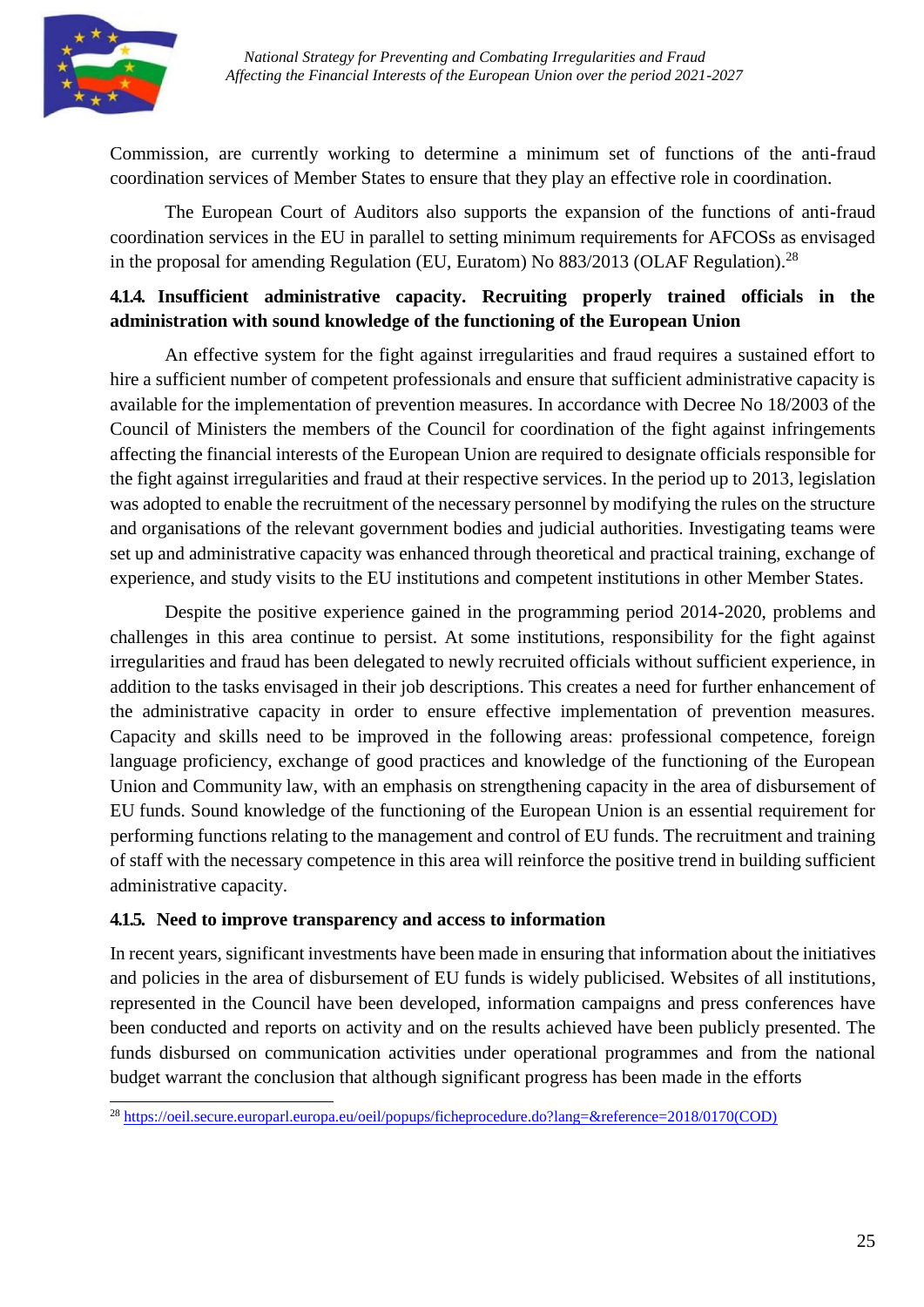Commission, are currently working to determine a minimum set of functions of the anti-fraud coordination services of Member States to ensure that they play an effective role in coordination.

The European Court of Auditors also supports the expansion of the functions of anti-fraud coordination services in the EU in parallel to setting minimum requirements for AFCOSs as envisaged in the proposal for amending Regulation (EU, Euratom) No 883/2013 (OLAF Regulation).[28]

#### 4.1.4. Insufficient administrative capacity. Recruiting properly trained officials in the administration with sound knowledge of the functioning of the European Union

An effective system for the fight against irregularities and fraud requires a sustained effort to hire a sufficient number of competent professionals and ensure that sufficient administrative capacity is available for the implementation of prevention measures. In accordance with Decree No 18/2003 of the Council of Ministers the members of the Council for coordination of the fight against infringements affecting the financial interests of the European Union are required to designate officials responsible for the fight against irregularities and fraud at their respective services. In the period up to 2013, legislation was adopted to enable the recruitment of the necessary personnel by modifying the rules on the structure and organisations of the relevant government bodies and judicial authorities. Investigating teams were set up and administrative capacity was enhanced through theoretical and practical training, exchange of experience, and study visits to the EU institutions and competent institutions in other Member States.

Despite the positive experience gained in the programming period 2014-2020, problems and challenges in this area continue to persist. At some institutions, responsibility for the fight against irregularities and fraud has been delegated to newly recruited officials without sufficient experience, in addition to the tasks envisaged in their job descriptions. This creates a need for further enhancement of the administrative capacity in order to ensure effective implementation of prevention measures. Capacity and skills need to be improved in the following areas: professional competence, foreign language proficiency, exchange of good practices and knowledge of the functioning of the European Union and Community law, with an emphasis on strengthening capacity in the area of disbursement of EU funds. Sound knowledge of the functioning of the European Union is an essential requirement for performing functions relating to the management and control of EU funds. The recruitment and training of staff with the necessary competence in this area will reinforce the positive trend in building sufficient administrative capacity.

#### 4.1.5. Need to improve transparency and access to information

In recent years, significant investments have been made in ensuring that information about the initiatives and policies in the area of disbursement of EU funds is widely publicised. Websites of all institutions, represented in the Council have been developed, information campaigns and press conferences have been conducted and reports on activity and on the results achieved have been publicly presented. The funds disbursed on communication activities under operational programmes and from the national budget warrant the conclusion that although significant progress has been made in the efforts

---

[28] https://oeil.secure.europarl.europa.eu/oeil/popups/ficheprocedure.do?lang=&reference=2018/0170(COD)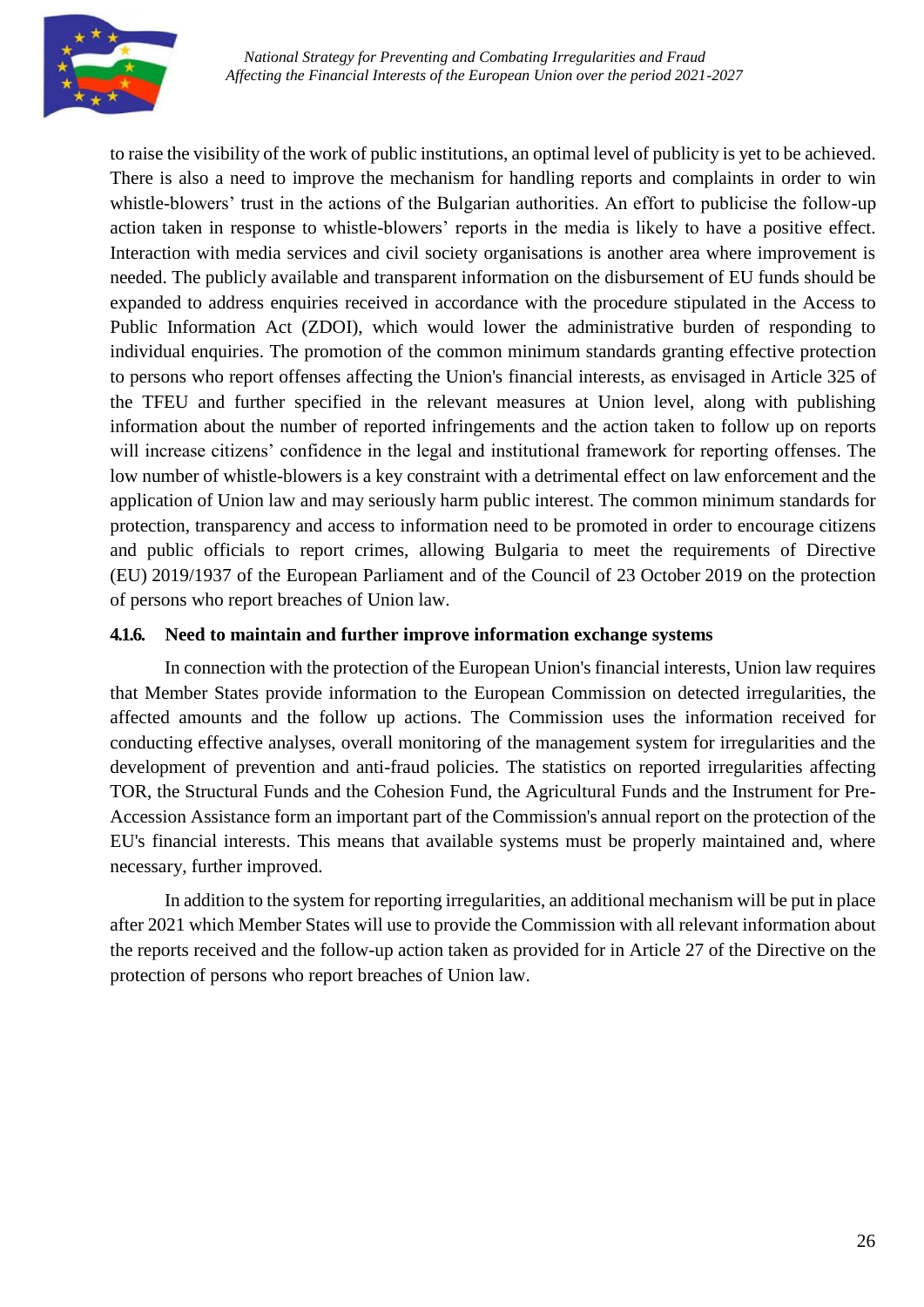to raise the visibility of the work of public institutions, an optimal level of publicity is yet to be achieved. There is also a need to improve the mechanism for handling reports and complaints in order to win whistle-blowers' trust in the actions of the Bulgarian authorities. An effort to publicise the follow-up action taken in response to whistle-blowers' reports in the media is likely to have a positive effect. Interaction with media services and civil society organisations is another area where improvement is needed. The publicly available and transparent information on the disbursement of EU funds should be expanded to address enquiries received in accordance with the procedure stipulated in the Access to Public Information Act (ZDOI), which would lower the administrative burden of responding to individual enquiries. The promotion of the common minimum standards granting effective protection to persons who report offenses affecting the Union's financial interests, as envisaged in Article 325 of the TFEU and further specified in the relevant measures at Union level, along with publishing information about the number of reported infringements and the action taken to follow up on reports will increase citizens' confidence in the legal and institutional framework for reporting offenses. The low number of whistle-blowers is a key constraint with a detrimental effect on law enforcement and the application of Union law and may seriously harm public interest. The common minimum standards for protection, transparency and access to information need to be promoted in order to encourage citizens and public officials to report crimes, allowing Bulgaria to meet the requirements of Directive (EU) 2019/1937 of the European Parliament and of the Council of 23 October 2019 on the protection of persons who report breaches of Union law.

#### 4.1.6. Need to maintain and further improve information exchange systems

In connection with the protection of the European Union's financial interests, Union law requires that Member States provide information to the European Commission on detected irregularities, the affected amounts and the follow up actions. The Commission uses the information received for conducting effective analyses, overall monitoring of the management system for irregularities and the development of prevention and anti-fraud policies. The statistics on reported irregularities affecting TOR, the Structural Funds and the Cohesion Fund, the Agricultural Funds and the Instrument for Pre-Accession Assistance form an important part of the Commission's annual report on the protection of the EU's financial interests. This means that available systems must be properly maintained and, where necessary, further improved.

In addition to the system for reporting irregularities, an additional mechanism will be put in place after 2021 which Member States will use to provide the Commission with all relevant information about the reports received and the follow-up action taken as provided for in Article 27 of the Directive on the protection of persons who report breaches of Union law.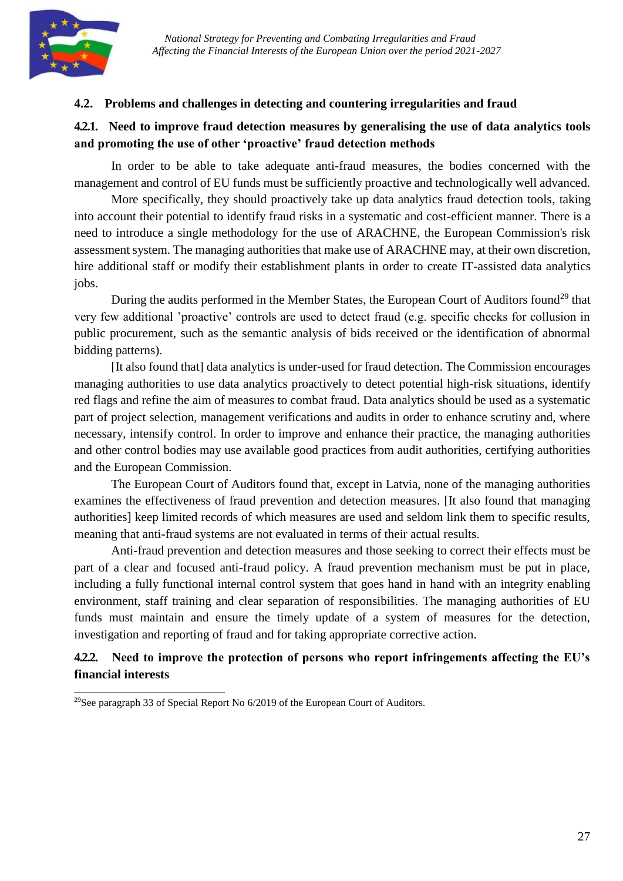## 4.2. Problems and challenges in detecting and countering irregularities and fraud

### 4.2.1. Need to improve fraud detection measures by generalising the use of data analytics tools and promoting the use of other 'proactive' fraud detection methods

In order to be able to take adequate anti-fraud measures, the bodies concerned with the management and control of EU funds must be sufficiently proactive and technologically well advanced.

More specifically, they should proactively take up data analytics fraud detection tools, taking into account their potential to identify fraud risks in a systematic and cost-efficient manner. There is a need to introduce a single methodology for the use of ARACHNE, the European Commission's risk assessment system. The managing authorities that make use of ARACHNE may, at their own discretion, hire additional staff or modify their establishment plants in order to create IT-assisted data analytics jobs.

During the audits performed in the Member States, the European Court of Auditors found[29] that very few additional 'proactive' controls are used to detect fraud (e.g. specific checks for collusion in public procurement, such as the semantic analysis of bids received or the identification of abnormal bidding patterns).

[It also found that] data analytics is under-used for fraud detection. The Commission encourages managing authorities to use data analytics proactively to detect potential high-risk situations, identify red flags and refine the aim of measures to combat fraud. Data analytics should be used as a systematic part of project selection, management verifications and audits in order to enhance scrutiny and, where necessary, intensify control. In order to improve and enhance their practice, the managing authorities and other control bodies may use available good practices from audit authorities, certifying authorities and the European Commission.

The European Court of Auditors found that, except in Latvia, none of the managing authorities examines the effectiveness of fraud prevention and detection measures. [It also found that managing authorities] keep limited records of which measures are used and seldom link them to specific results, meaning that anti-fraud systems are not evaluated in terms of their actual results.

Anti-fraud prevention and detection measures and those seeking to correct their effects must be part of a clear and focused anti-fraud policy. A fraud prevention mechanism must be put in place, including a fully functional internal control system that goes hand in hand with an integrity enabling environment, staff training and clear separation of responsibilities. The managing authorities of EU funds must maintain and ensure the timely update of a system of measures for the detection, investigation and reporting of fraud and for taking appropriate corrective action.

### 4.2.2. Need to improve the protection of persons who report infringements affecting the EU's financial interests

---

[29] See paragraph 33 of Special Report No 6/2019 of the European Court of Auditors.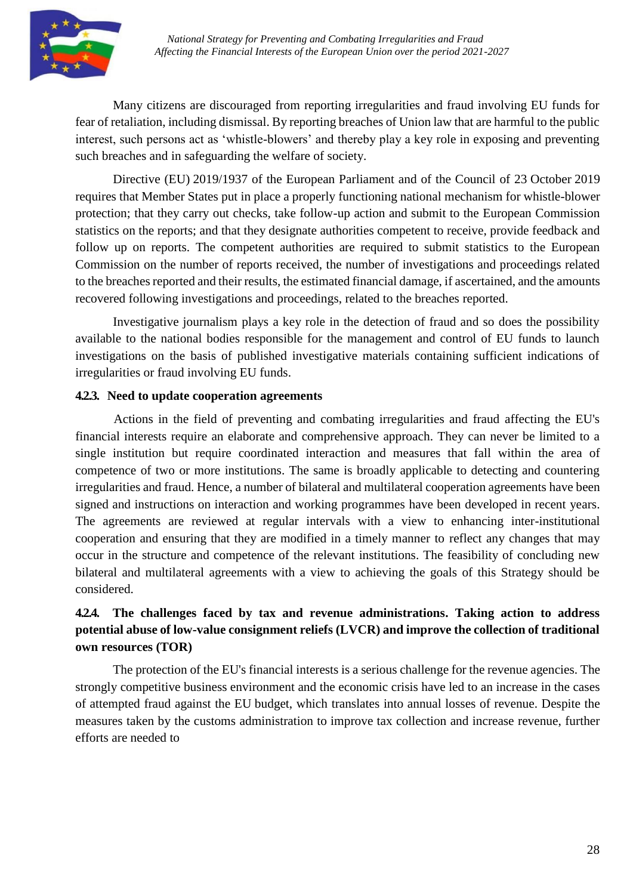Many citizens are discouraged from reporting irregularities and fraud involving EU funds for fear of retaliation, including dismissal. By reporting breaches of Union law that are harmful to the public interest, such persons act as 'whistle-blowers' and thereby play a key role in exposing and preventing such breaches and in safeguarding the welfare of society.

Directive (EU) 2019/1937 of the European Parliament and of the Council of 23 October 2019 requires that Member States put in place a properly functioning national mechanism for whistle-blower protection; that they carry out checks, take follow-up action and submit to the European Commission statistics on the reports; and that they designate authorities competent to receive, provide feedback and follow up on reports. The competent authorities are required to submit statistics to the European Commission on the number of reports received, the number of investigations and proceedings related to the breaches reported and their results, the estimated financial damage, if ascertained, and the amounts recovered following investigations and proceedings, related to the breaches reported.

Investigative journalism plays a key role in the detection of fraud and so does the possibility available to the national bodies responsible for the management and control of EU funds to launch investigations on the basis of published investigative materials containing sufficient indications of irregularities or fraud involving EU funds.

#### 4.2.3. Need to update cooperation agreements

Actions in the field of preventing and combating irregularities and fraud affecting the EU's financial interests require an elaborate and comprehensive approach. They can never be limited to a single institution but require coordinated interaction and measures that fall within the area of competence of two or more institutions. The same is broadly applicable to detecting and countering irregularities and fraud. Hence, a number of bilateral and multilateral cooperation agreements have been signed and instructions on interaction and working programmes have been developed in recent years. The agreements are reviewed at regular intervals with a view to enhancing inter-institutional cooperation and ensuring that they are modified in a timely manner to reflect any changes that may occur in the structure and competence of the relevant institutions. The feasibility of concluding new bilateral and multilateral agreements with a view to achieving the goals of this Strategy should be considered.

#### 4.2.4. The challenges faced by tax and revenue administrations. Taking action to address potential abuse of low-value consignment reliefs (LVCR) and improve the collection of traditional own resources (TOR)

The protection of the EU's financial interests is a serious challenge for the revenue agencies. The strongly competitive business environment and the economic crisis have led to an increase in the cases of attempted fraud against the EU budget, which translates into annual losses of revenue. Despite the measures taken by the customs administration to improve tax collection and increase revenue, further efforts are needed to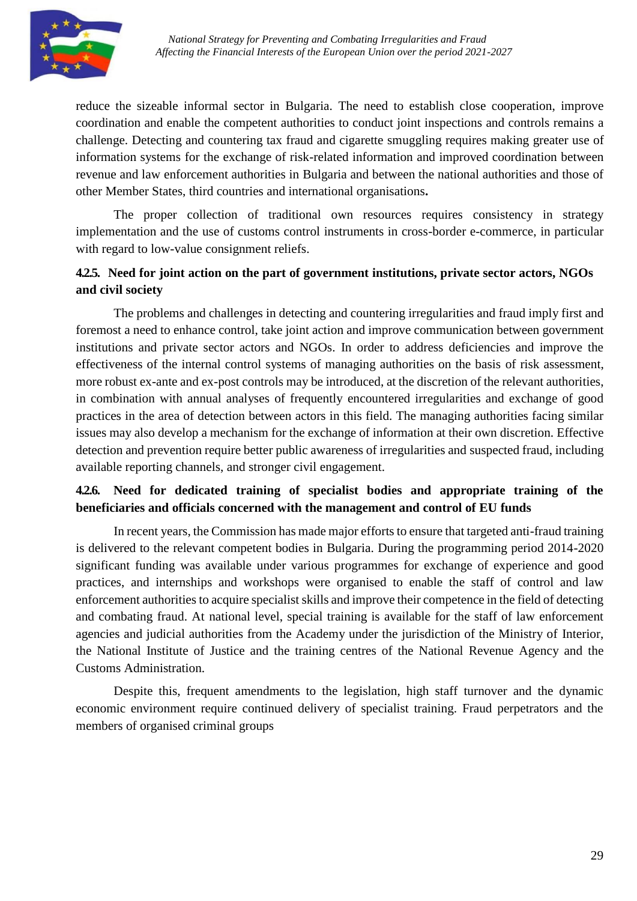reduce the sizeable informal sector in Bulgaria. The need to establish close cooperation, improve coordination and enable the competent authorities to conduct joint inspections and controls remains a challenge. Detecting and countering tax fraud and cigarette smuggling requires making greater use of information systems for the exchange of risk-related information and improved coordination between revenue and law enforcement authorities in Bulgaria and between the national authorities and those of other Member States, third countries and international organisations.

The proper collection of traditional own resources requires consistency in strategy implementation and the use of customs control instruments in cross-border e-commerce, in particular with regard to low-value consignment reliefs.

#### 4.2.5. Need for joint action on the part of government institutions, private sector actors, NGOs and civil society

The problems and challenges in detecting and countering irregularities and fraud imply first and foremost a need to enhance control, take joint action and improve communication between government institutions and private sector actors and NGOs. In order to address deficiencies and improve the effectiveness of the internal control systems of managing authorities on the basis of risk assessment, more robust ex-ante and ex-post controls may be introduced, at the discretion of the relevant authorities, in combination with annual analyses of frequently encountered irregularities and exchange of good practices in the area of detection between actors in this field. The managing authorities facing similar issues may also develop a mechanism for the exchange of information at their own discretion. Effective detection and prevention require better public awareness of irregularities and suspected fraud, including available reporting channels, and stronger civil engagement.

#### 4.2.6. Need for dedicated training of specialist bodies and appropriate training of the beneficiaries and officials concerned with the management and control of EU funds

In recent years, the Commission has made major efforts to ensure that targeted anti-fraud training is delivered to the relevant competent bodies in Bulgaria. During the programming period 2014-2020 significant funding was available under various programmes for exchange of experience and good practices, and internships and workshops were organised to enable the staff of control and law enforcement authorities to acquire specialist skills and improve their competence in the field of detecting and combating fraud. At national level, special training is available for the staff of law enforcement agencies and judicial authorities from the Academy under the jurisdiction of the Ministry of Interior, the National Institute of Justice and the training centres of the National Revenue Agency and the Customs Administration.

Despite this, frequent amendments to the legislation, high staff turnover and the dynamic economic environment require continued delivery of specialist training. Fraud perpetrators and the members of organised criminal groups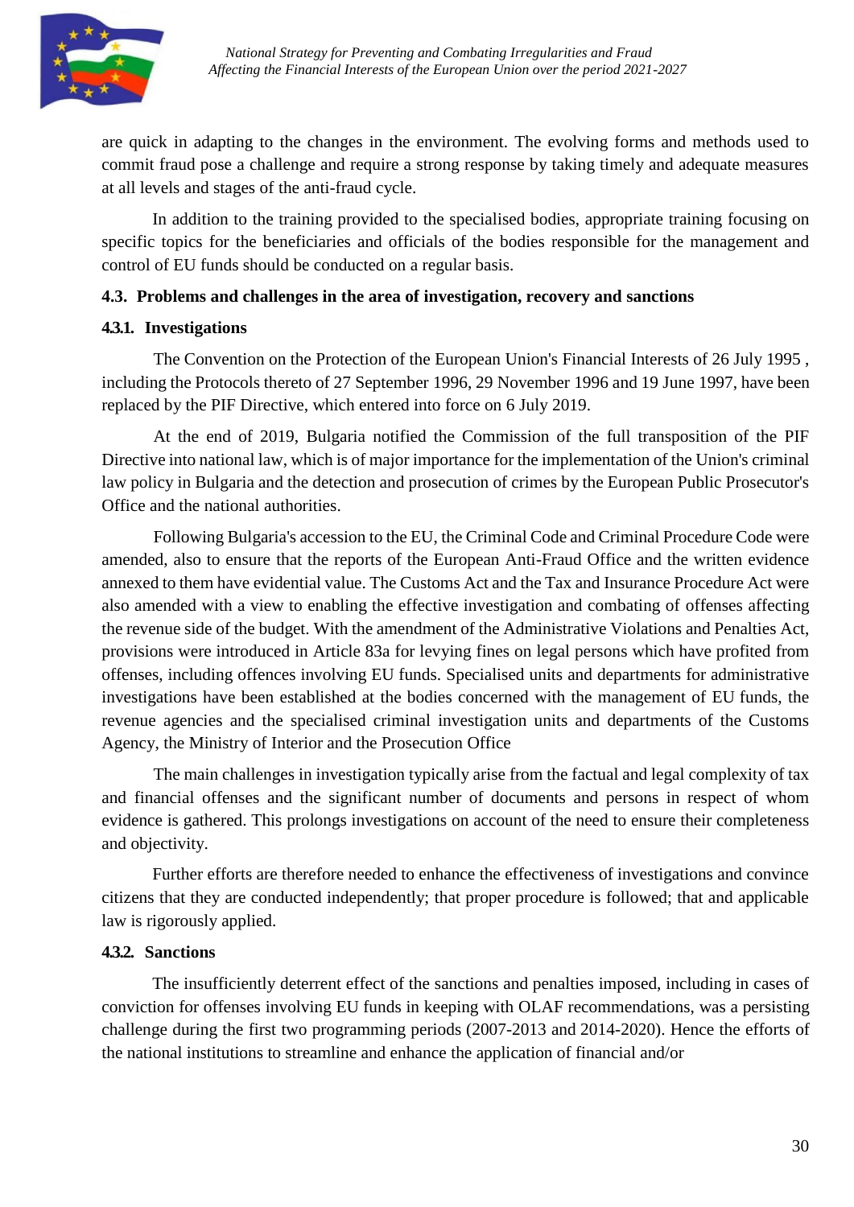are quick in adapting to the changes in the environment. The evolving forms and methods used to commit fraud pose a challenge and require a strong response by taking timely and adequate measures at all levels and stages of the anti-fraud cycle.

In addition to the training provided to the specialised bodies, appropriate training focusing on specific topics for the beneficiaries and officials of the bodies responsible for the management and control of EU funds should be conducted on a regular basis.

### 4.3. Problems and challenges in the area of investigation, recovery and sanctions

#### 4.3.1. Investigations

The Convention on the Protection of the European Union's Financial Interests of 26 July 1995 , including the Protocols thereto of 27 September 1996, 29 November 1996 and 19 June 1997, have been replaced by the PIF Directive, which entered into force on 6 July 2019.

At the end of 2019, Bulgaria notified the Commission of the full transposition of the PIF Directive into national law, which is of major importance for the implementation of the Union's criminal law policy in Bulgaria and the detection and prosecution of crimes by the European Public Prosecutor's Office and the national authorities.

Following Bulgaria's accession to the EU, the Criminal Code and Criminal Procedure Code were amended, also to ensure that the reports of the European Anti-Fraud Office and the written evidence annexed to them have evidential value. The Customs Act and the Tax and Insurance Procedure Act were also amended with a view to enabling the effective investigation and combating of offenses affecting the revenue side of the budget. With the amendment of the Administrative Violations and Penalties Act, provisions were introduced in Article 83a for levying fines on legal persons which have profited from offenses, including offences involving EU funds. Specialised units and departments for administrative investigations have been established at the bodies concerned with the management of EU funds, the revenue agencies and the specialised criminal investigation units and departments of the Customs Agency, the Ministry of Interior and the Prosecution Office

The main challenges in investigation typically arise from the factual and legal complexity of tax and financial offenses and the significant number of documents and persons in respect of whom evidence is gathered. This prolongs investigations on account of the need to ensure their completeness and objectivity.

Further efforts are therefore needed to enhance the effectiveness of investigations and convince citizens that they are conducted independently; that proper procedure is followed; that and applicable law is rigorously applied.

#### 4.3.2. Sanctions

The insufficiently deterrent effect of the sanctions and penalties imposed, including in cases of conviction for offenses involving EU funds in keeping with OLAF recommendations, was a persisting challenge during the first two programming periods (2007-2013 and 2014-2020). Hence the efforts of the national institutions to streamline and enhance the application of financial and/or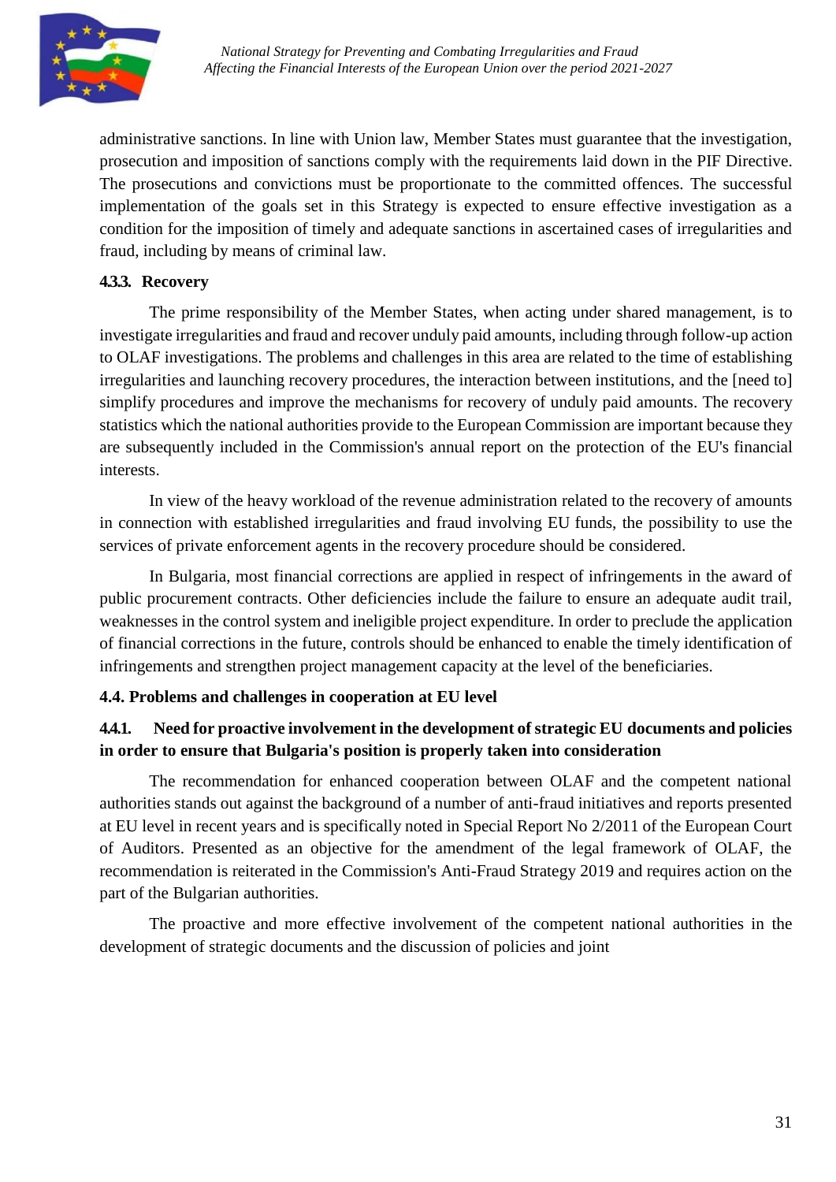administrative sanctions. In line with Union law, Member States must guarantee that the investigation, prosecution and imposition of sanctions comply with the requirements laid down in the PIF Directive. The prosecutions and convictions must be proportionate to the committed offences. The successful implementation of the goals set in this Strategy is expected to ensure effective investigation as a condition for the imposition of timely and adequate sanctions in ascertained cases of irregularities and fraud, including by means of criminal law.

#### 4.3.3. Recovery

The prime responsibility of the Member States, when acting under shared management, is to investigate irregularities and fraud and recover unduly paid amounts, including through follow-up action to OLAF investigations. The problems and challenges in this area are related to the time of establishing irregularities and launching recovery procedures, the interaction between institutions, and the [need to] simplify procedures and improve the mechanisms for recovery of unduly paid amounts. The recovery statistics which the national authorities provide to the European Commission are important because they are subsequently included in the Commission's annual report on the protection of the EU's financial interests.

In view of the heavy workload of the revenue administration related to the recovery of amounts in connection with established irregularities and fraud involving EU funds, the possibility to use the services of private enforcement agents in the recovery procedure should be considered.

In Bulgaria, most financial corrections are applied in respect of infringements in the award of public procurement contracts. Other deficiencies include the failure to ensure an adequate audit trail, weaknesses in the control system and ineligible project expenditure. In order to preclude the application of financial corrections in the future, controls should be enhanced to enable the timely identification of infringements and strengthen project management capacity at the level of the beneficiaries.

### 4.4. Problems and challenges in cooperation at EU level

#### 4.4.1. Need for proactive involvement in the development of strategic EU documents and policies in order to ensure that Bulgaria's position is properly taken into consideration

The recommendation for enhanced cooperation between OLAF and the competent national authorities stands out against the background of a number of anti-fraud initiatives and reports presented at EU level in recent years and is specifically noted in Special Report No 2/2011 of the European Court of Auditors. Presented as an objective for the amendment of the legal framework of OLAF, the recommendation is reiterated in the Commission's Anti-Fraud Strategy 2019 and requires action on the part of the Bulgarian authorities.

The proactive and more effective involvement of the competent national authorities in the development of strategic documents and the discussion of policies and joint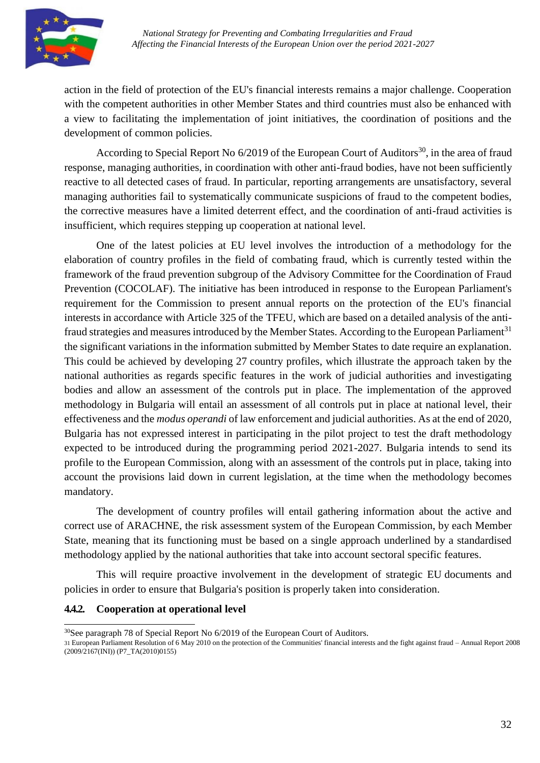action in the field of protection of the EU's financial interests remains a major challenge. Cooperation with the competent authorities in other Member States and third countries must also be enhanced with a view to facilitating the implementation of joint initiatives, the coordination of positions and the development of common policies.

According to Special Report No 6/2019 of the European Court of Auditors[30], in the area of fraud response, managing authorities, in coordination with other anti-fraud bodies, have not been sufficiently reactive to all detected cases of fraud. In particular, reporting arrangements are unsatisfactory, several managing authorities fail to systematically communicate suspicions of fraud to the competent bodies, the corrective measures have a limited deterrent effect, and the coordination of anti-fraud activities is insufficient, which requires stepping up cooperation at national level.

One of the latest policies at EU level involves the introduction of a methodology for the elaboration of country profiles in the field of combating fraud, which is currently tested within the framework of the fraud prevention subgroup of the Advisory Committee for the Coordination of Fraud Prevention (COCOLAF). The initiative has been introduced in response to the European Parliament's requirement for the Commission to present annual reports on the protection of the EU's financial interests in accordance with Article 325 of the TFEU, which are based on a detailed analysis of the anti-fraud strategies and measures introduced by the Member States. According to the European Parliament[31] the significant variations in the information submitted by Member States to date require an explanation. This could be achieved by developing 27 country profiles, which illustrate the approach taken by the national authorities as regards specific features in the work of judicial authorities and investigating bodies and allow an assessment of the controls put in place. The implementation of the approved methodology in Bulgaria will entail an assessment of all controls put in place at national level, their effectiveness and the *modus operandi* of law enforcement and judicial authorities. As at the end of 2020, Bulgaria has not expressed interest in participating in the pilot project to test the draft methodology expected to be introduced during the programming period 2021-2027. Bulgaria intends to send its profile to the European Commission, along with an assessment of the controls put in place, taking into account the provisions laid down in current legislation, at the time when the methodology becomes mandatory.

The development of country profiles will entail gathering information about the active and correct use of ARACHNE, the risk assessment system of the European Commission, by each Member State, meaning that its functioning must be based on a single approach underlined by a standardised methodology applied by the national authorities that take into account sectoral specific features.

This will require proactive involvement in the development of strategic EU documents and policies in order to ensure that Bulgaria's position is properly taken into consideration.

#### 4.4.2. Cooperation at operational level

---

[30] See paragraph 78 of Special Report No 6/2019 of the European Court of Auditors.

[31] European Parliament Resolution of 6 May 2010 on the protection of the Communities' financial interests and the fight against fraud – Annual Report 2008 (2009/2167(INI)) (P7_TA(2010)0155)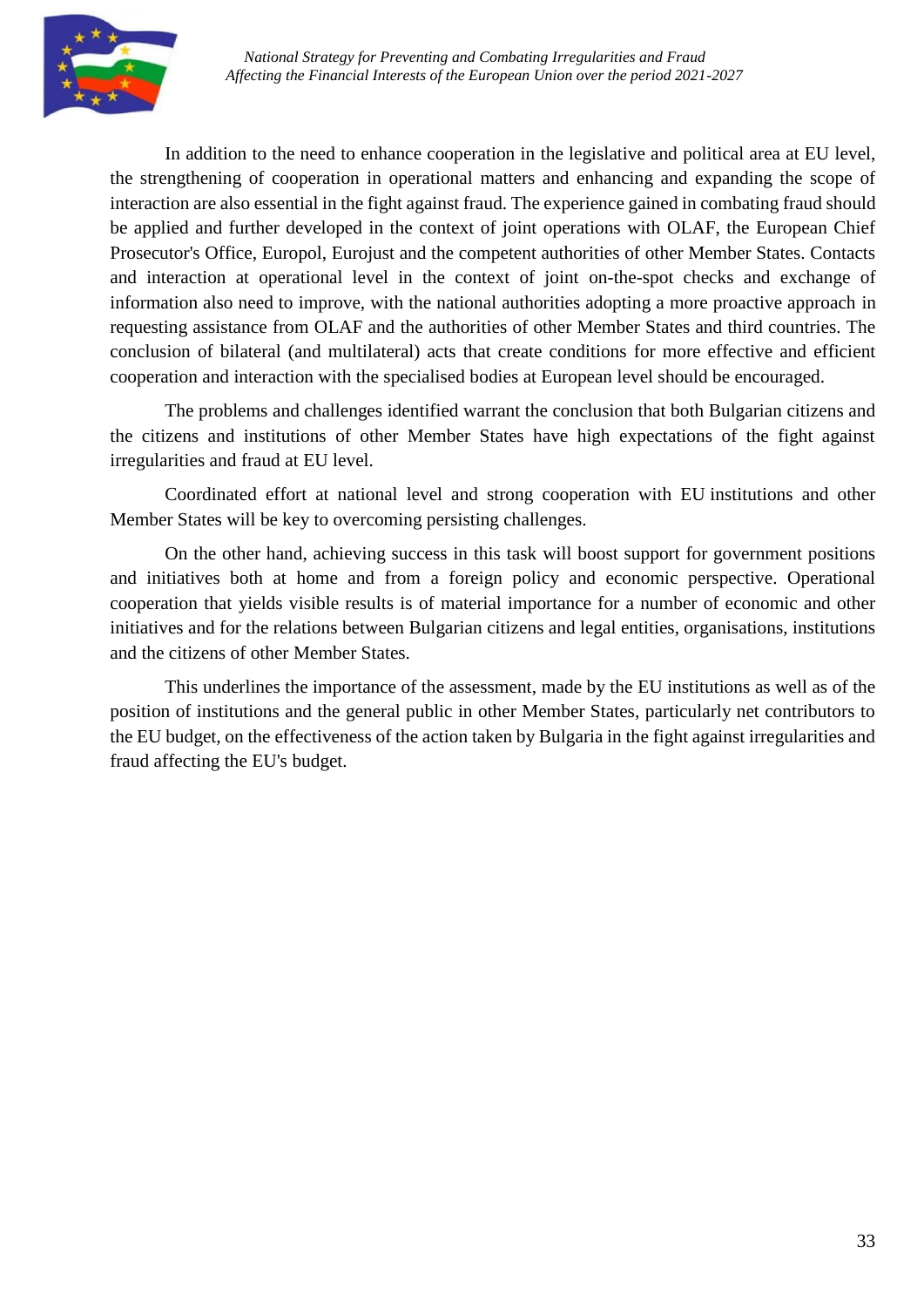In addition to the need to enhance cooperation in the legislative and political area at EU level, the strengthening of cooperation in operational matters and enhancing and expanding the scope of interaction are also essential in the fight against fraud. The experience gained in combating fraud should be applied and further developed in the context of joint operations with OLAF, the European Chief Prosecutor's Office, Europol, Eurojust and the competent authorities of other Member States. Contacts and interaction at operational level in the context of joint on-the-spot checks and exchange of information also need to improve, with the national authorities adopting a more proactive approach in requesting assistance from OLAF and the authorities of other Member States and third countries. The conclusion of bilateral (and multilateral) acts that create conditions for more effective and efficient cooperation and interaction with the specialised bodies at European level should be encouraged.

The problems and challenges identified warrant the conclusion that both Bulgarian citizens and the citizens and institutions of other Member States have high expectations of the fight against irregularities and fraud at EU level.

Coordinated effort at national level and strong cooperation with EU institutions and other Member States will be key to overcoming persisting challenges.

On the other hand, achieving success in this task will boost support for government positions and initiatives both at home and from a foreign policy and economic perspective. Operational cooperation that yields visible results is of material importance for a number of economic and other initiatives and for the relations between Bulgarian citizens and legal entities, organisations, institutions and the citizens of other Member States.

This underlines the importance of the assessment, made by the EU institutions as well as of the position of institutions and the general public in other Member States, particularly net contributors to the EU budget, on the effectiveness of the action taken by Bulgaria in the fight against irregularities and fraud affecting the EU's budget.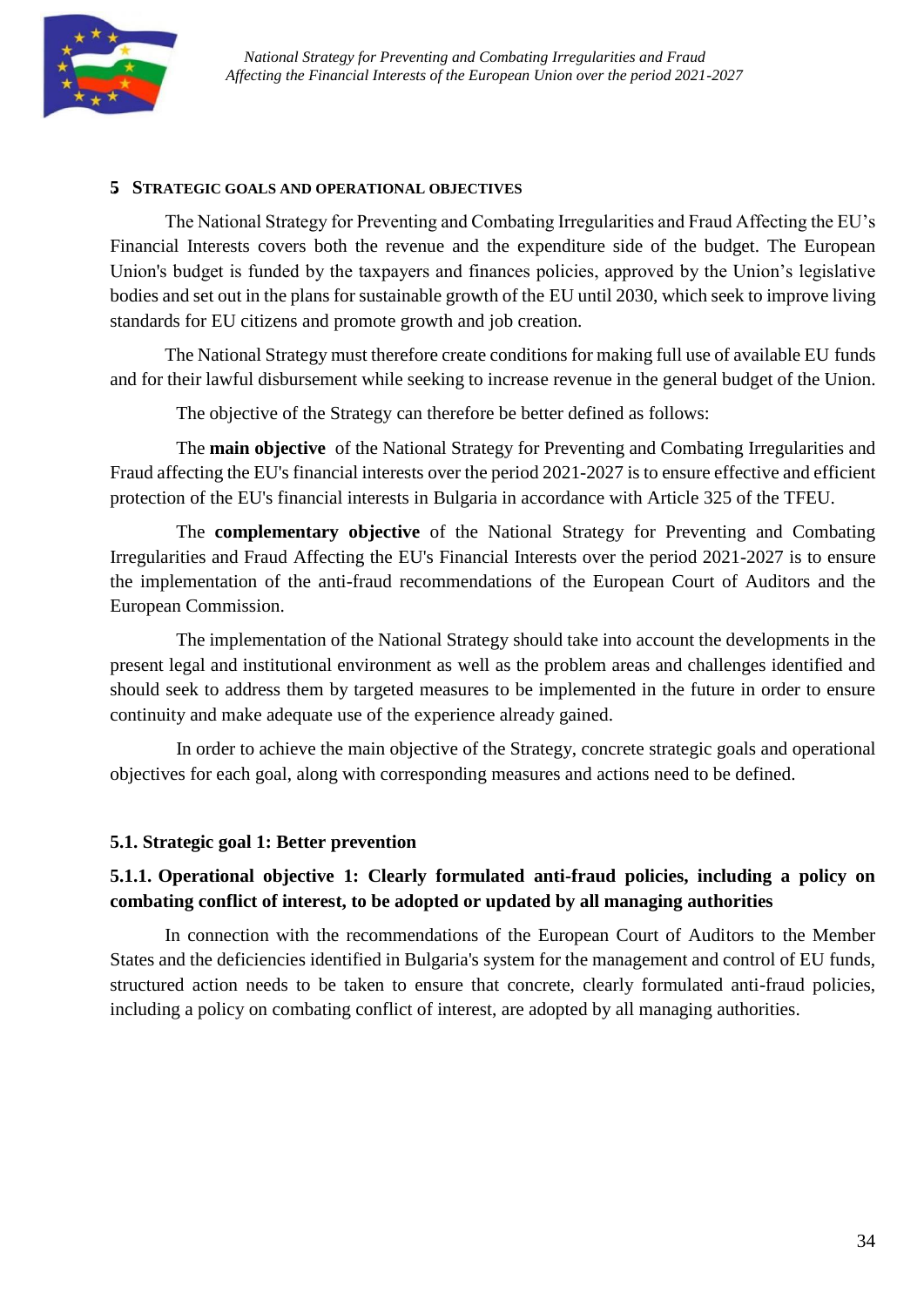## 5 STRATEGIC GOALS AND OPERATIONAL OBJECTIVES

The National Strategy for Preventing and Combating Irregularities and Fraud Affecting the EU's Financial Interests covers both the revenue and the expenditure side of the budget. The European Union's budget is funded by the taxpayers and finances policies, approved by the Union's legislative bodies and set out in the plans for sustainable growth of the EU until 2030, which seek to improve living standards for EU citizens and promote growth and job creation.

The National Strategy must therefore create conditions for making full use of available EU funds and for their lawful disbursement while seeking to increase revenue in the general budget of the Union.

The objective of the Strategy can therefore be better defined as follows:

The **main objective** of the National Strategy for Preventing and Combating Irregularities and Fraud affecting the EU's financial interests over the period 2021-2027 is to ensure effective and efficient protection of the EU's financial interests in Bulgaria in accordance with Article 325 of the TFEU.

The **complementary objective** of the National Strategy for Preventing and Combating Irregularities and Fraud Affecting the EU's Financial Interests over the period 2021-2027 is to ensure the implementation of the anti-fraud recommendations of the European Court of Auditors and the European Commission.

The implementation of the National Strategy should take into account the developments in the present legal and institutional environment as well as the problem areas and challenges identified and should seek to address them by targeted measures to be implemented in the future in order to ensure continuity and make adequate use of the experience already gained.

In order to achieve the main objective of the Strategy, concrete strategic goals and operational objectives for each goal, along with corresponding measures and actions need to be defined.

### 5.1. Strategic goal 1: Better prevention

#### 5.1.1. Operational objective 1: Clearly formulated anti-fraud policies, including a policy on combating conflict of interest, to be adopted or updated by all managing authorities

In connection with the recommendations of the European Court of Auditors to the Member States and the deficiencies identified in Bulgaria's system for the management and control of EU funds, structured action needs to be taken to ensure that concrete, clearly formulated anti-fraud policies, including a policy on combating conflict of interest, are adopted by all managing authorities.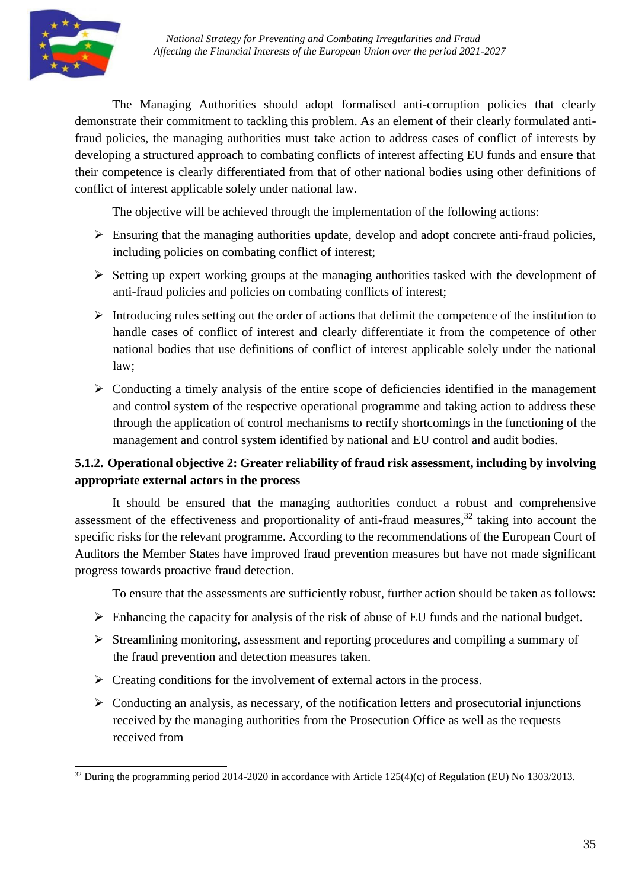The Managing Authorities should adopt formalised anti-corruption policies that clearly demonstrate their commitment to tackling this problem. As an element of their clearly formulated anti-fraud policies, the managing authorities must take action to address cases of conflict of interests by developing a structured approach to combating conflicts of interest affecting EU funds and ensure that their competence is clearly differentiated from that of other national bodies using other definitions of conflict of interest applicable solely under national law.

The objective will be achieved through the implementation of the following actions:

- Ensuring that the managing authorities update, develop and adopt concrete anti-fraud policies, including policies on combating conflict of interest;
- Setting up expert working groups at the managing authorities tasked with the development of anti-fraud policies and policies on combating conflicts of interest;
- Introducing rules setting out the order of actions that delimit the competence of the institution to handle cases of conflict of interest and clearly differentiate it from the competence of other national bodies that use definitions of conflict of interest applicable solely under the national law;
- Conducting a timely analysis of the entire scope of deficiencies identified in the management and control system of the respective operational programme and taking action to address these through the application of control mechanisms to rectify shortcomings in the functioning of the management and control system identified by national and EU control and audit bodies.

### 5.1.2. Operational objective 2: Greater reliability of fraud risk assessment, including by involving appropriate external actors in the process

It should be ensured that the managing authorities conduct a robust and comprehensive assessment of the effectiveness and proportionality of anti-fraud measures,[32] taking into account the specific risks for the relevant programme. According to the recommendations of the European Court of Auditors the Member States have improved fraud prevention measures but have not made significant progress towards proactive fraud detection.

To ensure that the assessments are sufficiently robust, further action should be taken as follows:

- Enhancing the capacity for analysis of the risk of abuse of EU funds and the national budget.
- Streamlining monitoring, assessment and reporting procedures and compiling a summary of the fraud prevention and detection measures taken.
- Creating conditions for the involvement of external actors in the process.
- Conducting an analysis, as necessary, of the notification letters and prosecutorial injunctions received by the managing authorities from the Prosecution Office as well as the requests received from

[32] During the programming period 2014-2020 in accordance with Article 125(4)(c) of Regulation (EU) No 1303/2013.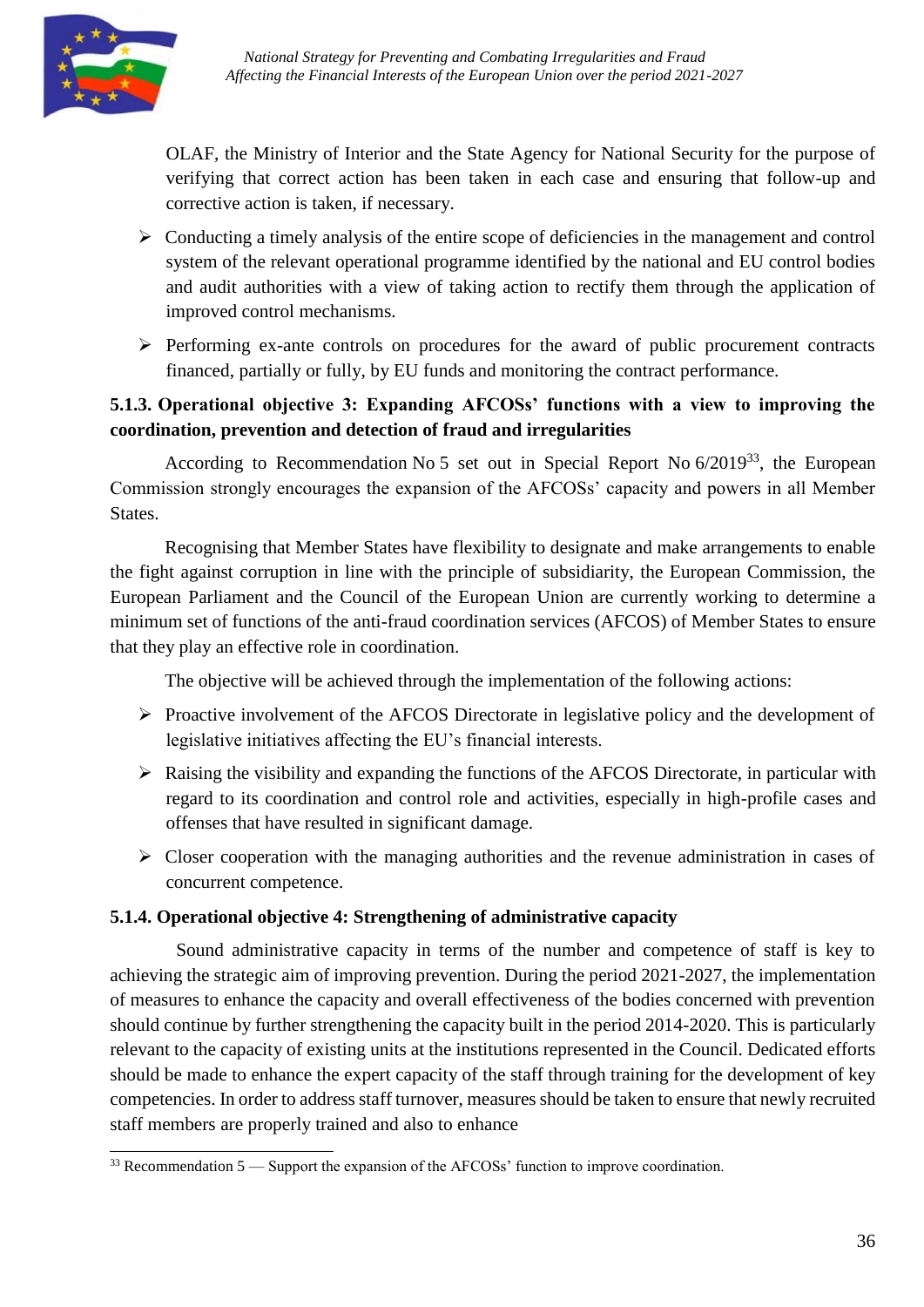OLAF, the Ministry of Interior and the State Agency for National Security for the purpose of verifying that correct action has been taken in each case and ensuring that follow-up and corrective action is taken, if necessary.

- Conducting a timely analysis of the entire scope of deficiencies in the management and control system of the relevant operational programme identified by the national and EU control bodies and audit authorities with a view of taking action to rectify them through the application of improved control mechanisms.
- Performing ex-ante controls on procedures for the award of public procurement contracts financed, partially or fully, by EU funds and monitoring the contract performance.

#### 5.1.3. Operational objective 3: Expanding AFCOSs' functions with a view to improving the coordination, prevention and detection of fraud and irregularities

According to Recommendation No 5 set out in Special Report No 6/2019[33], the European Commission strongly encourages the expansion of the AFCOSs' capacity and powers in all Member States.

Recognising that Member States have flexibility to designate and make arrangements to enable the fight against corruption in line with the principle of subsidiarity, the European Commission, the European Parliament and the Council of the European Union are currently working to determine a minimum set of functions of the anti-fraud coordination services (AFCOS) of Member States to ensure that they play an effective role in coordination.

The objective will be achieved through the implementation of the following actions:

- Proactive involvement of the AFCOS Directorate in legislative policy and the development of legislative initiatives affecting the EU's financial interests.
- Raising the visibility and expanding the functions of the AFCOS Directorate, in particular with regard to its coordination and control role and activities, especially in high-profile cases and offenses that have resulted in significant damage.
- Closer cooperation with the managing authorities and the revenue administration in cases of concurrent competence.

#### 5.1.4. Operational objective 4: Strengthening of administrative capacity

Sound administrative capacity in terms of the number and competence of staff is key to achieving the strategic aim of improving prevention. During the period 2021-2027, the implementation of measures to enhance the capacity and overall effectiveness of the bodies concerned with prevention should continue by further strengthening the capacity built in the period 2014-2020. This is particularly relevant to the capacity of existing units at the institutions represented in the Council. Dedicated efforts should be made to enhance the expert capacity of the staff through training for the development of key competencies. In order to address staff turnover, measures should be taken to ensure that newly recruited staff members are properly trained and also to enhance

---

[33] Recommendation 5 — Support the expansion of the AFCOSs' function to improve coordination.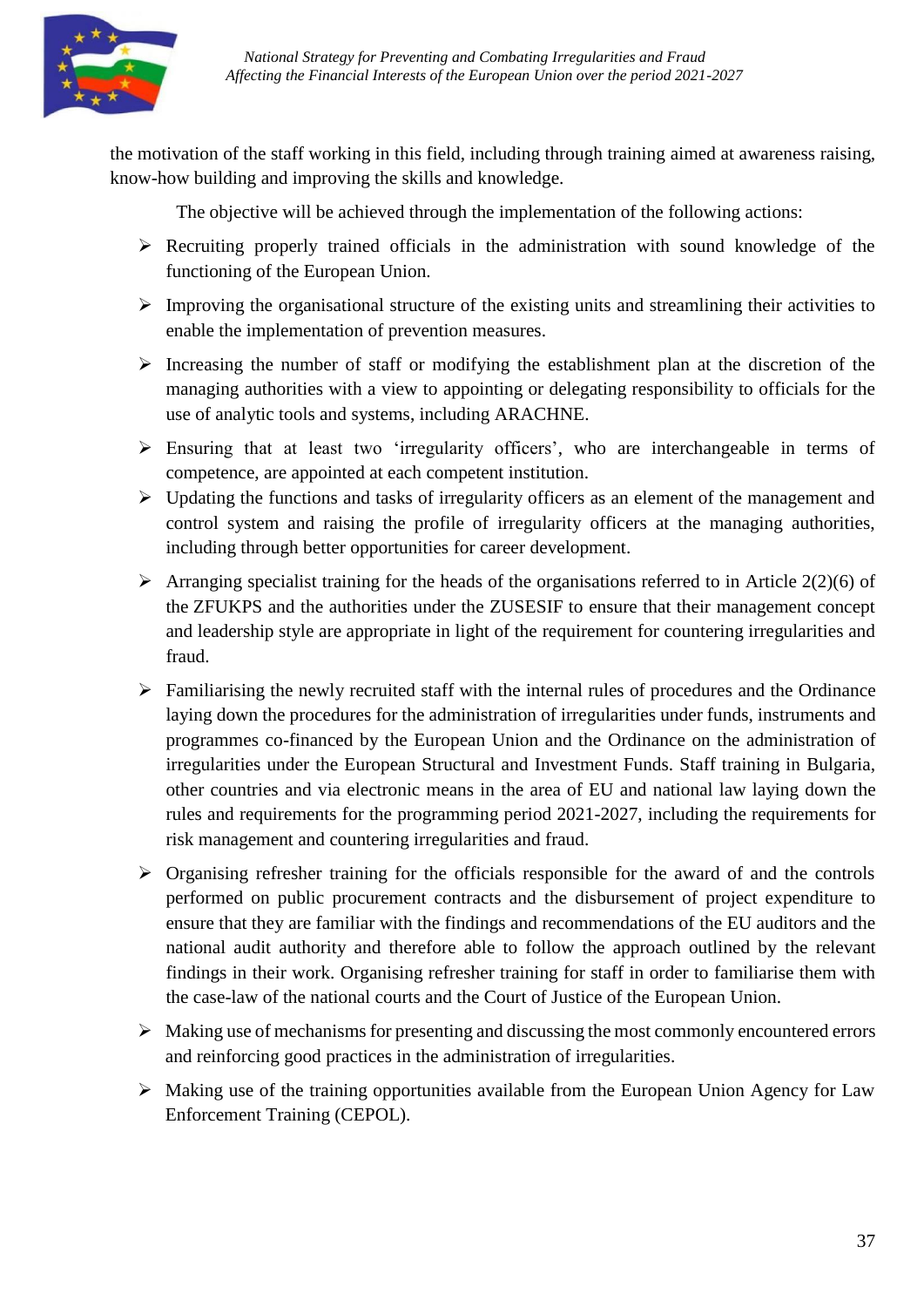the motivation of the staff working in this field, including through training aimed at awareness raising, know-how building and improving the skills and knowledge.

The objective will be achieved through the implementation of the following actions:

- Recruiting properly trained officials in the administration with sound knowledge of the functioning of the European Union.
- Improving the organisational structure of the existing units and streamlining their activities to enable the implementation of prevention measures.
- Increasing the number of staff or modifying the establishment plan at the discretion of the managing authorities with a view to appointing or delegating responsibility to officials for the use of analytic tools and systems, including ARACHNE.
- Ensuring that at least two 'irregularity officers', who are interchangeable in terms of competence, are appointed at each competent institution.
- Updating the functions and tasks of irregularity officers as an element of the management and control system and raising the profile of irregularity officers at the managing authorities, including through better opportunities for career development.
- Arranging specialist training for the heads of the organisations referred to in Article 2(2)(6) of the ZFUKPS and the authorities under the ZUSESIF to ensure that their management concept and leadership style are appropriate in light of the requirement for countering irregularities and fraud.
- Familiarising the newly recruited staff with the internal rules of procedures and the Ordinance laying down the procedures for the administration of irregularities under funds, instruments and programmes co-financed by the European Union and the Ordinance on the administration of irregularities under the European Structural and Investment Funds. Staff training in Bulgaria, other countries and via electronic means in the area of EU and national law laying down the rules and requirements for the programming period 2021-2027, including the requirements for risk management and countering irregularities and fraud.
- Organising refresher training for the officials responsible for the award of and the controls performed on public procurement contracts and the disbursement of project expenditure to ensure that they are familiar with the findings and recommendations of the EU auditors and the national audit authority and therefore able to follow the approach outlined by the relevant findings in their work. Organising refresher training for staff in order to familiarise them with the case-law of the national courts and the Court of Justice of the European Union.
- Making use of mechanisms for presenting and discussing the most commonly encountered errors and reinforcing good practices in the administration of irregularities.
- Making use of the training opportunities available from the European Union Agency for Law Enforcement Training (CEPOL).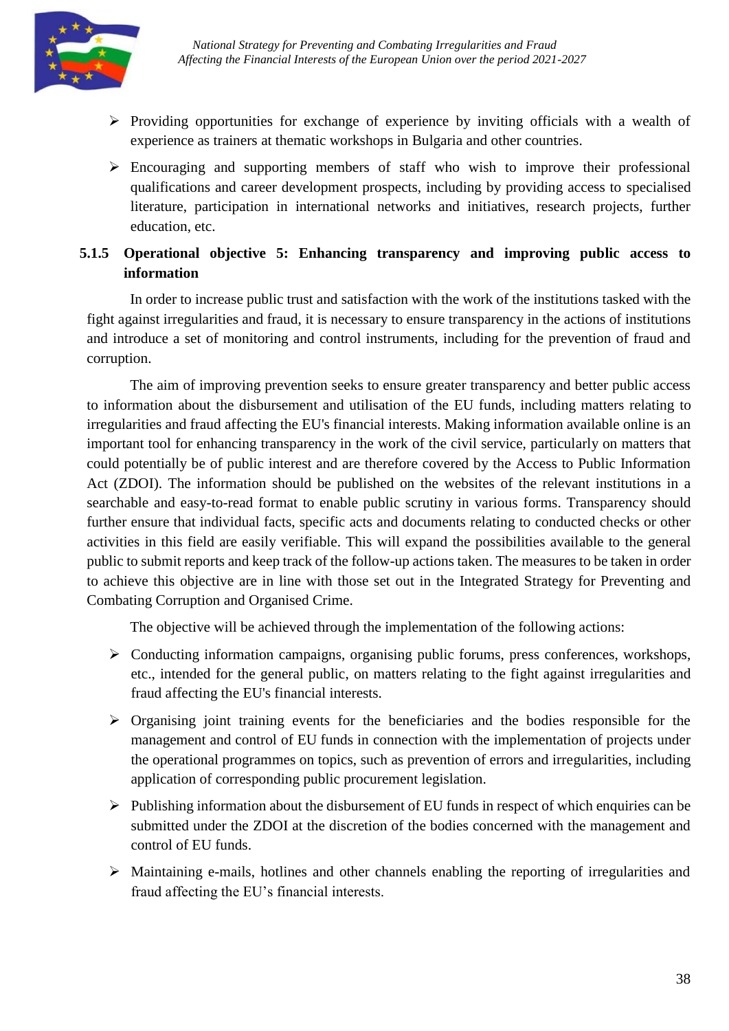- Providing opportunities for exchange of experience by inviting officials with a wealth of experience as trainers at thematic workshops in Bulgaria and other countries.
- Encouraging and supporting members of staff who wish to improve their professional qualifications and career development prospects, including by providing access to specialised literature, participation in international networks and initiatives, research projects, further education, etc.

### 5.1.5 Operational objective 5: Enhancing transparency and improving public access to information

In order to increase public trust and satisfaction with the work of the institutions tasked with the fight against irregularities and fraud, it is necessary to ensure transparency in the actions of institutions and introduce a set of monitoring and control instruments, including for the prevention of fraud and corruption.

The aim of improving prevention seeks to ensure greater transparency and better public access to information about the disbursement and utilisation of the EU funds, including matters relating to irregularities and fraud affecting the EU's financial interests. Making information available online is an important tool for enhancing transparency in the work of the civil service, particularly on matters that could potentially be of public interest and are therefore covered by the Access to Public Information Act (ZDOI). The information should be published on the websites of the relevant institutions in a searchable and easy-to-read format to enable public scrutiny in various forms. Transparency should further ensure that individual facts, specific acts and documents relating to conducted checks or other activities in this field are easily verifiable. This will expand the possibilities available to the general public to submit reports and keep track of the follow-up actions taken. The measures to be taken in order to achieve this objective are in line with those set out in the Integrated Strategy for Preventing and Combating Corruption and Organised Crime.

The objective will be achieved through the implementation of the following actions:

- Conducting information campaigns, organising public forums, press conferences, workshops, etc., intended for the general public, on matters relating to the fight against irregularities and fraud affecting the EU's financial interests.
- Organising joint training events for the beneficiaries and the bodies responsible for the management and control of EU funds in connection with the implementation of projects under the operational programmes on topics, such as prevention of errors and irregularities, including application of corresponding public procurement legislation.
- Publishing information about the disbursement of EU funds in respect of which enquiries can be submitted under the ZDOI at the discretion of the bodies concerned with the management and control of EU funds.
- Maintaining e-mails, hotlines and other channels enabling the reporting of irregularities and fraud affecting the EU's financial interests.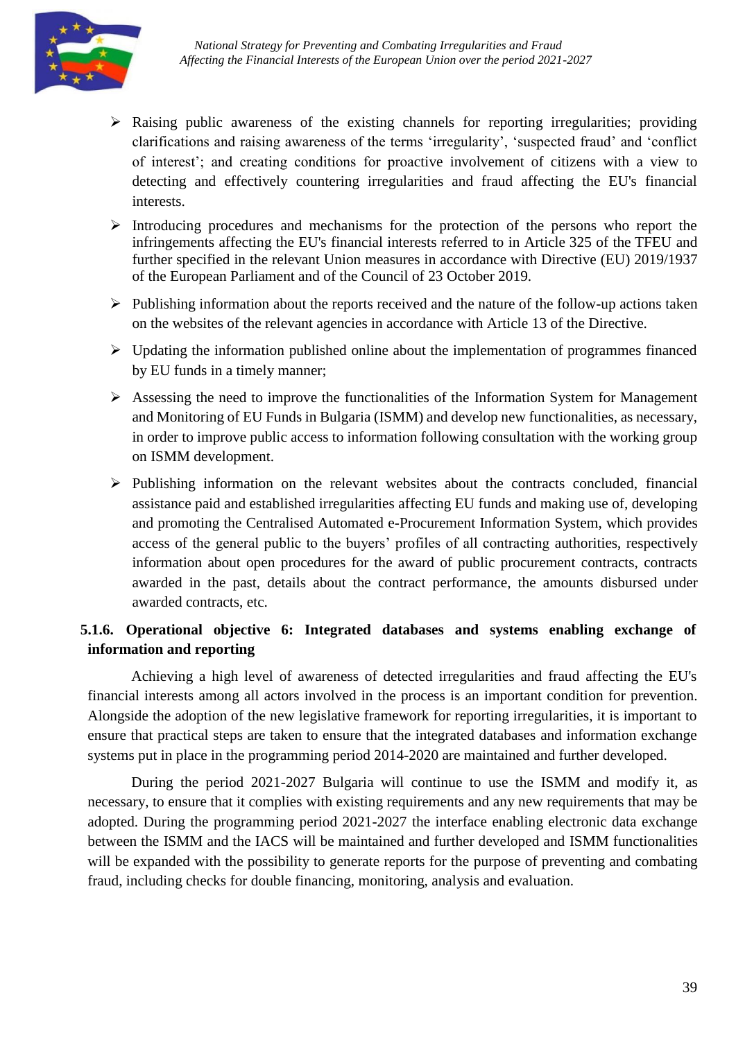- Raising public awareness of the existing channels for reporting irregularities; providing clarifications and raising awareness of the terms 'irregularity', 'suspected fraud' and 'conflict of interest'; and creating conditions for proactive involvement of citizens with a view to detecting and effectively countering irregularities and fraud affecting the EU's financial interests.
- Introducing procedures and mechanisms for the protection of the persons who report the infringements affecting the EU's financial interests referred to in Article 325 of the TFEU and further specified in the relevant Union measures in accordance with Directive (EU) 2019/1937 of the European Parliament and of the Council of 23 October 2019.
- Publishing information about the reports received and the nature of the follow-up actions taken on the websites of the relevant agencies in accordance with Article 13 of the Directive.
- Updating the information published online about the implementation of programmes financed by EU funds in a timely manner;
- Assessing the need to improve the functionalities of the Information System for Management and Monitoring of EU Funds in Bulgaria (ISMM) and develop new functionalities, as necessary, in order to improve public access to information following consultation with the working group on ISMM development.
- Publishing information on the relevant websites about the contracts concluded, financial assistance paid and established irregularities affecting EU funds and making use of, developing and promoting the Centralised Automated e-Procurement Information System, which provides access of the general public to the buyers' profiles of all contracting authorities, respectively information about open procedures for the award of public procurement contracts, contracts awarded in the past, details about the contract performance, the amounts disbursed under awarded contracts, etc.

### 5.1.6. Operational objective 6: Integrated databases and systems enabling exchange of information and reporting

Achieving a high level of awareness of detected irregularities and fraud affecting the EU's financial interests among all actors involved in the process is an important condition for prevention. Alongside the adoption of the new legislative framework for reporting irregularities, it is important to ensure that practical steps are taken to ensure that the integrated databases and information exchange systems put in place in the programming period 2014-2020 are maintained and further developed.

During the period 2021-2027 Bulgaria will continue to use the ISMM and modify it, as necessary, to ensure that it complies with existing requirements and any new requirements that may be adopted. During the programming period 2021-2027 the interface enabling electronic data exchange between the ISMM and the IACS will be maintained and further developed and ISMM functionalities will be expanded with the possibility to generate reports for the purpose of preventing and combating fraud, including checks for double financing, monitoring, analysis and evaluation.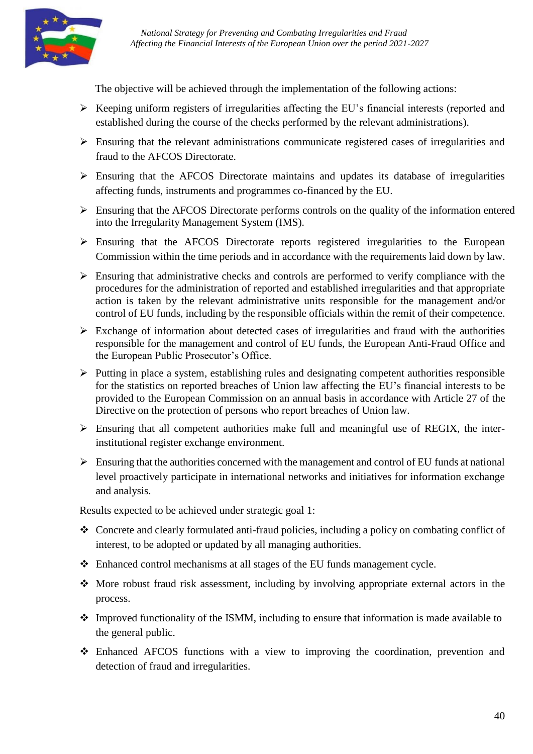The objective will be achieved through the implementation of the following actions:

- Keeping uniform registers of irregularities affecting the EU's financial interests (reported and established during the course of the checks performed by the relevant administrations).
- Ensuring that the relevant administrations communicate registered cases of irregularities and fraud to the AFCOS Directorate.
- Ensuring that the AFCOS Directorate maintains and updates its database of irregularities affecting funds, instruments and programmes co-financed by the EU.
- Ensuring that the AFCOS Directorate performs controls on the quality of the information entered into the Irregularity Management System (IMS).
- Ensuring that the AFCOS Directorate reports registered irregularities to the European Commission within the time periods and in accordance with the requirements laid down by law.
- Ensuring that administrative checks and controls are performed to verify compliance with the procedures for the administration of reported and established irregularities and that appropriate action is taken by the relevant administrative units responsible for the management and/or control of EU funds, including by the responsible officials within the remit of their competence.
- Exchange of information about detected cases of irregularities and fraud with the authorities responsible for the management and control of EU funds, the European Anti-Fraud Office and the European Public Prosecutor's Office.
- Putting in place a system, establishing rules and designating competent authorities responsible for the statistics on reported breaches of Union law affecting the EU's financial interests to be provided to the European Commission on an annual basis in accordance with Article 27 of the Directive on the protection of persons who report breaches of Union law.
- Ensuring that all competent authorities make full and meaningful use of REGIX, the inter-institutional register exchange environment.
- Ensuring that the authorities concerned with the management and control of EU funds at national level proactively participate in international networks and initiatives for information exchange and analysis.

Results expected to be achieved under strategic goal 1:

- Concrete and clearly formulated anti-fraud policies, including a policy on combating conflict of interest, to be adopted or updated by all managing authorities.
- Enhanced control mechanisms at all stages of the EU funds management cycle.
- More robust fraud risk assessment, including by involving appropriate external actors in the process.
- Improved functionality of the ISMM, including to ensure that information is made available to the general public.
- Enhanced AFCOS functions with a view to improving the coordination, prevention and detection of fraud and irregularities.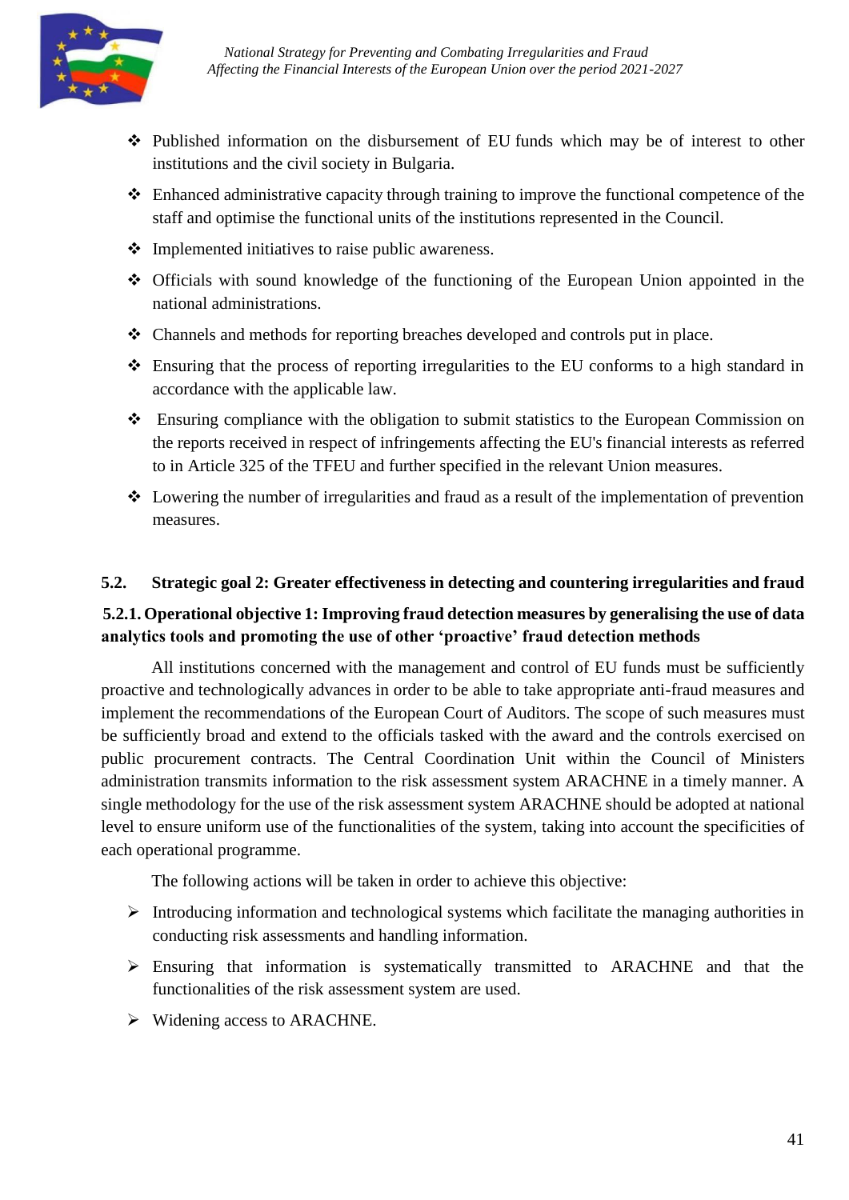- Published information on the disbursement of EU funds which may be of interest to other institutions and the civil society in Bulgaria.
- Enhanced administrative capacity through training to improve the functional competence of the staff and optimise the functional units of the institutions represented in the Council.
- Implemented initiatives to raise public awareness.
- Officials with sound knowledge of the functioning of the European Union appointed in the national administrations.
- Channels and methods for reporting breaches developed and controls put in place.
- Ensuring that the process of reporting irregularities to the EU conforms to a high standard in accordance with the applicable law.
- Ensuring compliance with the obligation to submit statistics to the European Commission on the reports received in respect of infringements affecting the EU's financial interests as referred to in Article 325 of the TFEU and further specified in the relevant Union measures.
- Lowering the number of irregularities and fraud as a result of the implementation of prevention measures.

## 5.2. Strategic goal 2: Greater effectiveness in detecting and countering irregularities and fraud

### 5.2.1. Operational objective 1: Improving fraud detection measures by generalising the use of data analytics tools and promoting the use of other 'proactive' fraud detection methods

All institutions concerned with the management and control of EU funds must be sufficiently proactive and technologically advances in order to be able to take appropriate anti-fraud measures and implement the recommendations of the European Court of Auditors. The scope of such measures must be sufficiently broad and extend to the officials tasked with the award and the controls exercised on public procurement contracts. The Central Coordination Unit within the Council of Ministers administration transmits information to the risk assessment system ARACHNE in a timely manner. A single methodology for the use of the risk assessment system ARACHNE should be adopted at national level to ensure uniform use of the functionalities of the system, taking into account the specificities of each operational programme.

The following actions will be taken in order to achieve this objective:

- Introducing information and technological systems which facilitate the managing authorities in conducting risk assessments and handling information.
- Ensuring that information is systematically transmitted to ARACHNE and that the functionalities of the risk assessment system are used.
- Widening access to ARACHNE.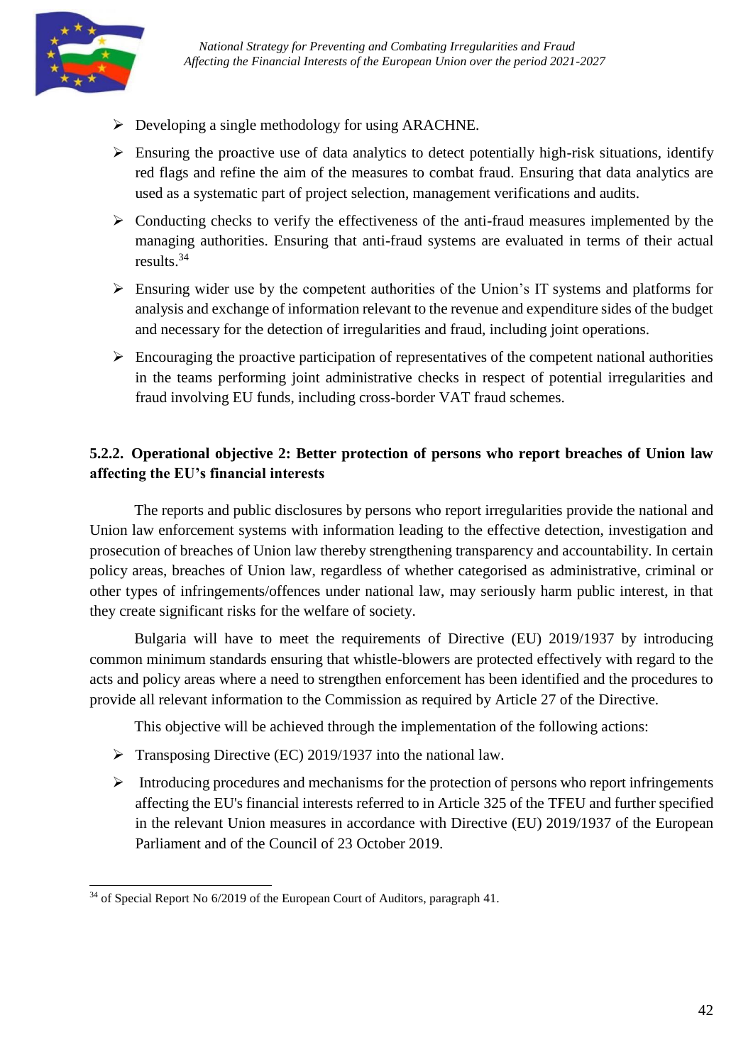- Developing a single methodology for using ARACHNE.
- Ensuring the proactive use of data analytics to detect potentially high-risk situations, identify red flags and refine the aim of the measures to combat fraud. Ensuring that data analytics are used as a systematic part of project selection, management verifications and audits.
- Conducting checks to verify the effectiveness of the anti-fraud measures implemented by the managing authorities. Ensuring that anti-fraud systems are evaluated in terms of their actual results.[34]
- Ensuring wider use by the competent authorities of the Union's IT systems and platforms for analysis and exchange of information relevant to the revenue and expenditure sides of the budget and necessary for the detection of irregularities and fraud, including joint operations.
- Encouraging the proactive participation of representatives of the competent national authorities in the teams performing joint administrative checks in respect of potential irregularities and fraud involving EU funds, including cross-border VAT fraud schemes.

### 5.2.2. Operational objective 2: Better protection of persons who report breaches of Union law affecting the EU's financial interests

The reports and public disclosures by persons who report irregularities provide the national and Union law enforcement systems with information leading to the effective detection, investigation and prosecution of breaches of Union law thereby strengthening transparency and accountability. In certain policy areas, breaches of Union law, regardless of whether categorised as administrative, criminal or other types of infringements/offences under national law, may seriously harm public interest, in that they create significant risks for the welfare of society.

Bulgaria will have to meet the requirements of Directive (EU) 2019/1937 by introducing common minimum standards ensuring that whistle-blowers are protected effectively with regard to the acts and policy areas where a need to strengthen enforcement has been identified and the procedures to provide all relevant information to the Commission as required by Article 27 of the Directive.

This objective will be achieved through the implementation of the following actions:

- Transposing Directive (EC) 2019/1937 into the national law.
- Introducing procedures and mechanisms for the protection of persons who report infringements affecting the EU's financial interests referred to in Article 325 of the TFEU and further specified in the relevant Union measures in accordance with Directive (EU) 2019/1937 of the European Parliament and of the Council of 23 October 2019.

---

[34] of Special Report No 6/2019 of the European Court of Auditors, paragraph 41.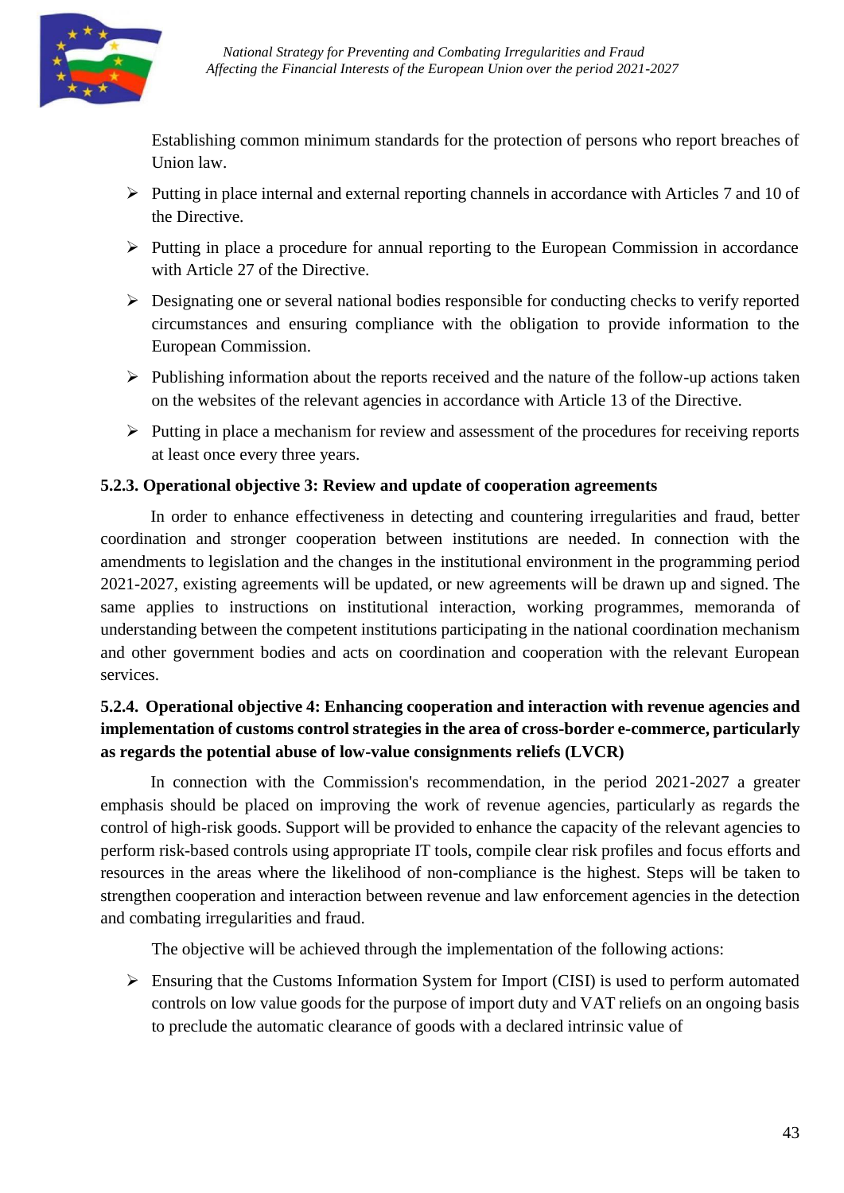Establishing common minimum standards for the protection of persons who report breaches of Union law.

- Putting in place internal and external reporting channels in accordance with Articles 7 and 10 of the Directive.
- Putting in place a procedure for annual reporting to the European Commission in accordance with Article 27 of the Directive.
- Designating one or several national bodies responsible for conducting checks to verify reported circumstances and ensuring compliance with the obligation to provide information to the European Commission.
- Publishing information about the reports received and the nature of the follow-up actions taken on the websites of the relevant agencies in accordance with Article 13 of the Directive.
- Putting in place a mechanism for review and assessment of the procedures for receiving reports at least once every three years.

#### 5.2.3. Operational objective 3: Review and update of cooperation agreements

In order to enhance effectiveness in detecting and countering irregularities and fraud, better coordination and stronger cooperation between institutions are needed. In connection with the amendments to legislation and the changes in the institutional environment in the programming period 2021-2027, existing agreements will be updated, or new agreements will be drawn up and signed. The same applies to instructions on institutional interaction, working programmes, memoranda of understanding between the competent institutions participating in the national coordination mechanism and other government bodies and acts on coordination and cooperation with the relevant European services.

#### 5.2.4. Operational objective 4: Enhancing cooperation and interaction with revenue agencies and implementation of customs control strategies in the area of cross-border e-commerce, particularly as regards the potential abuse of low-value consignments reliefs (LVCR)

In connection with the Commission's recommendation, in the period 2021-2027 a greater emphasis should be placed on improving the work of revenue agencies, particularly as regards the control of high-risk goods. Support will be provided to enhance the capacity of the relevant agencies to perform risk-based controls using appropriate IT tools, compile clear risk profiles and focus efforts and resources in the areas where the likelihood of non-compliance is the highest. Steps will be taken to strengthen cooperation and interaction between revenue and law enforcement agencies in the detection and combating irregularities and fraud.

The objective will be achieved through the implementation of the following actions:

- Ensuring that the Customs Information System for Import (CISI) is used to perform automated controls on low value goods for the purpose of import duty and VAT reliefs on an ongoing basis to preclude the automatic clearance of goods with a declared intrinsic value of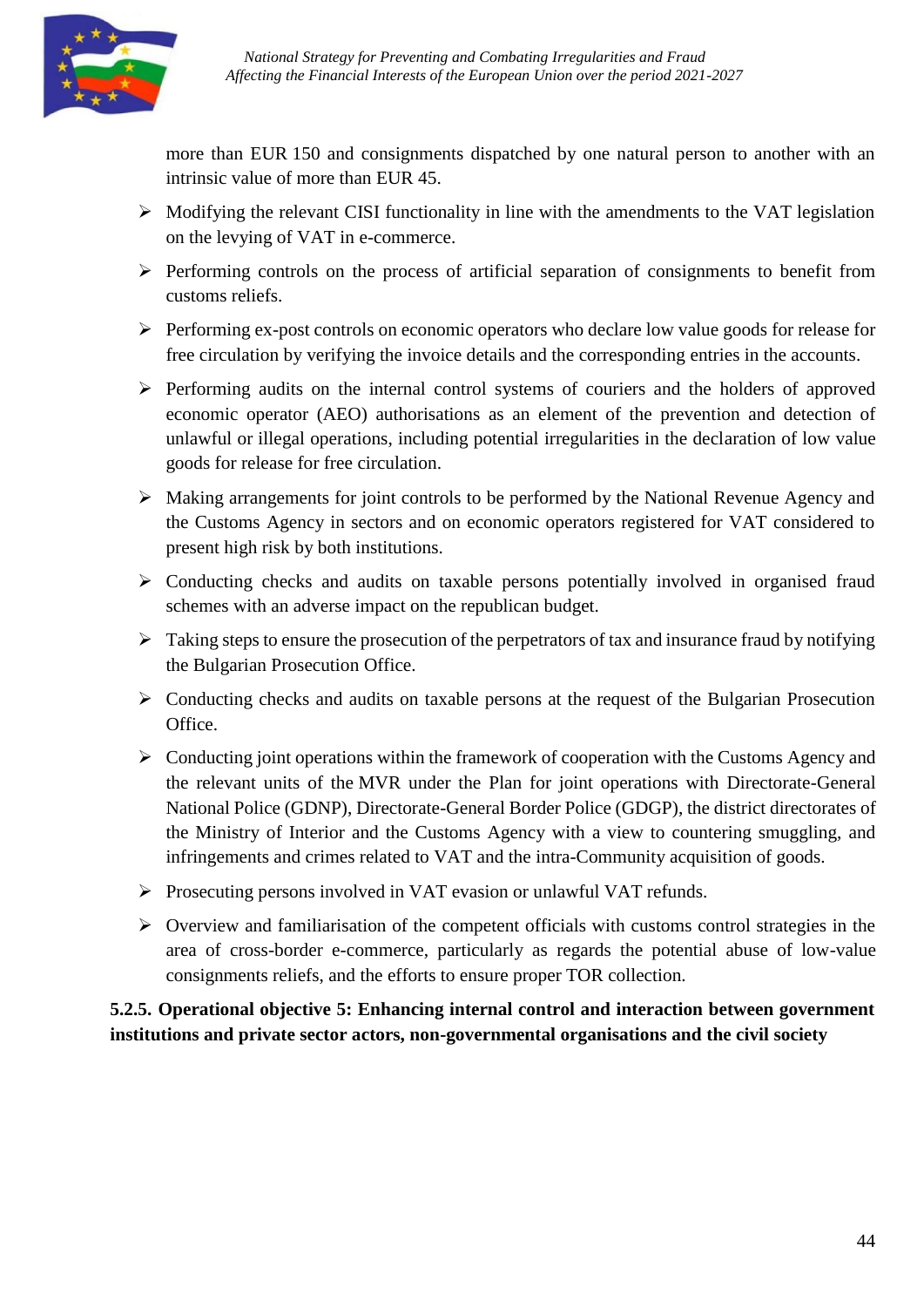more than EUR 150 and consignments dispatched by one natural person to another with an intrinsic value of more than EUR 45.

- Modifying the relevant CISI functionality in line with the amendments to the VAT legislation on the levying of VAT in e-commerce.
- Performing controls on the process of artificial separation of consignments to benefit from customs reliefs.
- Performing ex-post controls on economic operators who declare low value goods for release for free circulation by verifying the invoice details and the corresponding entries in the accounts.
- Performing audits on the internal control systems of couriers and the holders of approved economic operator (AEO) authorisations as an element of the prevention and detection of unlawful or illegal operations, including potential irregularities in the declaration of low value goods for release for free circulation.
- Making arrangements for joint controls to be performed by the National Revenue Agency and the Customs Agency in sectors and on economic operators registered for VAT considered to present high risk by both institutions.
- Conducting checks and audits on taxable persons potentially involved in organised fraud schemes with an adverse impact on the republican budget.
- Taking steps to ensure the prosecution of the perpetrators of tax and insurance fraud by notifying the Bulgarian Prosecution Office.
- Conducting checks and audits on taxable persons at the request of the Bulgarian Prosecution Office.
- Conducting joint operations within the framework of cooperation with the Customs Agency and the relevant units of the MVR under the Plan for joint operations with Directorate-General National Police (GDNP), Directorate-General Border Police (GDGP), the district directorates of the Ministry of Interior and the Customs Agency with a view to countering smuggling, and infringements and crimes related to VAT and the intra-Community acquisition of goods.
- Prosecuting persons involved in VAT evasion or unlawful VAT refunds.
- Overview and familiarisation of the competent officials with customs control strategies in the area of cross-border e-commerce, particularly as regards the potential abuse of low-value consignments reliefs, and the efforts to ensure proper TOR collection.

#### 5.2.5. Operational objective 5: Enhancing internal control and interaction between government institutions and private sector actors, non-governmental organisations and the civil society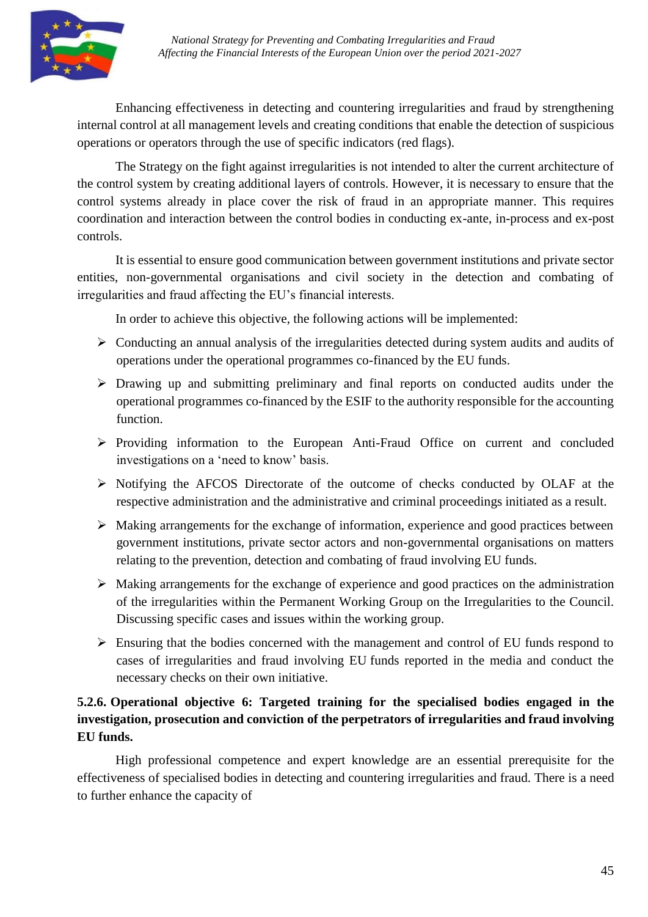Enhancing effectiveness in detecting and countering irregularities and fraud by strengthening internal control at all management levels and creating conditions that enable the detection of suspicious operations or operators through the use of specific indicators (red flags).

The Strategy on the fight against irregularities is not intended to alter the current architecture of the control system by creating additional layers of controls. However, it is necessary to ensure that the control systems already in place cover the risk of fraud in an appropriate manner. This requires coordination and interaction between the control bodies in conducting ex-ante, in-process and ex-post controls.

It is essential to ensure good communication between government institutions and private sector entities, non-governmental organisations and civil society in the detection and combating of irregularities and fraud affecting the EU's financial interests.

In order to achieve this objective, the following actions will be implemented:

- Conducting an annual analysis of the irregularities detected during system audits and audits of operations under the operational programmes co-financed by the EU funds.
- Drawing up and submitting preliminary and final reports on conducted audits under the operational programmes co-financed by the ESIF to the authority responsible for the accounting function.
- Providing information to the European Anti-Fraud Office on current and concluded investigations on a 'need to know' basis.
- Notifying the AFCOS Directorate of the outcome of checks conducted by OLAF at the respective administration and the administrative and criminal proceedings initiated as a result.
- Making arrangements for the exchange of information, experience and good practices between government institutions, private sector actors and non-governmental organisations on matters relating to the prevention, detection and combating of fraud involving EU funds.
- Making arrangements for the exchange of experience and good practices on the administration of the irregularities within the Permanent Working Group on the Irregularities to the Council. Discussing specific cases and issues within the working group.
- Ensuring that the bodies concerned with the management and control of EU funds respond to cases of irregularities and fraud involving EU funds reported in the media and conduct the necessary checks on their own initiative.

#### 5.2.6. Operational objective 6: Targeted training for the specialised bodies engaged in the investigation, prosecution and conviction of the perpetrators of irregularities and fraud involving EU funds.

High professional competence and expert knowledge are an essential prerequisite for the effectiveness of specialised bodies in detecting and countering irregularities and fraud. There is a need to further enhance the capacity of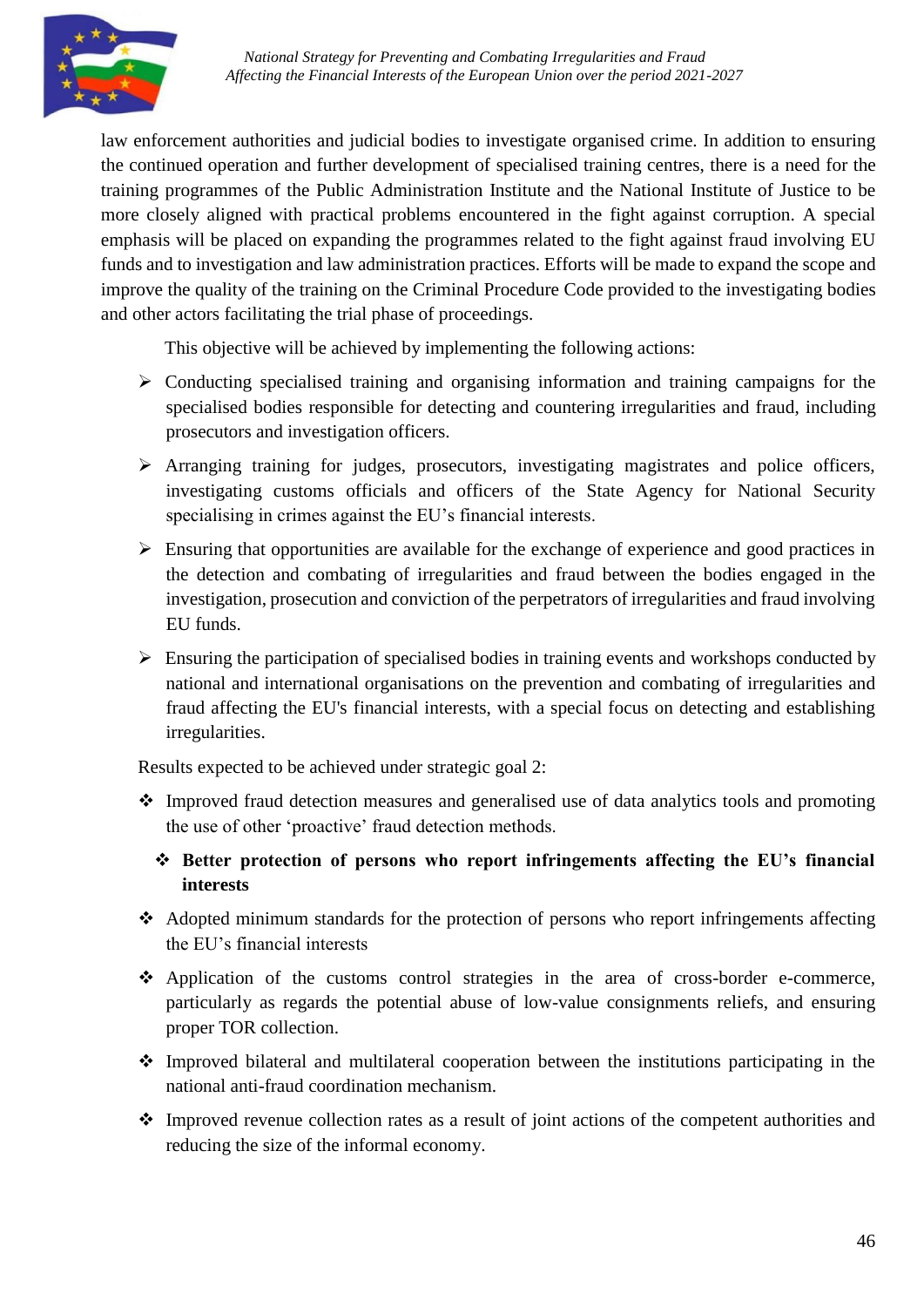law enforcement authorities and judicial bodies to investigate organised crime. In addition to ensuring the continued operation and further development of specialised training centres, there is a need for the training programmes of the Public Administration Institute and the National Institute of Justice to be more closely aligned with practical problems encountered in the fight against corruption. A special emphasis will be placed on expanding the programmes related to the fight against fraud involving EU funds and to investigation and law administration practices. Efforts will be made to expand the scope and improve the quality of the training on the Criminal Procedure Code provided to the investigating bodies and other actors facilitating the trial phase of proceedings.

This objective will be achieved by implementing the following actions:

- Conducting specialised training and organising information and training campaigns for the specialised bodies responsible for detecting and countering irregularities and fraud, including prosecutors and investigation officers.
- Arranging training for judges, prosecutors, investigating magistrates and police officers, investigating customs officials and officers of the State Agency for National Security specialising in crimes against the EU's financial interests.
- Ensuring that opportunities are available for the exchange of experience and good practices in the detection and combating of irregularities and fraud between the bodies engaged in the investigation, prosecution and conviction of the perpetrators of irregularities and fraud involving EU funds.
- Ensuring the participation of specialised bodies in training events and workshops conducted by national and international organisations on the prevention and combating of irregularities and fraud affecting the EU's financial interests, with a special focus on detecting and establishing irregularities.

Results expected to be achieved under strategic goal 2:

- Improved fraud detection measures and generalised use of data analytics tools and promoting the use of other 'proactive' fraud detection methods.
  - **Better protection of persons who report infringements affecting the EU's financial interests**
- Adopted minimum standards for the protection of persons who report infringements affecting the EU's financial interests
- Application of the customs control strategies in the area of cross-border e-commerce, particularly as regards the potential abuse of low-value consignments reliefs, and ensuring proper TOR collection.
- Improved bilateral and multilateral cooperation between the institutions participating in the national anti-fraud coordination mechanism.
- Improved revenue collection rates as a result of joint actions of the competent authorities and reducing the size of the informal economy.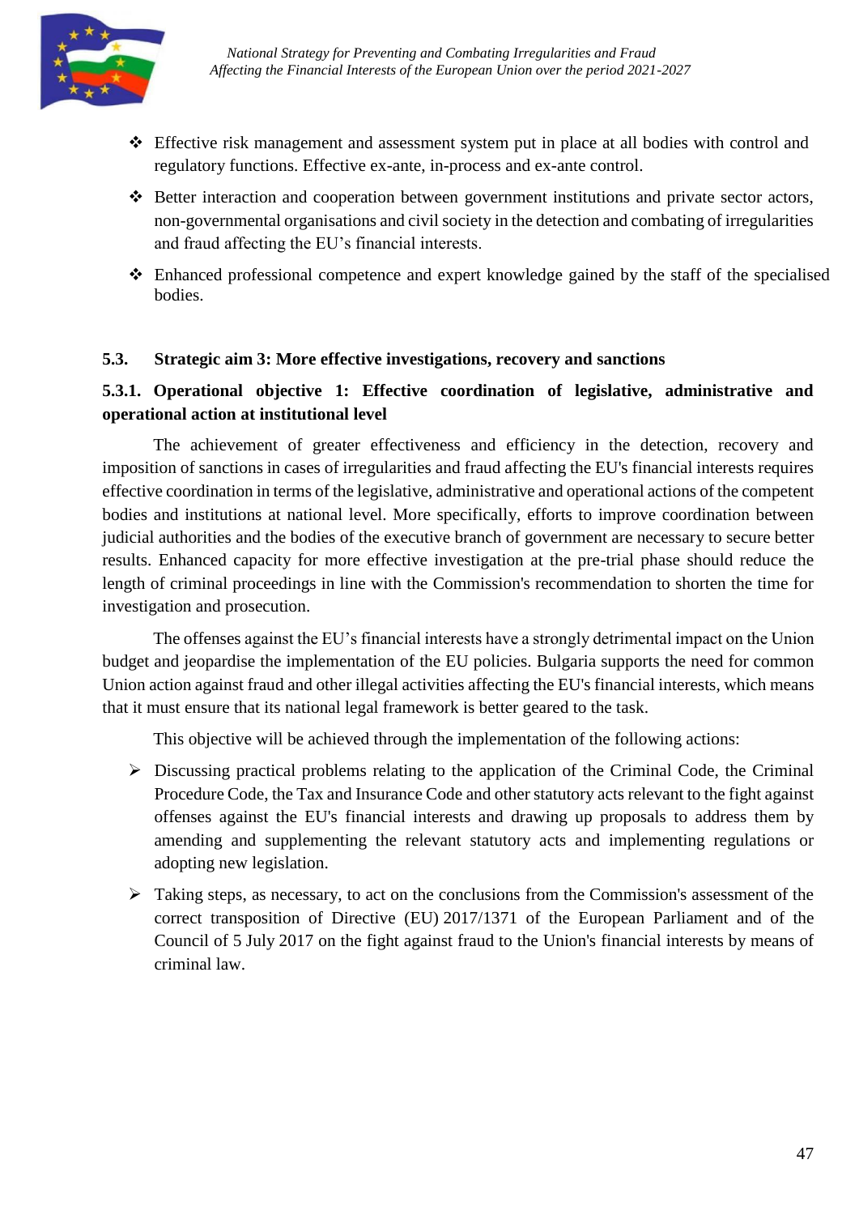- Effective risk management and assessment system put in place at all bodies with control and regulatory functions. Effective ex-ante, in-process and ex-ante control.
- Better interaction and cooperation between government institutions and private sector actors, non-governmental organisations and civil society in the detection and combating of irregularities and fraud affecting the EU's financial interests.
- Enhanced professional competence and expert knowledge gained by the staff of the specialised bodies.

### 5.3. Strategic aim 3: More effective investigations, recovery and sanctions

#### 5.3.1. Operational objective 1: Effective coordination of legislative, administrative and operational action at institutional level

The achievement of greater effectiveness and efficiency in the detection, recovery and imposition of sanctions in cases of irregularities and fraud affecting the EU's financial interests requires effective coordination in terms of the legislative, administrative and operational actions of the competent bodies and institutions at national level. More specifically, efforts to improve coordination between judicial authorities and the bodies of the executive branch of government are necessary to secure better results. Enhanced capacity for more effective investigation at the pre-trial phase should reduce the length of criminal proceedings in line with the Commission's recommendation to shorten the time for investigation and prosecution.

The offenses against the EU's financial interests have a strongly detrimental impact on the Union budget and jeopardise the implementation of the EU policies. Bulgaria supports the need for common Union action against fraud and other illegal activities affecting the EU's financial interests, which means that it must ensure that its national legal framework is better geared to the task.

This objective will be achieved through the implementation of the following actions:

- Discussing practical problems relating to the application of the Criminal Code, the Criminal Procedure Code, the Tax and Insurance Code and other statutory acts relevant to the fight against offenses against the EU's financial interests and drawing up proposals to address them by amending and supplementing the relevant statutory acts and implementing regulations or adopting new legislation.
- Taking steps, as necessary, to act on the conclusions from the Commission's assessment of the correct transposition of Directive (EU) 2017/1371 of the European Parliament and of the Council of 5 July 2017 on the fight against fraud to the Union's financial interests by means of criminal law.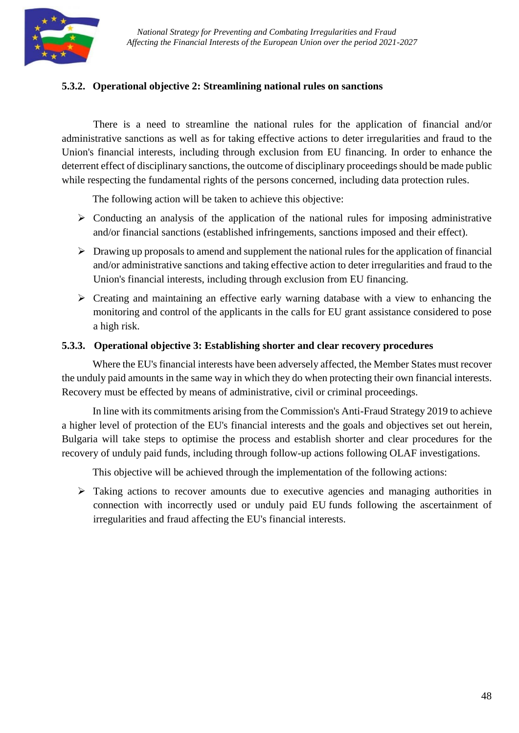### 5.3.2. Operational objective 2: Streamlining national rules on sanctions

There is a need to streamline the national rules for the application of financial and/or administrative sanctions as well as for taking effective actions to deter irregularities and fraud to the Union's financial interests, including through exclusion from EU financing. In order to enhance the deterrent effect of disciplinary sanctions, the outcome of disciplinary proceedings should be made public while respecting the fundamental rights of the persons concerned, including data protection rules.

The following action will be taken to achieve this objective:

- Conducting an analysis of the application of the national rules for imposing administrative and/or financial sanctions (established infringements, sanctions imposed and their effect).
- Drawing up proposals to amend and supplement the national rules for the application of financial and/or administrative sanctions and taking effective action to deter irregularities and fraud to the Union's financial interests, including through exclusion from EU financing.
- Creating and maintaining an effective early warning database with a view to enhancing the monitoring and control of the applicants in the calls for EU grant assistance considered to pose a high risk.

### 5.3.3. Operational objective 3: Establishing shorter and clear recovery procedures

Where the EU's financial interests have been adversely affected, the Member States must recover the unduly paid amounts in the same way in which they do when protecting their own financial interests. Recovery must be effected by means of administrative, civil or criminal proceedings.

In line with its commitments arising from the Commission's Anti-Fraud Strategy 2019 to achieve a higher level of protection of the EU's financial interests and the goals and objectives set out herein, Bulgaria will take steps to optimise the process and establish shorter and clear procedures for the recovery of unduly paid funds, including through follow-up actions following OLAF investigations.

This objective will be achieved through the implementation of the following actions:

- Taking actions to recover amounts due to executive agencies and managing authorities in connection with incorrectly used or unduly paid EU funds following the ascertainment of irregularities and fraud affecting the EU's financial interests.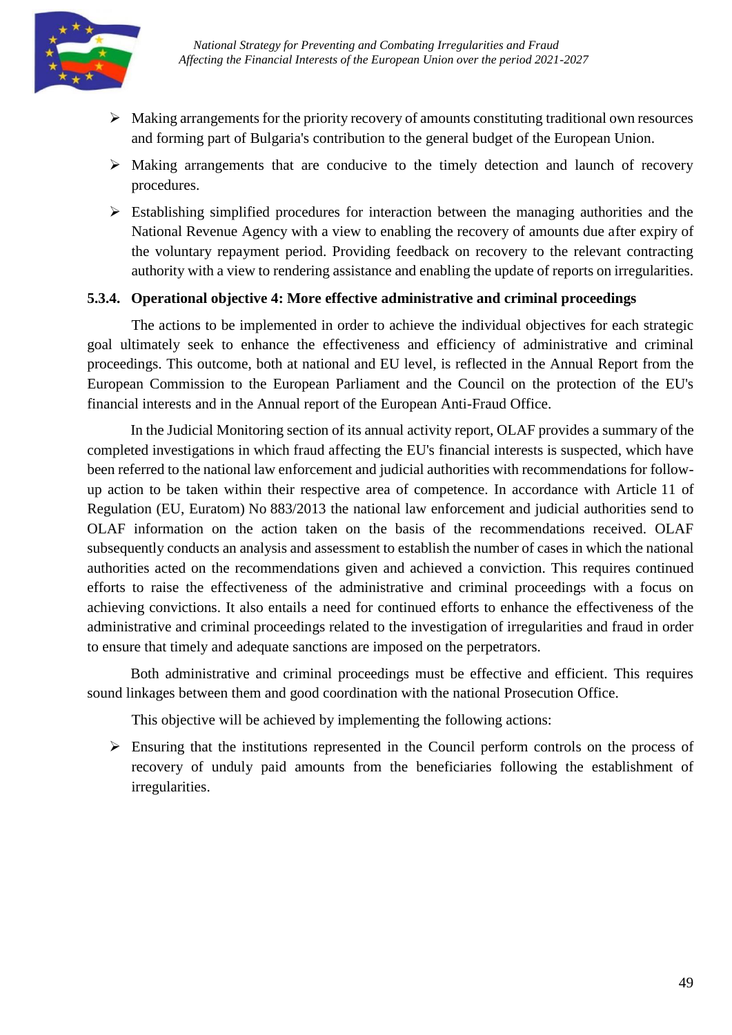- Making arrangements for the priority recovery of amounts constituting traditional own resources and forming part of Bulgaria's contribution to the general budget of the European Union.
- Making arrangements that are conducive to the timely detection and launch of recovery procedures.
- Establishing simplified procedures for interaction between the managing authorities and the National Revenue Agency with a view to enabling the recovery of amounts due after expiry of the voluntary repayment period. Providing feedback on recovery to the relevant contracting authority with a view to rendering assistance and enabling the update of reports on irregularities.

#### 5.3.4. Operational objective 4: More effective administrative and criminal proceedings

The actions to be implemented in order to achieve the individual objectives for each strategic goal ultimately seek to enhance the effectiveness and efficiency of administrative and criminal proceedings. This outcome, both at national and EU level, is reflected in the Annual Report from the European Commission to the European Parliament and the Council on the protection of the EU's financial interests and in the Annual report of the European Anti-Fraud Office.

In the Judicial Monitoring section of its annual activity report, OLAF provides a summary of the completed investigations in which fraud affecting the EU's financial interests is suspected, which have been referred to the national law enforcement and judicial authorities with recommendations for follow-up action to be taken within their respective area of competence. In accordance with Article 11 of Regulation (EU, Euratom) No 883/2013 the national law enforcement and judicial authorities send to OLAF information on the action taken on the basis of the recommendations received. OLAF subsequently conducts an analysis and assessment to establish the number of cases in which the national authorities acted on the recommendations given and achieved a conviction. This requires continued efforts to raise the effectiveness of the administrative and criminal proceedings with a focus on achieving convictions. It also entails a need for continued efforts to enhance the effectiveness of the administrative and criminal proceedings related to the investigation of irregularities and fraud in order to ensure that timely and adequate sanctions are imposed on the perpetrators.

Both administrative and criminal proceedings must be effective and efficient. This requires sound linkages between them and good coordination with the national Prosecution Office.

This objective will be achieved by implementing the following actions:

- Ensuring that the institutions represented in the Council perform controls on the process of recovery of unduly paid amounts from the beneficiaries following the establishment of irregularities.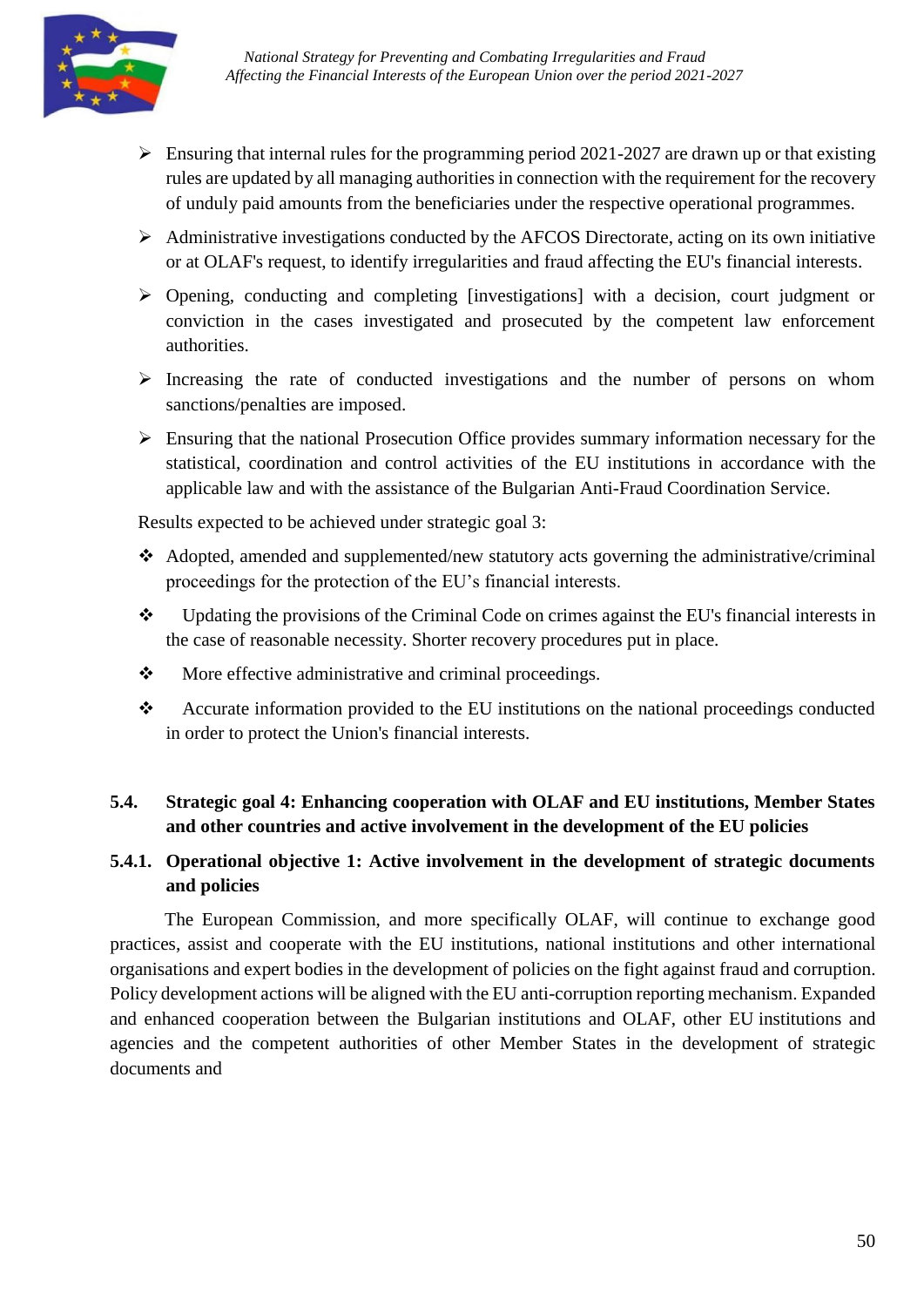- Ensuring that internal rules for the programming period 2021-2027 are drawn up or that existing rules are updated by all managing authorities in connection with the requirement for the recovery of unduly paid amounts from the beneficiaries under the respective operational programmes.
- Administrative investigations conducted by the AFCOS Directorate, acting on its own initiative or at OLAF's request, to identify irregularities and fraud affecting the EU's financial interests.
- Opening, conducting and completing [investigations] with a decision, court judgment or conviction in the cases investigated and prosecuted by the competent law enforcement authorities.
- Increasing the rate of conducted investigations and the number of persons on whom sanctions/penalties are imposed.
- Ensuring that the national Prosecution Office provides summary information necessary for the statistical, coordination and control activities of the EU institutions in accordance with the applicable law and with the assistance of the Bulgarian Anti-Fraud Coordination Service.

Results expected to be achieved under strategic goal 3:

- Adopted, amended and supplemented/new statutory acts governing the administrative/criminal proceedings for the protection of the EU's financial interests.
- Updating the provisions of the Criminal Code on crimes against the EU's financial interests in the case of reasonable necessity. Shorter recovery procedures put in place.
- More effective administrative and criminal proceedings.
- Accurate information provided to the EU institutions on the national proceedings conducted in order to protect the Union's financial interests.

## 5.4. Strategic goal 4: Enhancing cooperation with OLAF and EU institutions, Member States and other countries and active involvement in the development of the EU policies

### 5.4.1. Operational objective 1: Active involvement in the development of strategic documents and policies

The European Commission, and more specifically OLAF, will continue to exchange good practices, assist and cooperate with the EU institutions, national institutions and other international organisations and expert bodies in the development of policies on the fight against fraud and corruption. Policy development actions will be aligned with the EU anti-corruption reporting mechanism. Expanded and enhanced cooperation between the Bulgarian institutions and OLAF, other EU institutions and agencies and the competent authorities of other Member States in the development of strategic documents and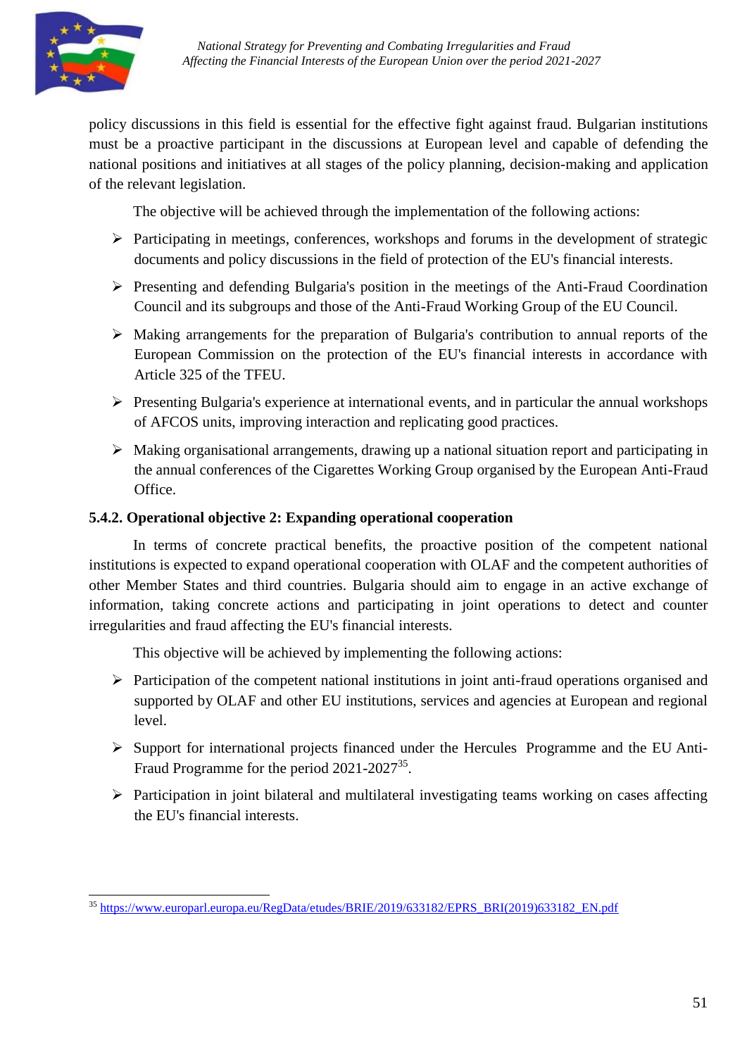policy discussions in this field is essential for the effective fight against fraud. Bulgarian institutions must be a proactive participant in the discussions at European level and capable of defending the national positions and initiatives at all stages of the policy planning, decision-making and application of the relevant legislation.

The objective will be achieved through the implementation of the following actions:

- Participating in meetings, conferences, workshops and forums in the development of strategic documents and policy discussions in the field of protection of the EU's financial interests.
- Presenting and defending Bulgaria's position in the meetings of the Anti-Fraud Coordination Council and its subgroups and those of the Anti-Fraud Working Group of the EU Council.
- Making arrangements for the preparation of Bulgaria's contribution to annual reports of the European Commission on the protection of the EU's financial interests in accordance with Article 325 of the TFEU.
- Presenting Bulgaria's experience at international events, and in particular the annual workshops of AFCOS units, improving interaction and replicating good practices.
- Making organisational arrangements, drawing up a national situation report and participating in the annual conferences of the Cigarettes Working Group organised by the European Anti-Fraud Office.

### 5.4.2. Operational objective 2: Expanding operational cooperation

In terms of concrete practical benefits, the proactive position of the competent national institutions is expected to expand operational cooperation with OLAF and the competent authorities of other Member States and third countries. Bulgaria should aim to engage in an active exchange of information, taking concrete actions and participating in joint operations to detect and counter irregularities and fraud affecting the EU's financial interests.

This objective will be achieved by implementing the following actions:

- Participation of the competent national institutions in joint anti-fraud operations organised and supported by OLAF and other EU institutions, services and agencies at European and regional level.
- Support for international projects financed under the Hercules Programme and the EU Anti-Fraud Programme for the period 2021-2027[35].
- Participation in joint bilateral and multilateral investigating teams working on cases affecting the EU's financial interests.

---

[35] https://www.europarl.europa.eu/RegData/etudes/BRIE/2019/633182/EPRS_BRI(2019)633182_EN.pdf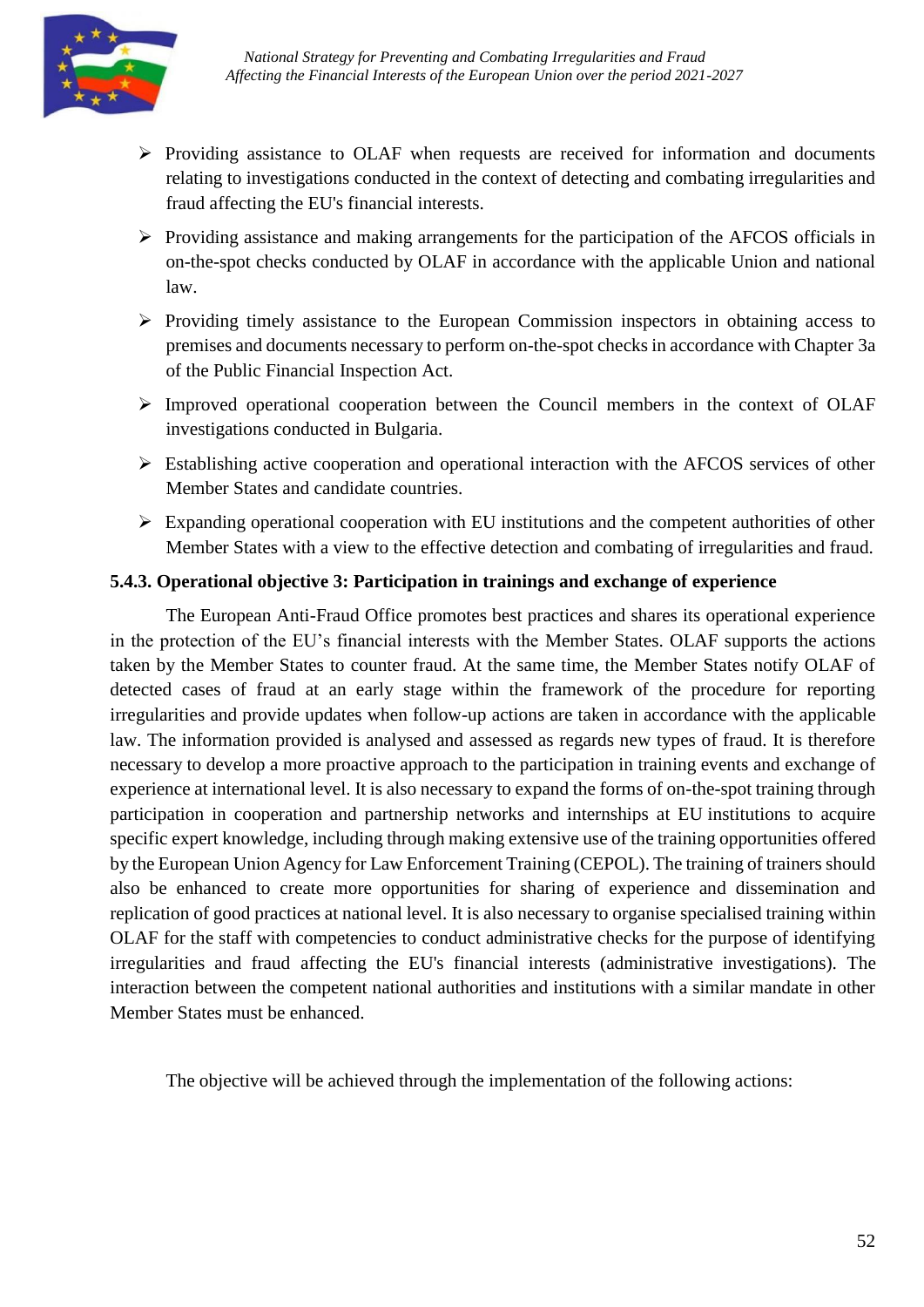- Providing assistance to OLAF when requests are received for information and documents relating to investigations conducted in the context of detecting and combating irregularities and fraud affecting the EU's financial interests.
- Providing assistance and making arrangements for the participation of the AFCOS officials in on-the-spot checks conducted by OLAF in accordance with the applicable Union and national law.
- Providing timely assistance to the European Commission inspectors in obtaining access to premises and documents necessary to perform on-the-spot checks in accordance with Chapter 3a of the Public Financial Inspection Act.
- Improved operational cooperation between the Council members in the context of OLAF investigations conducted in Bulgaria.
- Establishing active cooperation and operational interaction with the AFCOS services of other Member States and candidate countries.
- Expanding operational cooperation with EU institutions and the competent authorities of other Member States with a view to the effective detection and combating of irregularities and fraud.

### 5.4.3. Operational objective 3: Participation in trainings and exchange of experience

The European Anti-Fraud Office promotes best practices and shares its operational experience in the protection of the EU's financial interests with the Member States. OLAF supports the actions taken by the Member States to counter fraud. At the same time, the Member States notify OLAF of detected cases of fraud at an early stage within the framework of the procedure for reporting irregularities and provide updates when follow-up actions are taken in accordance with the applicable law. The information provided is analysed and assessed as regards new types of fraud. It is therefore necessary to develop a more proactive approach to the participation in training events and exchange of experience at international level. It is also necessary to expand the forms of on-the-spot training through participation in cooperation and partnership networks and internships at EU institutions to acquire specific expert knowledge, including through making extensive use of the training opportunities offered by the European Union Agency for Law Enforcement Training (CEPOL). The training of trainers should also be enhanced to create more opportunities for sharing of experience and dissemination and replication of good practices at national level. It is also necessary to organise specialised training within OLAF for the staff with competencies to conduct administrative checks for the purpose of identifying irregularities and fraud affecting the EU's financial interests (administrative investigations). The interaction between the competent national authorities and institutions with a similar mandate in other Member States must be enhanced.

The objective will be achieved through the implementation of the following actions: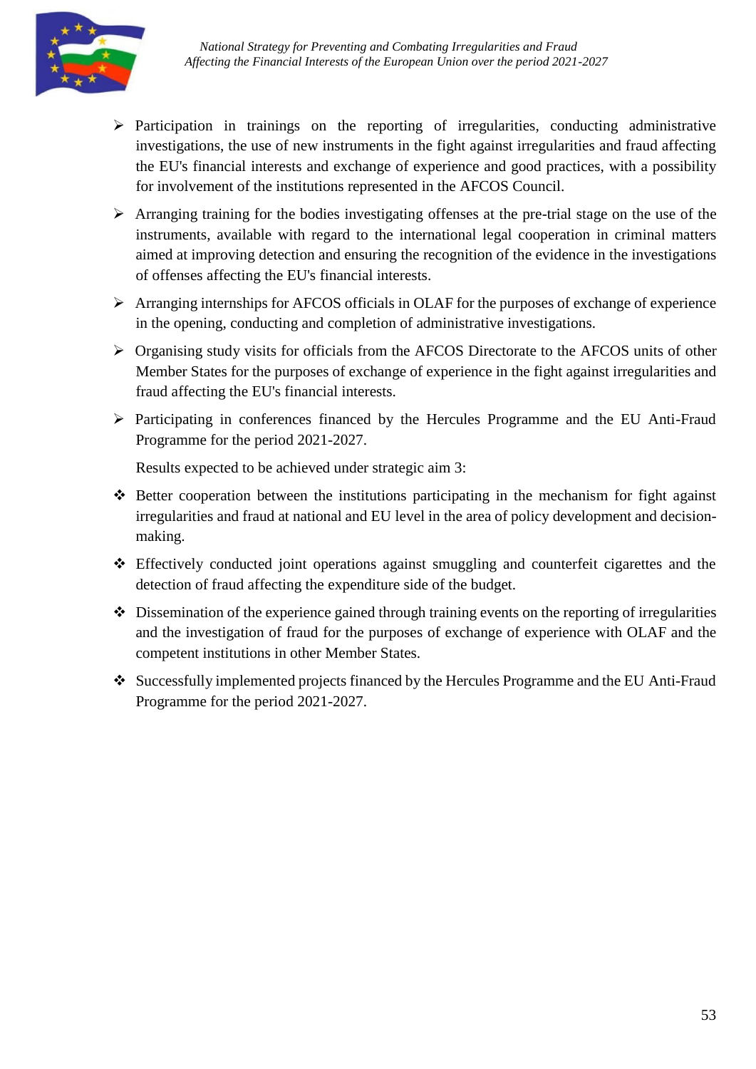- Participation in trainings on the reporting of irregularities, conducting administrative investigations, the use of new instruments in the fight against irregularities and fraud affecting the EU's financial interests and exchange of experience and good practices, with a possibility for involvement of the institutions represented in the AFCOS Council.
- Arranging training for the bodies investigating offenses at the pre-trial stage on the use of the instruments, available with regard to the international legal cooperation in criminal matters aimed at improving detection and ensuring the recognition of the evidence in the investigations of offenses affecting the EU's financial interests.
- Arranging internships for AFCOS officials in OLAF for the purposes of exchange of experience in the opening, conducting and completion of administrative investigations.
- Organising study visits for officials from the AFCOS Directorate to the AFCOS units of other Member States for the purposes of exchange of experience in the fight against irregularities and fraud affecting the EU's financial interests.
- Participating in conferences financed by the Hercules Programme and the EU Anti-Fraud Programme for the period 2021-2027.

Results expected to be achieved under strategic aim 3:

- Better cooperation between the institutions participating in the mechanism for fight against irregularities and fraud at national and EU level in the area of policy development and decision-making.
- Effectively conducted joint operations against smuggling and counterfeit cigarettes and the detection of fraud affecting the expenditure side of the budget.
- Dissemination of the experience gained through training events on the reporting of irregularities and the investigation of fraud for the purposes of exchange of experience with OLAF and the competent institutions in other Member States.
- Successfully implemented projects financed by the Hercules Programme and the EU Anti-Fraud Programme for the period 2021-2027.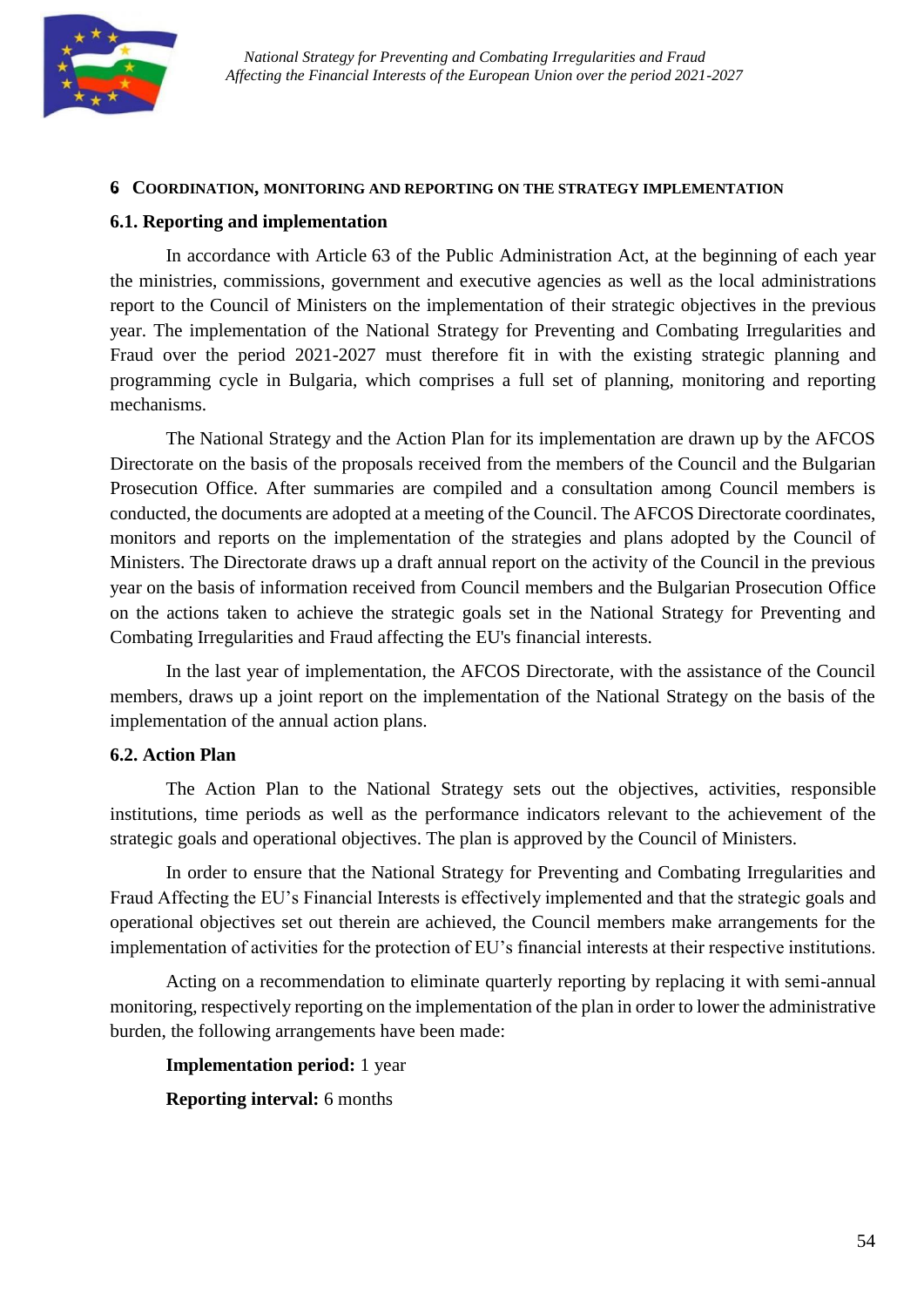# 6 COORDINATION, MONITORING AND REPORTING ON THE STRATEGY IMPLEMENTATION

## 6.1. Reporting and implementation

In accordance with Article 63 of the Public Administration Act, at the beginning of each year the ministries, commissions, government and executive agencies as well as the local administrations report to the Council of Ministers on the implementation of their strategic objectives in the previous year. The implementation of the National Strategy for Preventing and Combating Irregularities and Fraud over the period 2021-2027 must therefore fit in with the existing strategic planning and programming cycle in Bulgaria, which comprises a full set of planning, monitoring and reporting mechanisms.

The National Strategy and the Action Plan for its implementation are drawn up by the AFCOS Directorate on the basis of the proposals received from the members of the Council and the Bulgarian Prosecution Office. After summaries are compiled and a consultation among Council members is conducted, the documents are adopted at a meeting of the Council. The AFCOS Directorate coordinates, monitors and reports on the implementation of the strategies and plans adopted by the Council of Ministers. The Directorate draws up a draft annual report on the activity of the Council in the previous year on the basis of information received from Council members and the Bulgarian Prosecution Office on the actions taken to achieve the strategic goals set in the National Strategy for Preventing and Combating Irregularities and Fraud affecting the EU's financial interests.

In the last year of implementation, the AFCOS Directorate, with the assistance of the Council members, draws up a joint report on the implementation of the National Strategy on the basis of the implementation of the annual action plans.

## 6.2. Action Plan

The Action Plan to the National Strategy sets out the objectives, activities, responsible institutions, time periods as well as the performance indicators relevant to the achievement of the strategic goals and operational objectives. The plan is approved by the Council of Ministers.

In order to ensure that the National Strategy for Preventing and Combating Irregularities and Fraud Affecting the EU's Financial Interests is effectively implemented and that the strategic goals and operational objectives set out therein are achieved, the Council members make arrangements for the implementation of activities for the protection of EU's financial interests at their respective institutions.

Acting on a recommendation to eliminate quarterly reporting by replacing it with semi-annual monitoring, respectively reporting on the implementation of the plan in order to lower the administrative burden, the following arrangements have been made:

**Implementation period:** 1 year

**Reporting interval:** 6 months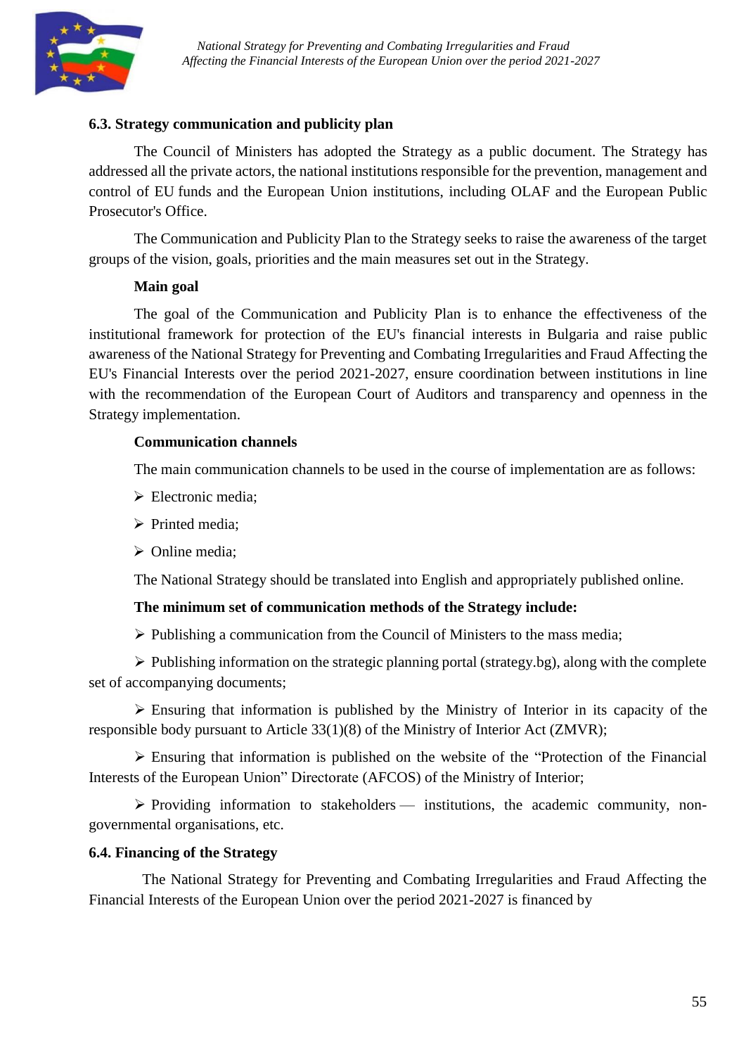### 6.3. Strategy communication and publicity plan

The Council of Ministers has adopted the Strategy as a public document. The Strategy has addressed all the private actors, the national institutions responsible for the prevention, management and control of EU funds and the European Union institutions, including OLAF and the European Public Prosecutor's Office.

The Communication and Publicity Plan to the Strategy seeks to raise the awareness of the target groups of the vision, goals, priorities and the main measures set out in the Strategy.

**Main goal**

The goal of the Communication and Publicity Plan is to enhance the effectiveness of the institutional framework for protection of the EU's financial interests in Bulgaria and raise public awareness of the National Strategy for Preventing and Combating Irregularities and Fraud Affecting the EU's Financial Interests over the period 2021-2027, ensure coordination between institutions in line with the recommendation of the European Court of Auditors and transparency and openness in the Strategy implementation.

**Communication channels**

The main communication channels to be used in the course of implementation are as follows:

- Electronic media;
- Printed media;
- Online media;

The National Strategy should be translated into English and appropriately published online.

**The minimum set of communication methods of the Strategy include:**

- Publishing a communication from the Council of Ministers to the mass media;
- Publishing information on the strategic planning portal (strategy.bg), along with the complete set of accompanying documents;
- Ensuring that information is published by the Ministry of Interior in its capacity of the responsible body pursuant to Article 33(1)(8) of the Ministry of Interior Act (ZMVR);
- Ensuring that information is published on the website of the "Protection of the Financial Interests of the European Union" Directorate (AFCOS) of the Ministry of Interior;
- Providing information to stakeholders — institutions, the academic community, non-governmental organisations, etc.

### 6.4. Financing of the Strategy

The National Strategy for Preventing and Combating Irregularities and Fraud Affecting the Financial Interests of the European Union over the period 2021-2027 is financed by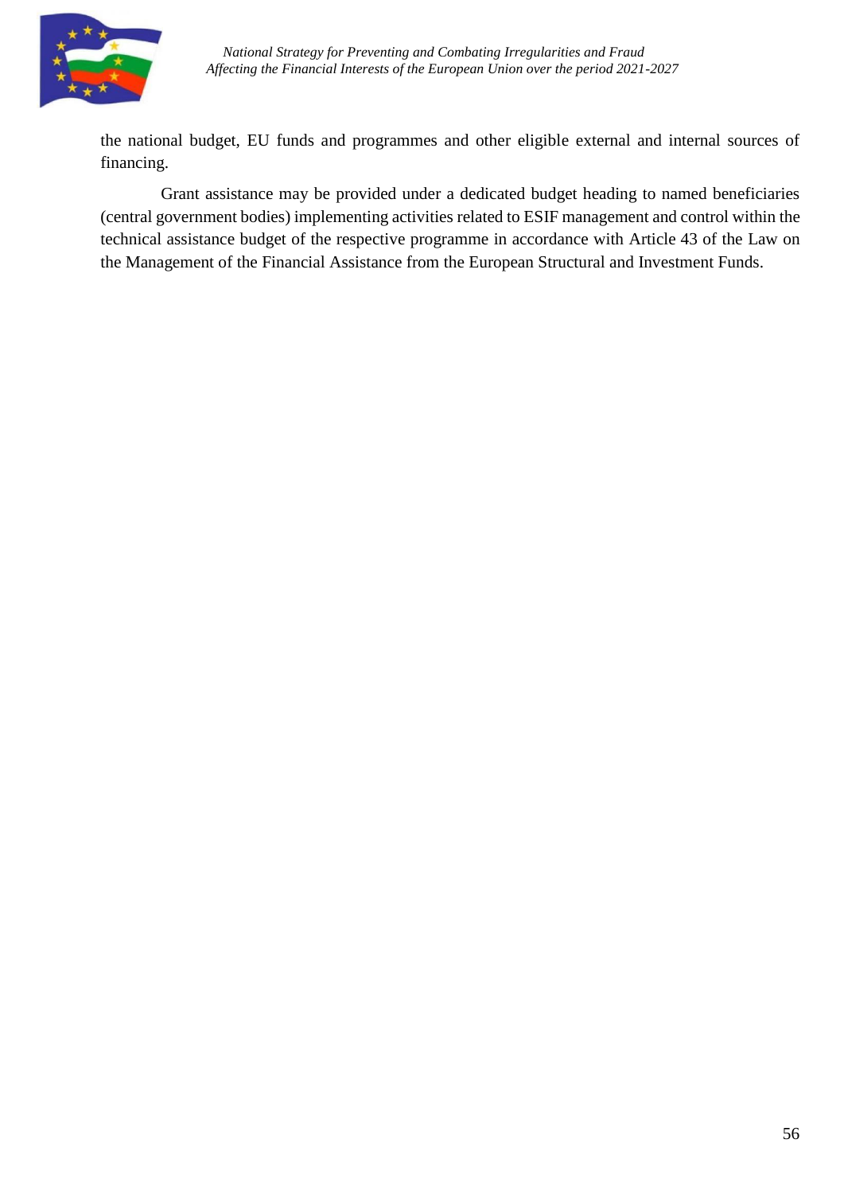the national budget, EU funds and programmes and other eligible external and internal sources of financing.

Grant assistance may be provided under a dedicated budget heading to named beneficiaries (central government bodies) implementing activities related to ESIF management and control within the technical assistance budget of the respective programme in accordance with Article 43 of the Law on the Management of the Financial Assistance from the European Structural and Investment Funds.